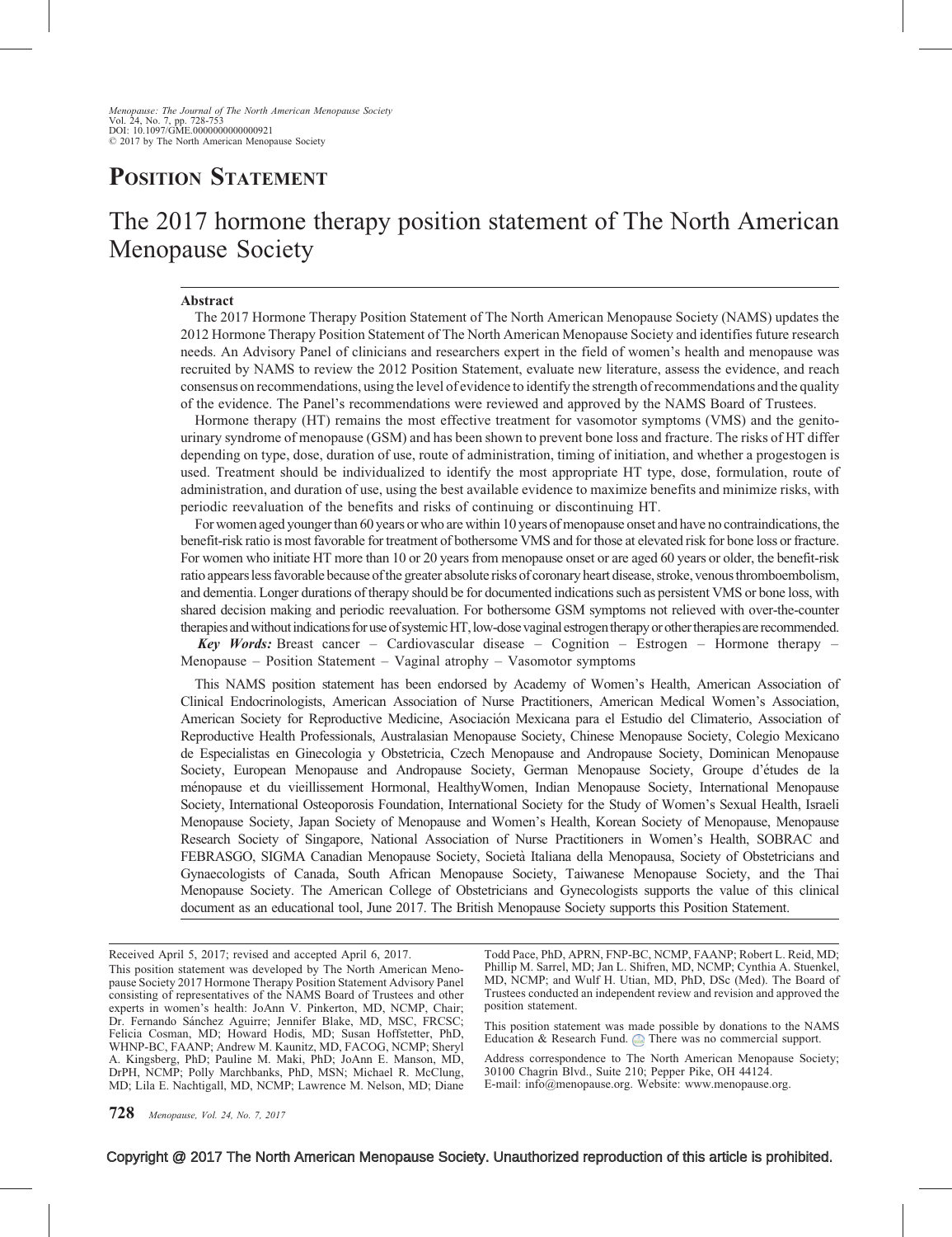# Position Statement

# The 2017 hormone therapy position statement of The North American Menopause Society

## Abstract

The 2017 Hormone Therapy Position Statement of The North American Menopause Society (NAMS) updates the 2012 Hormone Therapy Position Statement of The North American Menopause Society and identifies future research needs. An Advisory Panel of clinicians and researchers expert in the field of women's health and menopause was recruited by NAMS to review the 2012 Position Statement, evaluate new literature, assess the evidence, and reach consensus on recommendations, using the level of evidence to identify the strength of recommendations and the quality of the evidence. The Panel's recommendations were reviewed and approved by the NAMS Board of Trustees.

Hormone therapy (HT) remains the most effective treatment for vasomotor symptoms (VMS) and the genitourinary syndrome of menopause (GSM) and has been shown to prevent bone loss and fracture. The risks of HT differ depending on type, dose, duration of use, route of administration, timing of initiation, and whether a progestogen is used. Treatment should be individualized to identify the most appropriate HT type, dose, formulation, route of administration, and duration of use, using the best available evidence to maximize benefits and minimize risks, with periodic reevaluation of the benefits and risks of continuing or discontinuing HT.

For women aged younger than 60 years or who are within 10 years of menopause onset and have no contraindications, the benefit-risk ratio is most favorable for treatment of bothersome VMS and for those at elevated risk for bone loss or fracture. For women who initiate HT more than 10 or 20 years from menopause onset or are aged 60 years or older, the benefit-risk ratio appears less favorable because of the greater absolute risks of coronary heart disease, stroke, venous thromboembolism, and dementia. Longer durations of therapy should be for documented indications such as persistent VMS or bone loss, with shared decision making and periodic reevaluation. For bothersome GSM symptoms not relieved with over-the-counter therapies and without indications for use of systemic HT, low-dose vaginal estrogen therapy or other therapies are recommended.

***Key Words:*** Breast cancer – Cardiovascular disease – Cognition – Estrogen – Hormone therapy – Menopause – Position Statement – Vaginal atrophy – Vasomotor symptoms

This NAMS position statement has been endorsed by Academy of Women's Health, American Association of Clinical Endocrinologists, American Association of Nurse Practitioners, American Medical Women's Association, American Society for Reproductive Medicine, Asociación Mexicana para el Estudio del Climaterio, Association of Reproductive Health Professionals, Australasian Menopause Society, Chinese Menopause Society, Colegio Mexicano de Especialistas en Ginecologia y Obstetricia, Czech Menopause and Andropause Society, Dominican Menopause Society, European Menopause and Andropause Society, German Menopause Society, Groupe d'études de la ménopause et du vieillissement Hormonal, HealthyWomen, Indian Menopause Society, International Menopause Society, International Osteoporosis Foundation, International Society for the Study of Women's Sexual Health, Israeli Menopause Society, Japan Society of Menopause and Women's Health, Korean Society of Menopause, Menopause Research Society of Singapore, National Association of Nurse Practitioners in Women's Health, SOBRAC and FEBRASGO, SIGMA Canadian Menopause Society, Società Italiana della Menopausa, Society of Obstetricians and Gynaecologists of Canada, South African Menopause Society, Taiwanese Menopause Society, and the Thai Menopause Society. The American College of Obstetricians and Gynecologists supports the value of this clinical document as an educational tool, June 2017. The British Menopause Society supports this Position Statement.

---

Received April 5, 2017; revised and accepted April 6, 2017.

This position statement was developed by The North American Menopause Society 2017 Hormone Therapy Position Statement Advisory Panel consisting of representatives of the NAMS Board of Trustees and other experts in women's health: JoAnn V. Pinkerton, MD, NCMP, Chair; Dr. Fernando Sánchez Aguirre; Jennifer Blake, MD, MSC, FRCSC; Felicia Cosman, MD; Howard Hodis, MD; Susan Hoffstetter, PhD, WHNP-BC, FAANP; Andrew M. Kaunitz, MD, FACOG, NCMP; Sheryl A. Kingsberg, PhD; Pauline M. Maki, PhD; JoAnn E. Manson, MD, DrPH, NCMP; Polly Marchbanks, PhD, MSN; Michael R. McClung, MD; Lila E. Nachtigall, MD, NCMP; Lawrence M. Nelson, MD; Diane Todd Pace, PhD, APRN, FNP-BC, NCMP, FAANP; Robert L. Reid, MD; Phillip M. Sarrel, MD; Jan L. Shifren, MD, NCMP; Cynthia A. Stuenkel, MD, NCMP; and Wulf H. Utian, MD, PhD, DSc (Med). The Board of Trustees conducted an independent review and revision and approved the position statement.

This position statement was made possible by donations to the NAMS Education & Research Fund. There was no commercial support.

Address correspondence to The North American Menopause Society; 30100 Chagrin Blvd., Suite 210; Pepper Pike, OH 44124. E-mail: info@menopause.org. Website: www.menopause.org.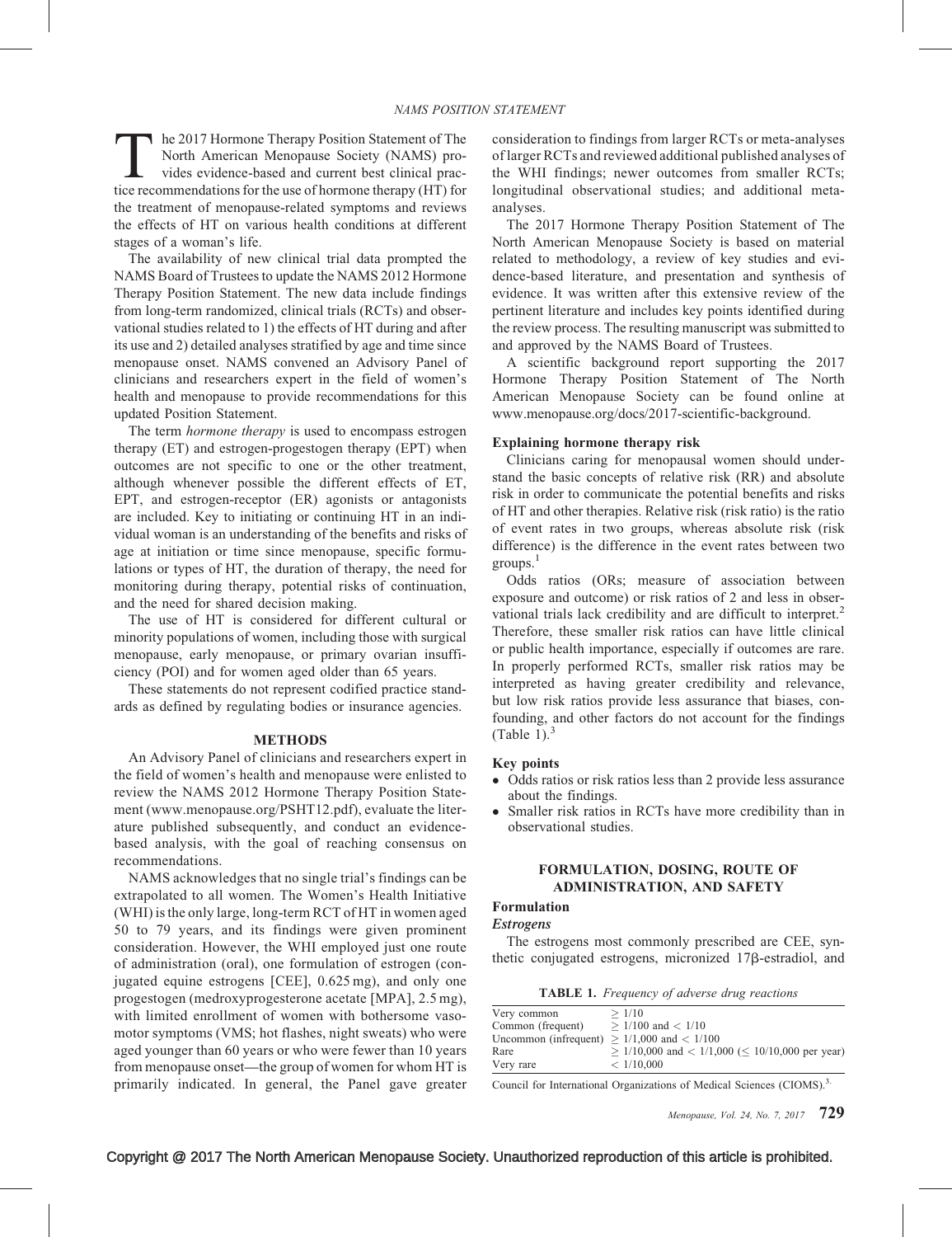The 2017 Hormone Therapy Position Statement of The North American Menopause Society (NAMS) provides evidence-based and current best clinical practice recommendations for the use of hormone therapy (HT) for the treatment of menopause-related symptoms and reviews the effects of HT on various health conditions at different stages of a woman's life.

The availability of new clinical trial data prompted the NAMS Board of Trustees to update the NAMS 2012 Hormone Therapy Position Statement. The new data include findings from long-term randomized, clinical trials (RCTs) and observational studies related to 1) the effects of HT during and after its use and 2) detailed analyses stratified by age and time since menopause onset. NAMS convened an Advisory Panel of clinicians and researchers expert in the field of women's health and menopause to provide recommendations for this updated Position Statement.

The term *hormone therapy* is used to encompass estrogen therapy (ET) and estrogen-progestogen therapy (EPT) when outcomes are not specific to one or the other treatment, although whenever possible the different effects of ET, EPT, and estrogen-receptor (ER) agonists or antagonists are included. Key to initiating or continuing HT in an individual woman is an understanding of the benefits and risks of age at initiation or time since menopause, specific formulations or types of HT, the duration of therapy, the need for monitoring during therapy, potential risks of continuation, and the need for shared decision making.

The use of HT is considered for different cultural or minority populations of women, including those with surgical menopause, early menopause, or primary ovarian insufficiency (POI) and for women aged older than 65 years.

These statements do not represent codified practice standards as defined by regulating bodies or insurance agencies.

## METHODS

An Advisory Panel of clinicians and researchers expert in the field of women's health and menopause were enlisted to review the NAMS 2012 Hormone Therapy Position Statement (www.menopause.org/PSHT12.pdf), evaluate the literature published subsequently, and conduct an evidence-based analysis, with the goal of reaching consensus on recommendations.

NAMS acknowledges that no single trial's findings can be extrapolated to all women. The Women's Health Initiative (WHI) is the only large, long-term RCT of HT in women aged 50 to 79 years, and its findings were given prominent consideration. However, the WHI employed just one route of administration (oral), one formulation of estrogen (conjugated equine estrogens [CEE], 0.625 mg), and only one progestogen (medroxyprogesterone acetate [MPA], 2.5 mg), with limited enrollment of women with bothersome vasomotor symptoms (VMS; hot flashes, night sweats) who were aged younger than 60 years or who were fewer than 10 years from menopause onset—the group of women for whom HT is primarily indicated. In general, the Panel gave greater consideration to findings from larger RCTs or meta-analyses of larger RCTs and reviewed additional published analyses of the WHI findings; newer outcomes from smaller RCTs; longitudinal observational studies; and additional meta-analyses.

The 2017 Hormone Therapy Position Statement of The North American Menopause Society is based on material related to methodology, a review of key studies and evidence-based literature, and presentation and synthesis of evidence. It was written after this extensive review of the pertinent literature and includes key points identified during the review process. The resulting manuscript was submitted to and approved by the NAMS Board of Trustees.

A scientific background report supporting the 2017 Hormone Therapy Position Statement of The North American Menopause Society can be found online at www.menopause.org/docs/2017-scientific-background.

### Explaining hormone therapy risk

Clinicians caring for menopausal women should understand the basic concepts of relative risk (RR) and absolute risk in order to communicate the potential benefits and risks of HT and other therapies. Relative risk (risk ratio) is the ratio of event rates in two groups, whereas absolute risk (risk difference) is the difference in the event rates between two groups.[1]

Odds ratios (ORs; measure of association between exposure and outcome) or risk ratios of 2 and less in observational trials lack credibility and are difficult to interpret.[2] Therefore, these smaller risk ratios can have little clinical or public health importance, especially if outcomes are rare. In properly performed RCTs, smaller risk ratios may be interpreted as having greater credibility and relevance, but low risk ratios provide less assurance that biases, confounding, and other factors do not account for the findings (Table 1).[3]

### Key points

- Odds ratios or risk ratios less than 2 provide less assurance about the findings.
- Smaller risk ratios in RCTs have more credibility than in observational studies.

## FORMULATION, DOSING, ROUTE OF ADMINISTRATION, AND SAFETY

### Formulation

#### *Estrogens*

The estrogens most commonly prescribed are CEE, synthetic conjugated estrogens, micronized 17β-estradiol, and

**TABLE 1.** *Frequency of adverse drug reactions*

| | |
|---|---|
| Very common | $\geq 1/10$ |
| Common (frequent) | $\geq 1/100$ and $< 1/10$ |
| Uncommon (infrequent) | $\geq 1/1{,}000$ and $< 1/100$ |
| Rare | $\geq 1/10{,}000$ and $< 1/1{,}000$ ($\leq 10/10{,}000$ per year) |
| Very rare | $< 1/10{,}000$ |

Council for International Organizations of Medical Sciences (CIOMS).[3]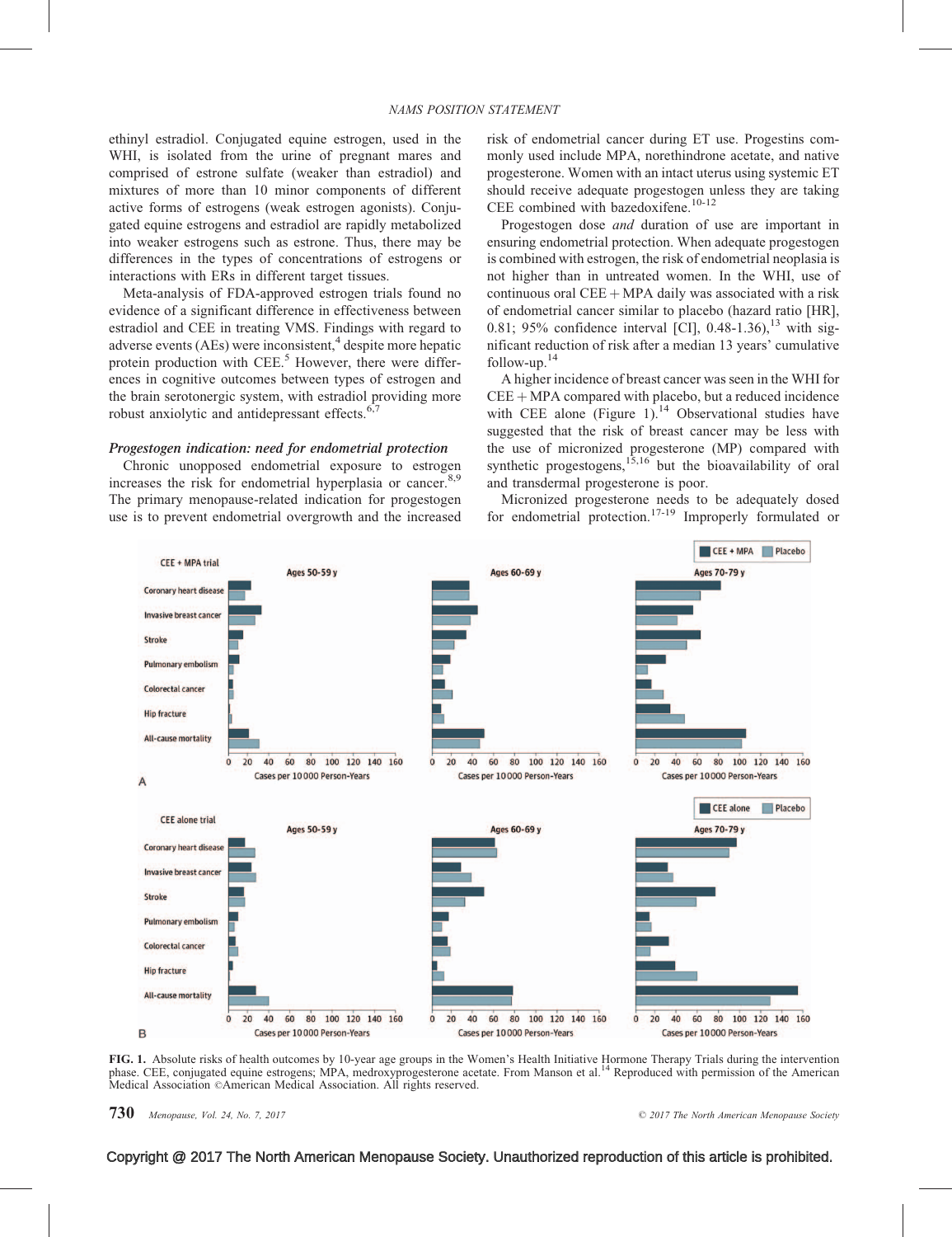ethinyl estradiol. Conjugated equine estrogen, used in the WHI, is isolated from the urine of pregnant mares and comprised of estrone sulfate (weaker than estradiol) and mixtures of more than 10 minor components of different active forms of estrogens (weak estrogen agonists). Conjugated equine estrogens and estradiol are rapidly metabolized into weaker estrogens such as estrone. Thus, there may be differences in the types of concentrations of estrogens or interactions with ERs in different target tissues.

Meta-analysis of FDA-approved estrogen trials found no evidence of a significant difference in effectiveness between estradiol and CEE in treating VMS. Findings with regard to adverse events (AEs) were inconsistent,[4] despite more hepatic protein production with CEE.[5] However, there were differences in cognitive outcomes between types of estrogen and the brain serotonergic system, with estradiol providing more robust anxiolytic and antidepressant effects.[6,7]

### *Progestogen indication: need for endometrial protection*

Chronic unopposed endometrial exposure to estrogen increases the risk for endometrial hyperplasia or cancer.[8,9] The primary menopause-related indication for progestogen use is to prevent endometrial overgrowth and the increased risk of endometrial cancer during ET use. Progestins commonly used include MPA, norethindrone acetate, and native progesterone. Women with an intact uterus using systemic ET should receive adequate progestogen unless they are taking CEE combined with bazedoxifene.[10-12]

Progestogen dose *and* duration of use are important in ensuring endometrial protection. When adequate progestogen is combined with estrogen, the risk of endometrial neoplasia is not higher than in untreated women. In the WHI, use of continuous oral CEE + MPA daily was associated with a risk of endometrial cancer similar to placebo (hazard ratio [HR], 0.81; 95% confidence interval [CI], 0.48-1.36),[13] with significant reduction of risk after a median 13 years' cumulative follow-up.[14]

A higher incidence of breast cancer was seen in the WHI for CEE + MPA compared with placebo, but a reduced incidence with CEE alone (Figure 1).[14] Observational studies have suggested that the risk of breast cancer may be less with the use of micronized progesterone (MP) compared with synthetic progestogens,[15,16] but the bioavailability of oral and transdermal progesterone is poor.

Micronized progesterone needs to be adequately dosed for endometrial protection.[17-19] Improperly formulated or

FIG. 1. Absolute risks of health outcomes by 10-year age groups in the Women's Health Initiative Hormone Therapy Trials during the intervention phase. CEE, conjugated equine estrogens; MPA, medroxyprogesterone acetate. From Manson et al.[14] Reproduced with permission of the American Medical Association ©American Medical Association. All rights reserved.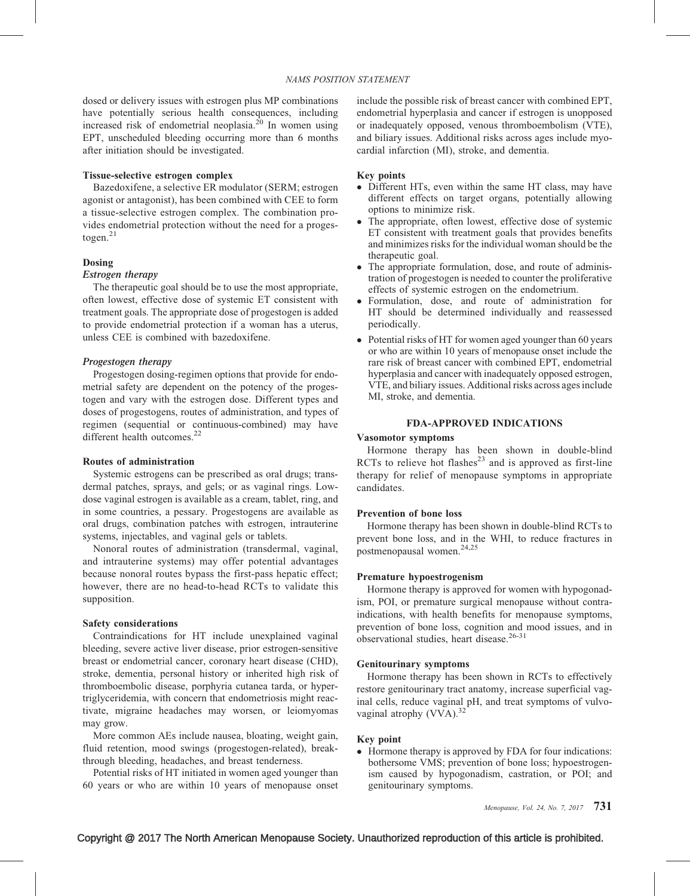dosed or delivery issues with estrogen plus MP combinations have potentially serious health consequences, including increased risk of endometrial neoplasia.[20] In women using EPT, unscheduled bleeding occurring more than 6 months after initiation should be investigated.

### Tissue-selective estrogen complex

Bazedoxifene, a selective ER modulator (SERM; estrogen agonist or antagonist), has been combined with CEE to form a tissue-selective estrogen complex. The combination provides endometrial protection without the need for a progestogen.[21]

### Dosing

#### *Estrogen therapy*

The therapeutic goal should be to use the most appropriate, often lowest, effective dose of systemic ET consistent with treatment goals. The appropriate dose of progestogen is added to provide endometrial protection if a woman has a uterus, unless CEE is combined with bazedoxifene.

#### *Progestogen therapy*

Progestogen dosing-regimen options that provide for endometrial safety are dependent on the potency of the progestogen and vary with the estrogen dose. Different types and doses of progestogens, routes of administration, and types of regimen (sequential or continuous-combined) may have different health outcomes.[22]

### Routes of administration

Systemic estrogens can be prescribed as oral drugs; transdermal patches, sprays, and gels; or as vaginal rings. Low-dose vaginal estrogen is available as a cream, tablet, ring, and in some countries, a pessary. Progestogens are available as oral drugs, combination patches with estrogen, intrauterine systems, injectables, and vaginal gels or tablets.

Nonoral routes of administration (transdermal, vaginal, and intrauterine systems) may offer potential advantages because nonoral routes bypass the first-pass hepatic effect; however, there are no head-to-head RCTs to validate this supposition.

### Safety considerations

Contraindications for HT include unexplained vaginal bleeding, severe active liver disease, prior estrogen-sensitive breast or endometrial cancer, coronary heart disease (CHD), stroke, dementia, personal history or inherited high risk of thromboembolic disease, porphyria cutanea tarda, or hypertriglyceridemia, with concern that endometriosis might reactivate, migraine headaches may worsen, or leiomyomas may grow.

More common AEs include nausea, bloating, weight gain, fluid retention, mood swings (progestogen-related), breakthrough bleeding, headaches, and breast tenderness.

Potential risks of HT initiated in women aged younger than 60 years or who are within 10 years of menopause onset include the possible risk of breast cancer with combined EPT, endometrial hyperplasia and cancer if estrogen is unopposed or inadequately opposed, venous thromboembolism (VTE), and biliary issues. Additional risks across ages include myocardial infarction (MI), stroke, and dementia.

### Key points

- Different HTs, even within the same HT class, may have different effects on target organs, potentially allowing options to minimize risk.
- The appropriate, often lowest, effective dose of systemic ET consistent with treatment goals that provides benefits and minimizes risks for the individual woman should be the therapeutic goal.
- The appropriate formulation, dose, and route of administration of progestogen is needed to counter the proliferative effects of systemic estrogen on the endometrium.
- Formulation, dose, and route of administration for HT should be determined individually and reassessed periodically.
- Potential risks of HT for women aged younger than 60 years or who are within 10 years of menopause onset include the rare risk of breast cancer with combined EPT, endometrial hyperplasia and cancer with inadequately opposed estrogen, VTE, and biliary issues. Additional risks across ages include MI, stroke, and dementia.

## FDA-APPROVED INDICATIONS

### Vasomotor symptoms

Hormone therapy has been shown in double-blind RCTs to relieve hot flashes[23] and is approved as first-line therapy for relief of menopause symptoms in appropriate candidates.

### Prevention of bone loss

Hormone therapy has been shown in double-blind RCTs to prevent bone loss, and in the WHI, to reduce fractures in postmenopausal women.[24,25]

### Premature hypoestrogenism

Hormone therapy is approved for women with hypogonadism, POI, or premature surgical menopause without contraindications, with health benefits for menopause symptoms, prevention of bone loss, cognition and mood issues, and in observational studies, heart disease.[26-31]

### Genitourinary symptoms

Hormone therapy has been shown in RCTs to effectively restore genitourinary tract anatomy, increase superficial vaginal cells, reduce vaginal pH, and treat symptoms of vulvovaginal atrophy (VVA).[32]

### Key point

- Hormone therapy is approved by FDA for four indications: bothersome VMS; prevention of bone loss; hypoestrogenism caused by hypogonadism, castration, or POI; and genitourinary symptoms.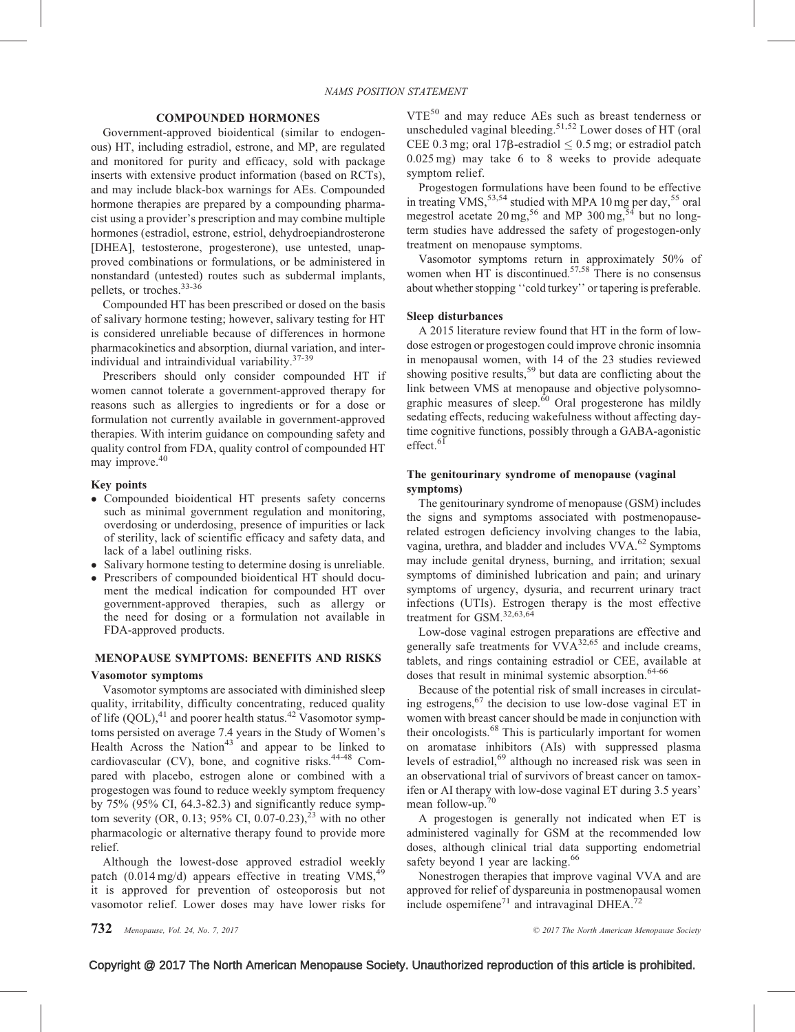## COMPOUNDED HORMONES

Government-approved bioidentical (similar to endogenous) HT, including estradiol, estrone, and MP, are regulated and monitored for purity and efficacy, sold with package inserts with extensive product information (based on RCTs), and may include black-box warnings for AEs. Compounded hormone therapies are prepared by a compounding pharmacist using a provider's prescription and may combine multiple hormones (estradiol, estrone, estriol, dehydroepiandrosterone [DHEA], testosterone, progesterone), use untested, unapproved combinations or formulations, or be administered in nonstandard (untested) routes such as subdermal implants, pellets, or troches.[33-36]

Compounded HT has been prescribed or dosed on the basis of salivary hormone testing; however, salivary testing for HT is considered unreliable because of differences in hormone pharmacokinetics and absorption, diurnal variation, and interindividual and intraindividual variability.[37-39]

Prescribers should only consider compounded HT if women cannot tolerate a government-approved therapy for reasons such as allergies to ingredients or for a dose or formulation not currently available in government-approved therapies. With interim guidance on compounding safety and quality control from FDA, quality control of compounded HT may improve.[40]

### Key points

- Compounded bioidentical HT presents safety concerns such as minimal government regulation and monitoring, overdosing or underdosing, presence of impurities or lack of sterility, lack of scientific efficacy and safety data, and lack of a label outlining risks.
- Salivary hormone testing to determine dosing is unreliable.
- Prescribers of compounded bioidentical HT should document the medical indication for compounded HT over government-approved therapies, such as allergy or the need for dosing or a formulation not available in FDA-approved products.

## MENOPAUSE SYMPTOMS: BENEFITS AND RISKS

### Vasomotor symptoms

Vasomotor symptoms are associated with diminished sleep quality, irritability, difficulty concentrating, reduced quality of life (QOL),[41] and poorer health status.[42] Vasomotor symptoms persisted on average 7.4 years in the Study of Women's Health Across the Nation[43] and appear to be linked to cardiovascular (CV), bone, and cognitive risks.[44-48] Compared with placebo, estrogen alone or combined with a progestogen was found to reduce weekly symptom frequency by 75% (95% CI, 64.3-82.3) and significantly reduce symptom severity (OR, 0.13; 95% CI, 0.07-0.23),[23] with no other pharmacologic or alternative therapy found to provide more relief.

Although the lowest-dose approved estradiol weekly patch (0.014 mg/d) appears effective in treating VMS,[49] it is approved for prevention of osteoporosis but not vasomotor relief. Lower doses may have lower risks for VTE[50] and may reduce AEs such as breast tenderness or unscheduled vaginal bleeding.[51,52] Lower doses of HT (oral CEE 0.3 mg; oral 17β-estradiol ≤ 0.5 mg; or estradiol patch 0.025 mg) may take 6 to 8 weeks to provide adequate symptom relief.

Progestogen formulations have been found to be effective in treating VMS,[53,54] studied with MPA 10 mg per day,[55] oral megestrol acetate 20 mg,[56] and MP 300 mg,[54] but no long-term studies have addressed the safety of progestogen-only treatment on menopause symptoms.

Vasomotor symptoms return in approximately 50% of women when HT is discontinued.[57,58] There is no consensus about whether stopping ''cold turkey'' or tapering is preferable.

### Sleep disturbances

A 2015 literature review found that HT in the form of low-dose estrogen or progestogen could improve chronic insomnia in menopausal women, with 14 of the 23 studies reviewed showing positive results,[59] but data are conflicting about the link between VMS at menopause and objective polysomnographic measures of sleep.[60] Oral progesterone has mildly sedating effects, reducing wakefulness without affecting daytime cognitive functions, possibly through a GABA-agonistic effect.[61]

### The genitourinary syndrome of menopause (vaginal symptoms)

The genitourinary syndrome of menopause (GSM) includes the signs and symptoms associated with postmenopause-related estrogen deficiency involving changes to the labia, vagina, urethra, and bladder and includes VVA.[62] Symptoms may include genital dryness, burning, and irritation; sexual symptoms of diminished lubrication and pain; and urinary symptoms of urgency, dysuria, and recurrent urinary tract infections (UTIs). Estrogen therapy is the most effective treatment for GSM.[32,63,64]

Low-dose vaginal estrogen preparations are effective and generally safe treatments for VVA[32,65] and include creams, tablets, and rings containing estradiol or CEE, available at doses that result in minimal systemic absorption.[64-66]

Because of the potential risk of small increases in circulating estrogens,[67] the decision to use low-dose vaginal ET in women with breast cancer should be made in conjunction with their oncologists.[68] This is particularly important for women on aromatase inhibitors (AIs) with suppressed plasma levels of estradiol,[69] although no increased risk was seen in an observational trial of survivors of breast cancer on tamoxifen or AI therapy with low-dose vaginal ET during 3.5 years' mean follow-up.[70]

A progestogen is generally not indicated when ET is administered vaginally for GSM at the recommended low doses, although clinical trial data supporting endometrial safety beyond 1 year are lacking.[66]

Nonestrogen therapies that improve vaginal VVA and are approved for relief of dyspareunia in postmenopausal women include ospemifene[71] and intravaginal DHEA.[72]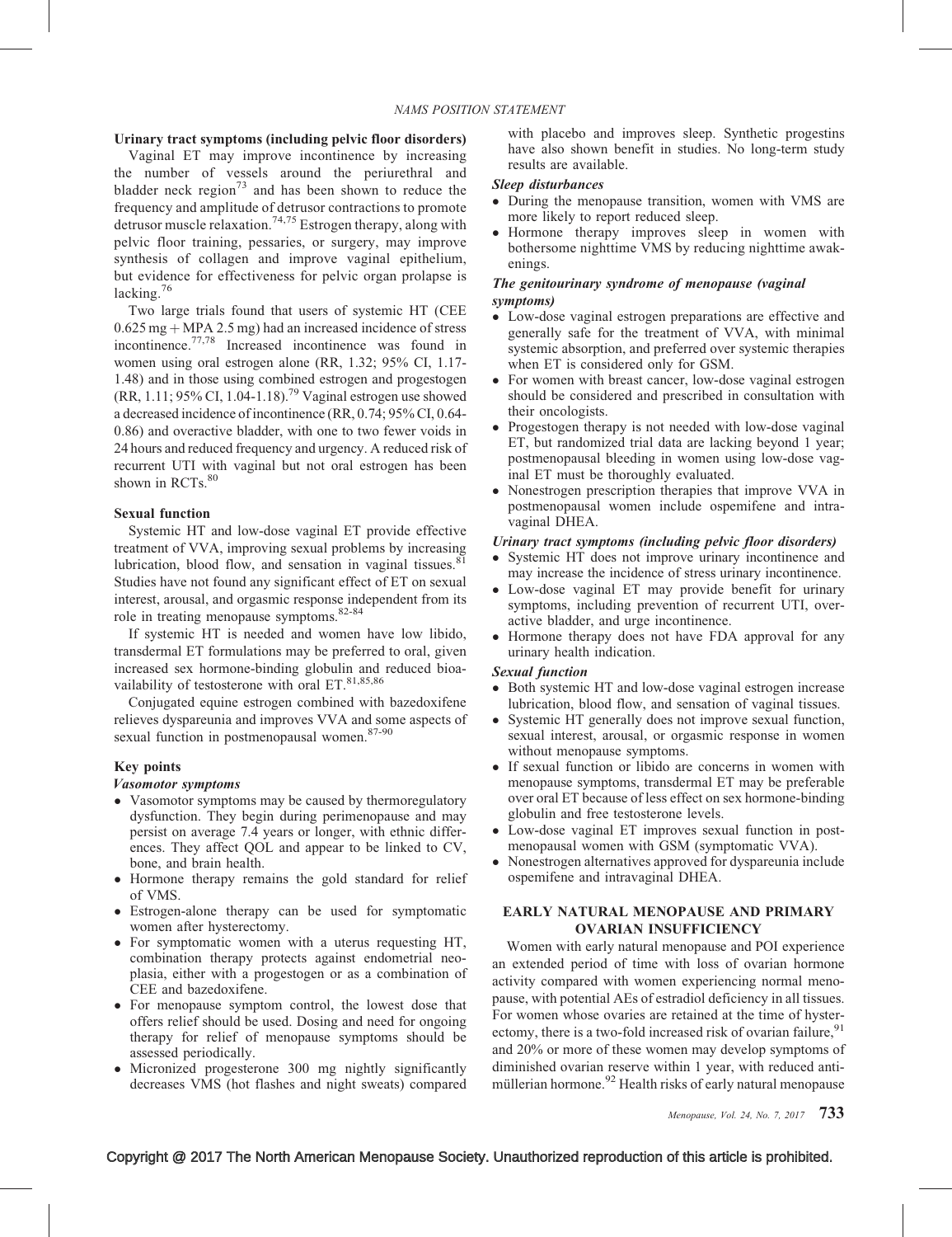### Urinary tract symptoms (including pelvic floor disorders)

Vaginal ET may improve incontinence by increasing the number of vessels around the periurethral and bladder neck region[73] and has been shown to reduce the frequency and amplitude of detrusor contractions to promote detrusor muscle relaxation.[74,75] Estrogen therapy, along with pelvic floor training, pessaries, or surgery, may improve synthesis of collagen and improve vaginal epithelium, but evidence for effectiveness for pelvic organ prolapse is lacking.[76]

Two large trials found that users of systemic HT (CEE 0.625 mg + MPA 2.5 mg) had an increased incidence of stress incontinence.[77,78] Increased incontinence was found in women using oral estrogen alone (RR, 1.32; 95% CI, 1.17-1.48) and in those using combined estrogen and progestogen (RR, 1.11; 95% CI, 1.04-1.18).[79] Vaginal estrogen use showed a decreased incidence of incontinence (RR, 0.74; 95% CI, 0.64-0.86) and overactive bladder, with one to two fewer voids in 24 hours and reduced frequency and urgency. A reduced risk of recurrent UTI with vaginal but not oral estrogen has been shown in RCTs.[80]

### Sexual function

Systemic HT and low-dose vaginal ET provide effective treatment of VVA, improving sexual problems by increasing lubrication, blood flow, and sensation in vaginal tissues.[81] Studies have not found any significant effect of ET on sexual interest, arousal, and orgasmic response independent from its role in treating menopause symptoms.[82-84]

If systemic HT is needed and women have low libido, transdermal ET formulations may be preferred to oral, given increased sex hormone-binding globulin and reduced bioavailability of testosterone with oral ET.[81,85,86]

Conjugated equine estrogen combined with bazedoxifene relieves dyspareunia and improves VVA and some aspects of sexual function in postmenopausal women.[87-90]

### Key points

#### *Vasomotor symptoms*

- Vasomotor symptoms may be caused by thermoregulatory dysfunction. They begin during perimenopause and may persist on average 7.4 years or longer, with ethnic differences. They affect QOL and appear to be linked to CV, bone, and brain health.
- Hormone therapy remains the gold standard for relief of VMS.
- Estrogen-alone therapy can be used for symptomatic women after hysterectomy.
- For symptomatic women with a uterus requesting HT, combination therapy protects against endometrial neoplasia, either with a progestogen or as a combination of CEE and bazedoxifene.
- For menopause symptom control, the lowest dose that offers relief should be used. Dosing and need for ongoing therapy for relief of menopause symptoms should be assessed periodically.
- Micronized progesterone 300 mg nightly significantly decreases VMS (hot flashes and night sweats) compared with placebo and improves sleep. Synthetic progestins have also shown benefit in studies. No long-term study results are available.

#### *Sleep disturbances*

- During the menopause transition, women with VMS are more likely to report reduced sleep.
- Hormone therapy improves sleep in women with bothersome nighttime VMS by reducing nighttime awakenings.

#### *The genitourinary syndrome of menopause (vaginal symptoms)*

- Low-dose vaginal estrogen preparations are effective and generally safe for the treatment of VVA, with minimal systemic absorption, and preferred over systemic therapies when ET is considered only for GSM.
- For women with breast cancer, low-dose vaginal estrogen should be considered and prescribed in consultation with their oncologists.
- Progestogen therapy is not needed with low-dose vaginal ET, but randomized trial data are lacking beyond 1 year; postmenopausal bleeding in women using low-dose vaginal ET must be thoroughly evaluated.
- Nonestrogen prescription therapies that improve VVA in postmenopausal women include ospemifene and intravaginal DHEA.

#### *Urinary tract symptoms (including pelvic floor disorders)*

- Systemic HT does not improve urinary incontinence and may increase the incidence of stress urinary incontinence.
- Low-dose vaginal ET may provide benefit for urinary symptoms, including prevention of recurrent UTI, overactive bladder, and urge incontinence.
- Hormone therapy does not have FDA approval for any urinary health indication.

#### *Sexual function*

- Both systemic HT and low-dose vaginal estrogen increase lubrication, blood flow, and sensation of vaginal tissues.
- Systemic HT generally does not improve sexual function, sexual interest, arousal, or orgasmic response in women without menopause symptoms.
- If sexual function or libido are concerns in women with menopause symptoms, transdermal ET may be preferable over oral ET because of less effect on sex hormone-binding globulin and free testosterone levels.
- Low-dose vaginal ET improves sexual function in postmenopausal women with GSM (symptomatic VVA).
- Nonestrogen alternatives approved for dyspareunia include ospemifene and intravaginal DHEA.

## EARLY NATURAL MENOPAUSE AND PRIMARY OVARIAN INSUFFICIENCY

Women with early natural menopause and POI experience an extended period of time with loss of ovarian hormone activity compared with women experiencing normal menopause, with potential AEs of estradiol deficiency in all tissues. For women whose ovaries are retained at the time of hysterectomy, there is a two-fold increased risk of ovarian failure,[91] and 20% or more of these women may develop symptoms of diminished ovarian reserve within 1 year, with reduced anti-müllerian hormone.[92] Health risks of early natural menopause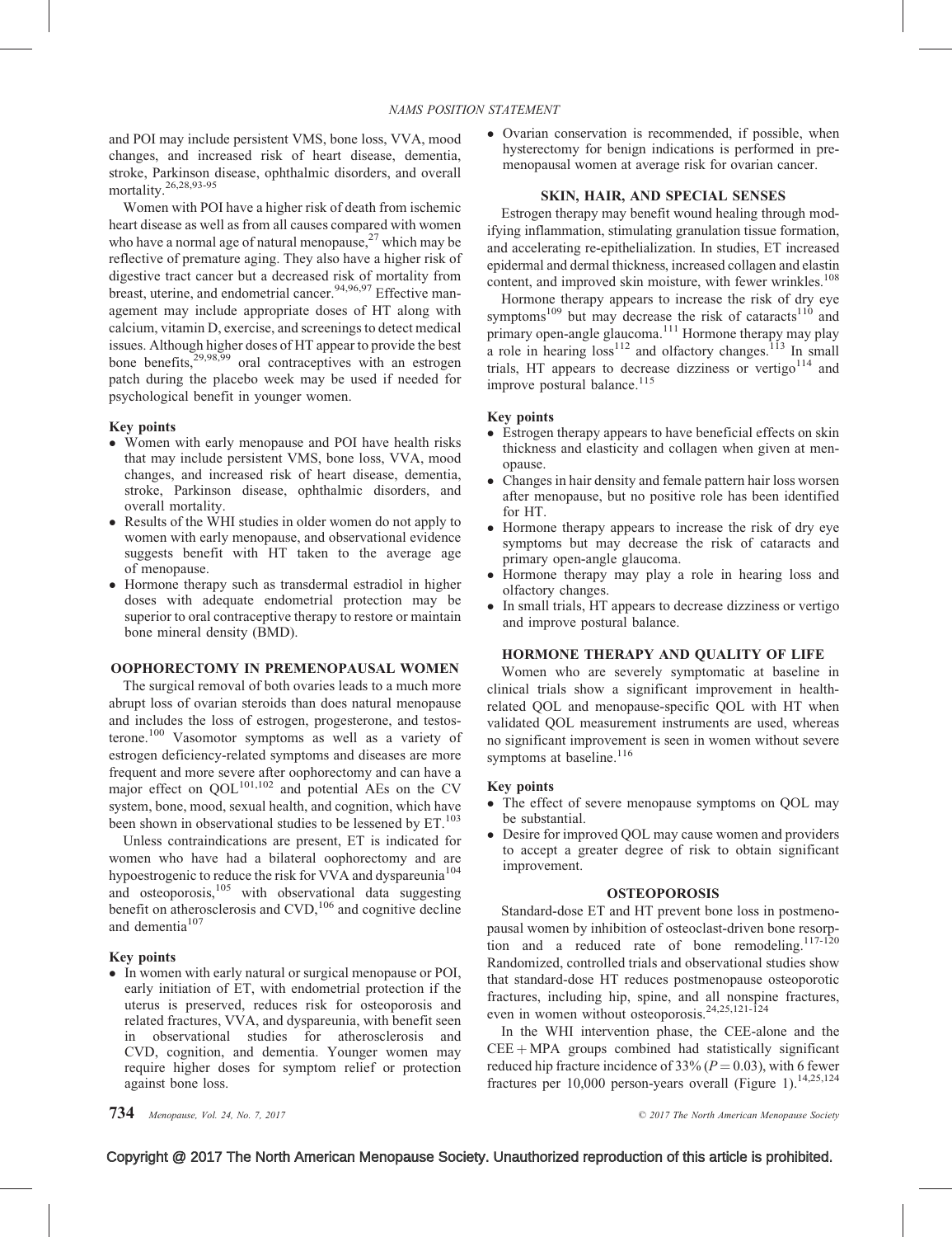and POI may include persistent VMS, bone loss, VVA, mood changes, and increased risk of heart disease, dementia, stroke, Parkinson disease, ophthalmic disorders, and overall mortality.[26,28,93-95]

Women with POI have a higher risk of death from ischemic heart disease as well as from all causes compared with women who have a normal age of natural menopause,[27] which may be reflective of premature aging. They also have a higher risk of digestive tract cancer but a decreased risk of mortality from breast, uterine, and endometrial cancer.[94,96,97] Effective management may include appropriate doses of HT along with calcium, vitamin D, exercise, and screenings to detect medical issues. Although higher doses of HT appear to provide the best bone benefits,[29,98,99] oral contraceptives with an estrogen patch during the placebo week may be used if needed for psychological benefit in younger women.

**Key points**

- Women with early menopause and POI have health risks that may include persistent VMS, bone loss, VVA, mood changes, and increased risk of heart disease, dementia, stroke, Parkinson disease, ophthalmic disorders, and overall mortality.
- Results of the WHI studies in older women do not apply to women with early menopause, and observational evidence suggests benefit with HT taken to the average age of menopause.
- Hormone therapy such as transdermal estradiol in higher doses with adequate endometrial protection may be superior to oral contraceptive therapy to restore or maintain bone mineral density (BMD).

## OOPHORECTOMY IN PREMENOPAUSAL WOMEN

The surgical removal of both ovaries leads to a much more abrupt loss of ovarian steroids than does natural menopause and includes the loss of estrogen, progesterone, and testosterone.[100] Vasomotor symptoms as well as a variety of estrogen deficiency-related symptoms and diseases are more frequent and more severe after oophorectomy and can have a major effect on QOL[101,102] and potential AEs on the CV system, bone, mood, sexual health, and cognition, which have been shown in observational studies to be lessened by ET.[103]

Unless contraindications are present, ET is indicated for women who have had a bilateral oophorectomy and are hypoestrogenic to reduce the risk for VVA and dyspareunia[104] and osteoporosis,[105] with observational data suggesting benefit on atherosclerosis and CVD,[106] and cognitive decline and dementia[107]

**Key points**

- In women with early natural or surgical menopause or POI, early initiation of ET, with endometrial protection if the uterus is preserved, reduces risk for osteoporosis and related fractures, VVA, and dyspareunia, with benefit seen in observational studies for atherosclerosis and CVD, cognition, and dementia. Younger women may require higher doses for symptom relief or protection against bone loss.
- Ovarian conservation is recommended, if possible, when hysterectomy for benign indications is performed in premenopausal women at average risk for ovarian cancer.

## SKIN, HAIR, AND SPECIAL SENSES

Estrogen therapy may benefit wound healing through modifying inflammation, stimulating granulation tissue formation, and accelerating re-epithelialization. In studies, ET increased epidermal and dermal thickness, increased collagen and elastin content, and improved skin moisture, with fewer wrinkles.[108]

Hormone therapy appears to increase the risk of dry eye symptoms[109] but may decrease the risk of cataracts[110] and primary open-angle glaucoma.[111] Hormone therapy may play a role in hearing loss[112] and olfactory changes.[113] In small trials, HT appears to decrease dizziness or vertigo[114] and improve postural balance.[115]

**Key points**

- Estrogen therapy appears to have beneficial effects on skin thickness and elasticity and collagen when given at menopause.
- Changes in hair density and female pattern hair loss worsen after menopause, but no positive role has been identified for HT.
- Hormone therapy appears to increase the risk of dry eye symptoms but may decrease the risk of cataracts and primary open-angle glaucoma.
- Hormone therapy may play a role in hearing loss and olfactory changes.
- In small trials, HT appears to decrease dizziness or vertigo and improve postural balance.

## HORMONE THERAPY AND QUALITY OF LIFE

Women who are severely symptomatic at baseline in clinical trials show a significant improvement in health-related QOL and menopause-specific QOL with HT when validated QOL measurement instruments are used, whereas no significant improvement is seen in women without severe symptoms at baseline.[116]

**Key points**

- The effect of severe menopause symptoms on QOL may be substantial.
- Desire for improved QOL may cause women and providers to accept a greater degree of risk to obtain significant improvement.

## OSTEOPOROSIS

Standard-dose ET and HT prevent bone loss in postmenopausal women by inhibition of osteoclast-driven bone resorption and a reduced rate of bone remodeling.[117-120] Randomized, controlled trials and observational studies show that standard-dose HT reduces postmenopause osteoporotic fractures, including hip, spine, and all nonspine fractures, even in women without osteoporosis.[24,25,121-124]

In the WHI intervention phase, the CEE-alone and the CEE + MPA groups combined had statistically significant reduced hip fracture incidence of 33% ($P = 0.03$), with 6 fewer fractures per 10,000 person-years overall (Figure 1).[14,25,124]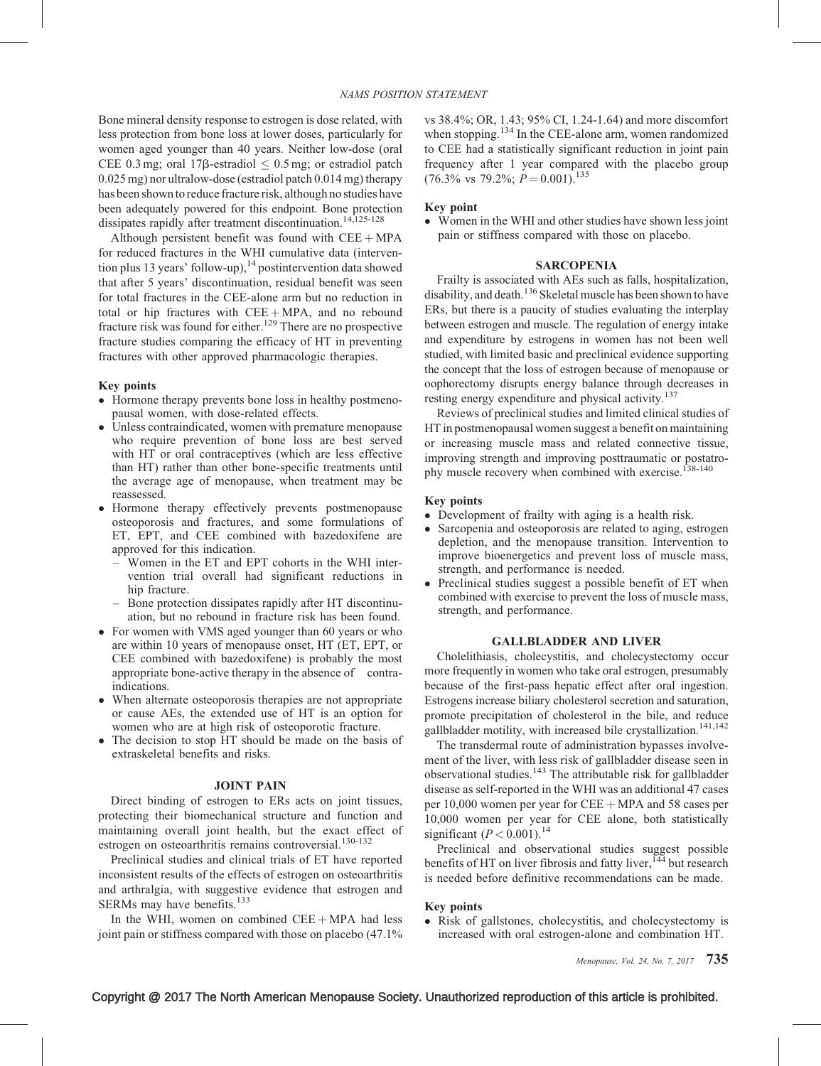Bone mineral density response to estrogen is dose related, with less protection from bone loss at lower doses, particularly for women aged younger than 40 years. Neither low-dose (oral CEE 0.3 mg; oral 17β-estradiol ≤ 0.5 mg; or estradiol patch 0.025 mg) nor ultralow-dose (estradiol patch 0.014 mg) therapy has been shown to reduce fracture risk, although no studies have been adequately powered for this endpoint. Bone protection dissipates rapidly after treatment discontinuation.[14,125-128]

Although persistent benefit was found with CEE + MPA for reduced fractures in the WHI cumulative data (intervention plus 13 years' follow-up),[14] postintervention data showed that after 5 years' discontinuation, residual benefit was seen for total fractures in the CEE-alone arm but no reduction in total or hip fractures with CEE + MPA, and no rebound fracture risk was found for either.[129] There are no prospective fracture studies comparing the efficacy of HT in preventing fractures with other approved pharmacologic therapies.

**Key points**

- Hormone therapy prevents bone loss in healthy postmenopausal women, with dose-related effects.
- Unless contraindicated, women with premature menopause who require prevention of bone loss are best served with HT or oral contraceptives (which are less effective than HT) rather than other bone-specific treatments until the average age of menopause, when treatment may be reassessed.
- Hormone therapy effectively prevents postmenopause osteoporosis and fractures, and some formulations of ET, EPT, and CEE combined with bazedoxifene are approved for this indication.
  - Women in the ET and EPT cohorts in the WHI intervention trial overall had significant reductions in hip fracture.
  - Bone protection dissipates rapidly after HT discontinuation, but no rebound in fracture risk has been found.
- For women with VMS aged younger than 60 years or who are within 10 years of menopause onset, HT (ET, EPT, or CEE combined with bazedoxifene) is probably the most appropriate bone-active therapy in the absence of contraindications.
- When alternate osteoporosis therapies are not appropriate or cause AEs, the extended use of HT is an option for women who are at high risk of osteoporotic fracture.
- The decision to stop HT should be made on the basis of extraskeletal benefits and risks.

## JOINT PAIN

Direct binding of estrogen to ERs acts on joint tissues, protecting their biomechanical structure and function and maintaining overall joint health, but the exact effect of estrogen on osteoarthritis remains controversial.[130-132]

Preclinical studies and clinical trials of ET have reported inconsistent results of the effects of estrogen on osteoarthritis and arthralgia, with suggestive evidence that estrogen and SERMs may have benefits.[133]

In the WHI, women on combined CEE + MPA had less joint pain or stiffness compared with those on placebo (47.1% vs 38.4%; OR, 1.43; 95% CI, 1.24-1.64) and more discomfort when stopping.[134] In the CEE-alone arm, women randomized to CEE had a statistically significant reduction in joint pain frequency after 1 year compared with the placebo group (76.3% vs 79.2%; $P = 0.001$).[135]

**Key point**

- Women in the WHI and other studies have shown less joint pain or stiffness compared with those on placebo.

## SARCOPENIA

Frailty is associated with AEs such as falls, hospitalization, disability, and death.[136] Skeletal muscle has been shown to have ERs, but there is a paucity of studies evaluating the interplay between estrogen and muscle. The regulation of energy intake and expenditure by estrogens in women has not been well studied, with limited basic and preclinical evidence supporting the concept that the loss of estrogen because of menopause or oophorectomy disrupts energy balance through decreases in resting energy expenditure and physical activity.[137]

Reviews of preclinical studies and limited clinical studies of HT in postmenopausal women suggest a benefit on maintaining or increasing muscle mass and related connective tissue, improving strength and improving posttraumatic or postatrophy muscle recovery when combined with exercise.[138-140]

**Key points**

- Development of frailty with aging is a health risk.
- Sarcopenia and osteoporosis are related to aging, estrogen depletion, and the menopause transition. Intervention to improve bioenergetics and prevent loss of muscle mass, strength, and performance is needed.
- Preclinical studies suggest a possible benefit of ET when combined with exercise to prevent the loss of muscle mass, strength, and performance.

## GALLBLADDER AND LIVER

Cholelithiasis, cholecystitis, and cholecystectomy occur more frequently in women who take oral estrogen, presumably because of the first-pass hepatic effect after oral ingestion. Estrogens increase biliary cholesterol secretion and saturation, promote precipitation of cholesterol in the bile, and reduce gallbladder motility, with increased bile crystallization.[141,142]

The transdermal route of administration bypasses involvement of the liver, with less risk of gallbladder disease seen in observational studies.[143] The attributable risk for gallbladder disease as self-reported in the WHI was an additional 47 cases per 10,000 women per year for CEE + MPA and 58 cases per 10,000 women per year for CEE alone, both statistically significant ($P < 0.001$).[14]

Preclinical and observational studies suggest possible benefits of HT on liver fibrosis and fatty liver,[144] but research is needed before definitive recommendations can be made.

**Key points**

- Risk of gallstones, cholecystitis, and cholecystectomy is increased with oral estrogen-alone and combination HT.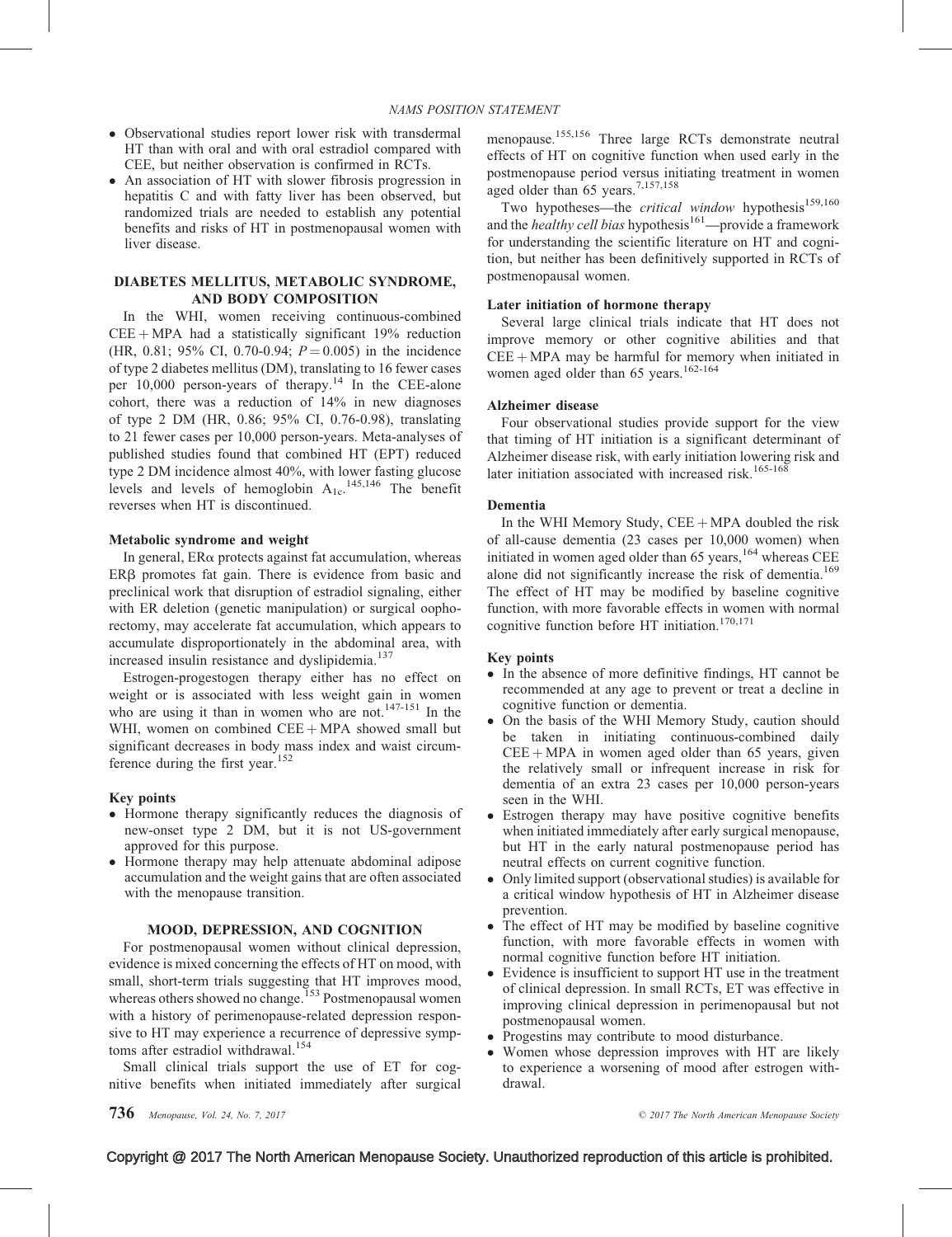- Observational studies report lower risk with transdermal HT than with oral and with oral estradiol compared with CEE, but neither observation is confirmed in RCTs.
- An association of HT with slower fibrosis progression in hepatitis C and with fatty liver has been observed, but randomized trials are needed to establish any potential benefits and risks of HT in postmenopausal women with liver disease.

## DIABETES MELLITUS, METABOLIC SYNDROME, AND BODY COMPOSITION

In the WHI, women receiving continuous-combined CEE + MPA had a statistically significant 19% reduction (HR, 0.81; 95% CI, 0.70-0.94; $P = 0.005$) in the incidence of type 2 diabetes mellitus (DM), translating to 16 fewer cases per 10,000 person-years of therapy.[14] In the CEE-alone cohort, there was a reduction of 14% in new diagnoses of type 2 DM (HR, 0.86; 95% CI, 0.76-0.98), translating to 21 fewer cases per 10,000 person-years. Meta-analyses of published studies found that combined HT (EPT) reduced type 2 DM incidence almost 40%, with lower fasting glucose levels and levels of hemoglobin $A_{1c}$.[145,146] The benefit reverses when HT is discontinued.

### Metabolic syndrome and weight

In general, ERα protects against fat accumulation, whereas ERβ promotes fat gain. There is evidence from basic and preclinical work that disruption of estradiol signaling, either with ER deletion (genetic manipulation) or surgical oophorectomy, may accelerate fat accumulation, which appears to accumulate disproportionately in the abdominal area, with increased insulin resistance and dyslipidemia.[137]

Estrogen-progestogen therapy either has no effect on weight or is associated with less weight gain in women who are using it than in women who are not.[147-151] In the WHI, women on combined CEE + MPA showed small but significant decreases in body mass index and waist circumference during the first year.[152]

### Key points

- Hormone therapy significantly reduces the diagnosis of new-onset type 2 DM, but it is not US-government approved for this purpose.
- Hormone therapy may help attenuate abdominal adipose accumulation and the weight gains that are often associated with the menopause transition.

## MOOD, DEPRESSION, AND COGNITION

For postmenopausal women without clinical depression, evidence is mixed concerning the effects of HT on mood, with small, short-term trials suggesting that HT improves mood, whereas others showed no change.[153] Postmenopausal women with a history of perimenopause-related depression responsive to HT may experience a recurrence of depressive symptoms after estradiol withdrawal.[154]

Small clinical trials support the use of ET for cognitive benefits when initiated immediately after surgical menopause.[155,156] Three large RCTs demonstrate neutral effects of HT on cognitive function when used early in the postmenopause period versus initiating treatment in women aged older than 65 years.[7,157,158]

Two hypotheses—the *critical window* hypothesis[159,160] and the *healthy cell bias* hypothesis[161]—provide a framework for understanding the scientific literature on HT and cognition, but neither has been definitively supported in RCTs of postmenopausal women.

### Later initiation of hormone therapy

Several large clinical trials indicate that HT does not improve memory or other cognitive abilities and that CEE + MPA may be harmful for memory when initiated in women aged older than 65 years.[162-164]

### Alzheimer disease

Four observational studies provide support for the view that timing of HT initiation is a significant determinant of Alzheimer disease risk, with early initiation lowering risk and later initiation associated with increased risk.[165-168]

### Dementia

In the WHI Memory Study, CEE + MPA doubled the risk of all-cause dementia (23 cases per 10,000 women) when initiated in women aged older than 65 years,[164] whereas CEE alone did not significantly increase the risk of dementia.[169] The effect of HT may be modified by baseline cognitive function, with more favorable effects in women with normal cognitive function before HT initiation.[170,171]

### Key points

- In the absence of more definitive findings, HT cannot be recommended at any age to prevent or treat a decline in cognitive function or dementia.
- On the basis of the WHI Memory Study, caution should be taken in initiating continuous-combined daily CEE + MPA in women aged older than 65 years, given the relatively small or infrequent increase in risk for dementia of an extra 23 cases per 10,000 person-years seen in the WHI.
- Estrogen therapy may have positive cognitive benefits when initiated immediately after early surgical menopause, but HT in the early natural postmenopause period has neutral effects on current cognitive function.
- Only limited support (observational studies) is available for a critical window hypothesis of HT in Alzheimer disease prevention.
- The effect of HT may be modified by baseline cognitive function, with more favorable effects in women with normal cognitive function before HT initiation.
- Evidence is insufficient to support HT use in the treatment of clinical depression. In small RCTs, ET was effective in improving clinical depression in perimenopausal but not postmenopausal women.
- Progestins may contribute to mood disturbance.
- Women whose depression improves with HT are likely to experience a worsening of mood after estrogen withdrawal.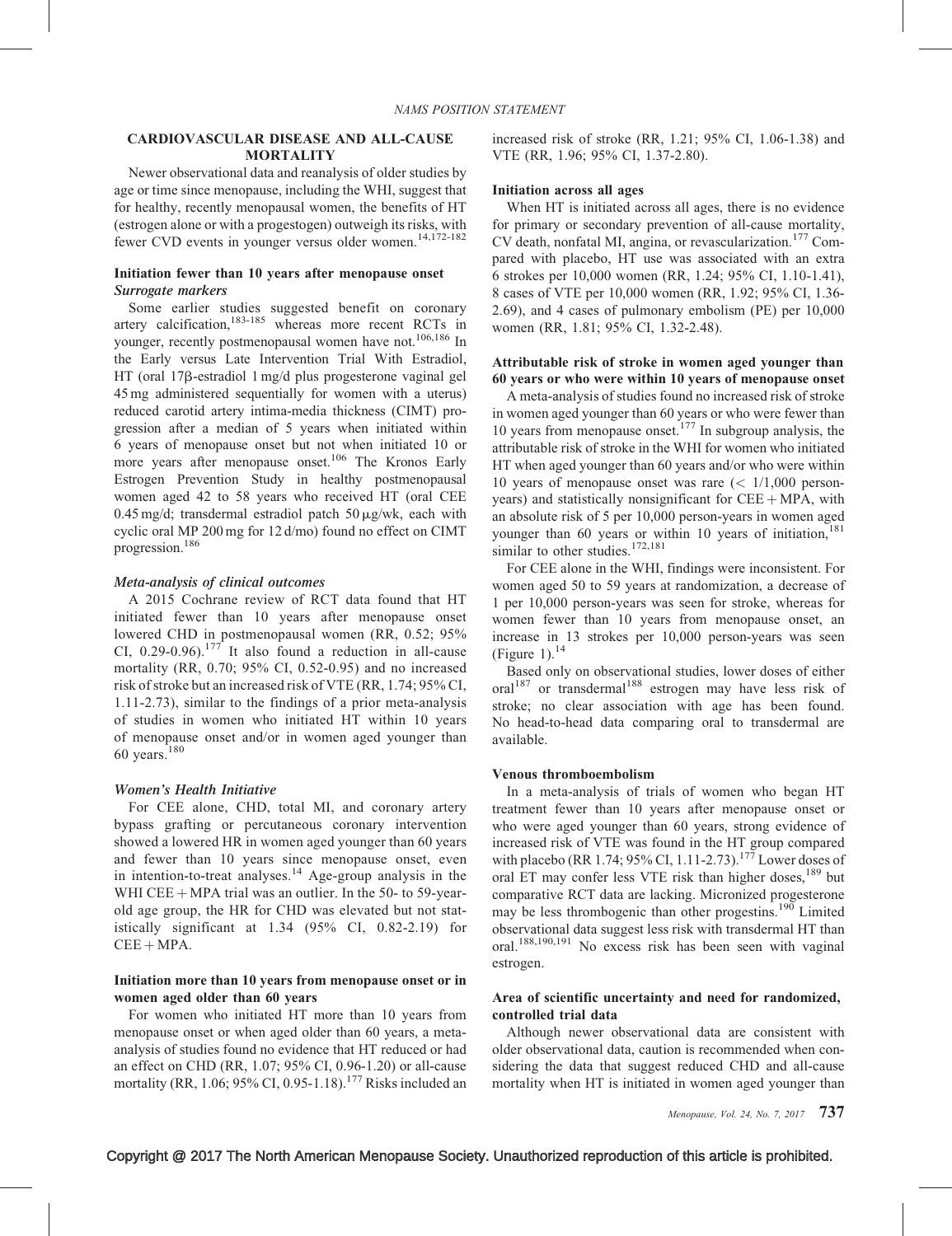## CARDIOVASCULAR DISEASE AND ALL-CAUSE MORTALITY

Newer observational data and reanalysis of older studies by age or time since menopause, including the WHI, suggest that for healthy, recently menopausal women, the benefits of HT (estrogen alone or with a progestogen) outweigh its risks, with fewer CVD events in younger versus older women.[14,172-182]

### Initiation fewer than 10 years after menopause onset

#### *Surrogate markers*

Some earlier studies suggested benefit on coronary artery calcification,[183-185] whereas more recent RCTs in younger, recently postmenopausal women have not.[106,186] In the Early versus Late Intervention Trial With Estradiol, HT (oral 17β-estradiol 1 mg/d plus progesterone vaginal gel 45 mg administered sequentially for women with a uterus) reduced carotid artery intima-media thickness (CIMT) progression after a median of 5 years when initiated within 6 years of menopause onset but not when initiated 10 or more years after menopause onset.[106] The Kronos Early Estrogen Prevention Study in healthy postmenopausal women aged 42 to 58 years who received HT (oral CEE 0.45 mg/d; transdermal estradiol patch 50 μg/wk, each with cyclic oral MP 200 mg for 12 d/mo) found no effect on CIMT progression.[186]

#### *Meta-analysis of clinical outcomes*

A 2015 Cochrane review of RCT data found that HT initiated fewer than 10 years after menopause onset lowered CHD in postmenopausal women (RR, 0.52; 95% CI, 0.29-0.96).[177] It also found a reduction in all-cause mortality (RR, 0.70; 95% CI, 0.52-0.95) and no increased risk of stroke but an increased risk of VTE (RR, 1.74; 95% CI, 1.11-2.73), similar to the findings of a prior meta-analysis of studies in women who initiated HT within 10 years of menopause onset and/or in women aged younger than 60 years.[180]

#### *Women's Health Initiative*

For CEE alone, CHD, total MI, and coronary artery bypass grafting or percutaneous coronary intervention showed a lowered HR in women aged younger than 60 years and fewer than 10 years since menopause onset, even in intention-to-treat analyses.[14] Age-group analysis in the WHI CEE + MPA trial was an outlier. In the 50- to 59-year-old age group, the HR for CHD was elevated but not statistically significant at 1.34 (95% CI, 0.82-2.19) for CEE + MPA.

### Initiation more than 10 years from menopause onset or in women aged older than 60 years

For women who initiated HT more than 10 years from menopause onset or when aged older than 60 years, a meta-analysis of studies found no evidence that HT reduced or had an effect on CHD (RR, 1.07; 95% CI, 0.96-1.20) or all-cause mortality (RR, 1.06; 95% CI, 0.95-1.18).[177] Risks included an increased risk of stroke (RR, 1.21; 95% CI, 1.06-1.38) and VTE (RR, 1.96; 95% CI, 1.37-2.80).

### Initiation across all ages

When HT is initiated across all ages, there is no evidence for primary or secondary prevention of all-cause mortality, CV death, nonfatal MI, angina, or revascularization.[177] Compared with placebo, HT use was associated with an extra 6 strokes per 10,000 women (RR, 1.24; 95% CI, 1.10-1.41), 8 cases of VTE per 10,000 women (RR, 1.92; 95% CI, 1.36-2.69), and 4 cases of pulmonary embolism (PE) per 10,000 women (RR, 1.81; 95% CI, 1.32-2.48).

### Attributable risk of stroke in women aged younger than 60 years or who were within 10 years of menopause onset

A meta-analysis of studies found no increased risk of stroke in women aged younger than 60 years or who were fewer than 10 years from menopause onset.[177] In subgroup analysis, the attributable risk of stroke in the WHI for women who initiated HT when aged younger than 60 years and/or who were within 10 years of menopause onset was rare (< 1/1,000 person-years) and statistically nonsignificant for CEE + MPA, with an absolute risk of 5 per 10,000 person-years in women aged younger than 60 years or within 10 years of initiation,[181] similar to other studies.[172,181]

For CEE alone in the WHI, findings were inconsistent. For women aged 50 to 59 years at randomization, a decrease of 1 per 10,000 person-years was seen for stroke, whereas for women fewer than 10 years from menopause onset, an increase in 13 strokes per 10,000 person-years was seen (Figure 1).[14]

Based only on observational studies, lower doses of either oral[187] or transdermal[188] estrogen may have less risk of stroke; no clear association with age has been found. No head-to-head data comparing oral to transdermal are available.

### Venous thromboembolism

In a meta-analysis of trials of women who began HT treatment fewer than 10 years after menopause onset or who were aged younger than 60 years, strong evidence of increased risk of VTE was found in the HT group compared with placebo (RR 1.74; 95% CI, 1.11-2.73).[177] Lower doses of oral ET may confer less VTE risk than higher doses,[189] but comparative RCT data are lacking. Micronized progesterone may be less thrombogenic than other progestins.[190] Limited observational data suggest less risk with transdermal HT than oral.[188,190,191] No excess risk has been seen with vaginal estrogen.

### Area of scientific uncertainty and need for randomized, controlled trial data

Although newer observational data are consistent with older observational data, caution is recommended when considering the data that suggest reduced CHD and all-cause mortality when HT is initiated in women aged younger than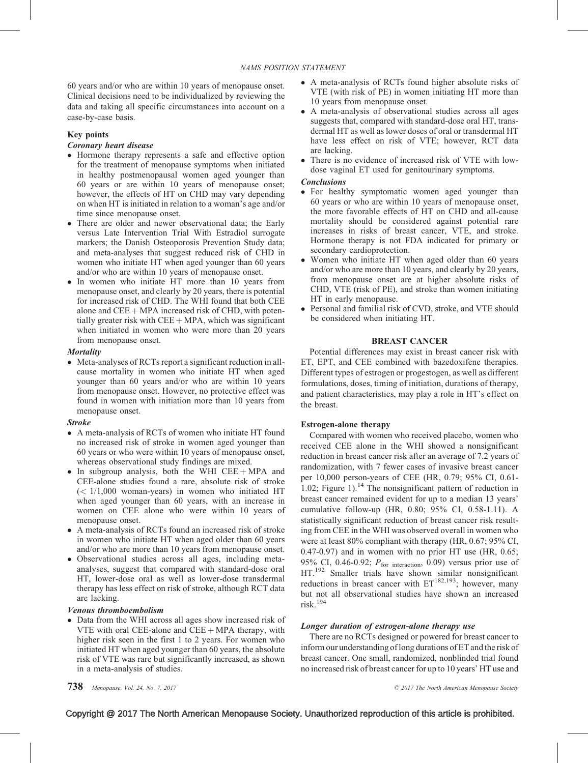60 years and/or who are within 10 years of menopause onset. Clinical decisions need to be individualized by reviewing the data and taking all specific circumstances into account on a case-by-case basis.

### Key points

#### *Coronary heart disease*

- Hormone therapy represents a safe and effective option for the treatment of menopause symptoms when initiated in healthy postmenopausal women aged younger than 60 years or are within 10 years of menopause onset; however, the effects of HT on CHD may vary depending on when HT is initiated in relation to a woman's age and/or time since menopause onset.
- There are older and newer observational data; the Early versus Late Intervention Trial With Estradiol surrogate markers; the Danish Osteoporosis Prevention Study data; and meta-analyses that suggest reduced risk of CHD in women who initiate HT when aged younger than 60 years and/or who are within 10 years of menopause onset.
- In women who initiate HT more than 10 years from menopause onset, and clearly by 20 years, there is potential for increased risk of CHD. The WHI found that both CEE alone and CEE + MPA increased risk of CHD, with potentially greater risk with CEE + MPA, which was significant when initiated in women who were more than 20 years from menopause onset.

#### *Mortality*

- Meta-analyses of RCTs report a significant reduction in all-cause mortality in women who initiate HT when aged younger than 60 years and/or who are within 10 years from menopause onset. However, no protective effect was found in women with initiation more than 10 years from menopause onset.

#### *Stroke*

- A meta-analysis of RCTs of women who initiate HT found no increased risk of stroke in women aged younger than 60 years or who were within 10 years of menopause onset, whereas observational study findings are mixed.
- In subgroup analysis, both the WHI CEE + MPA and CEE-alone studies found a rare, absolute risk of stroke (< 1/1,000 woman-years) in women who initiated HT when aged younger than 60 years, with an increase in women on CEE alone who were within 10 years of menopause onset.
- A meta-analysis of RCTs found an increased risk of stroke in women who initiate HT when aged older than 60 years and/or who are more than 10 years from menopause onset.
- Observational studies across all ages, including meta-analyses, suggest that compared with standard-dose oral HT, lower-dose oral as well as lower-dose transdermal therapy has less effect on risk of stroke, although RCT data are lacking.

#### *Venous thromboembolism*

- Data from the WHI across all ages show increased risk of VTE with oral CEE-alone and CEE + MPA therapy, with higher risk seen in the first 1 to 2 years. For women who initiated HT when aged younger than 60 years, the absolute risk of VTE was rare but significantly increased, as shown in a meta-analysis of studies.
- A meta-analysis of RCTs found higher absolute risks of VTE (with risk of PE) in women initiating HT more than 10 years from menopause onset.
- A meta-analysis of observational studies across all ages suggests that, compared with standard-dose oral HT, transdermal HT as well as lower doses of oral or transdermal HT have less effect on risk of VTE; however, RCT data are lacking.
- There is no evidence of increased risk of VTE with low-dose vaginal ET used for genitourinary symptoms.

#### *Conclusions*

- For healthy symptomatic women aged younger than 60 years or who are within 10 years of menopause onset, the more favorable effects of HT on CHD and all-cause mortality should be considered against potential rare increases in risks of breast cancer, VTE, and stroke. Hormone therapy is not FDA indicated for primary or secondary cardioprotection.
- Women who initiate HT when aged older than 60 years and/or who are more than 10 years, and clearly by 20 years, from menopause onset are at higher absolute risks of CHD, VTE (risk of PE), and stroke than women initiating HT in early menopause.
- Personal and familial risk of CVD, stroke, and VTE should be considered when initiating HT.

## BREAST CANCER

Potential differences may exist in breast cancer risk with ET, EPT, and CEE combined with bazedoxifene therapies. Different types of estrogen or progestogen, as well as different formulations, doses, timing of initiation, durations of therapy, and patient characteristics, may play a role in HT's effect on the breast.

### Estrogen-alone therapy

Compared with women who received placebo, women who received CEE alone in the WHI showed a nonsignificant reduction in breast cancer risk after an average of 7.2 years of randomization, with 7 fewer cases of invasive breast cancer per 10,000 person-years of CEE (HR, 0.79; 95% CI, 0.61-1.02; Figure 1).[14] The nonsignificant pattern of reduction in breast cancer remained evident for up to a median 13 years' cumulative follow-up (HR, 0.80; 95% CI, 0.58-1.11). A statistically significant reduction of breast cancer risk resulting from CEE in the WHI was observed overall in women who were at least 80% compliant with therapy (HR, 0.67; 95% CI, 0.47-0.97) and in women with no prior HT use (HR, 0.65; 95% CI, 0.46-0.92; $P_{\text{for interaction}}$, 0.09) versus prior use of HT.[192] Smaller trials have shown similar nonsignificant reductions in breast cancer with ET[182,193]; however, many but not all observational studies have shown an increased risk.[194]

#### *Longer duration of estrogen-alone therapy use*

There are no RCTs designed or powered for breast cancer to inform our understanding of long durations of ET and the risk of breast cancer. One small, randomized, nonblinded trial found no increased risk of breast cancer for up to 10 years' HT use and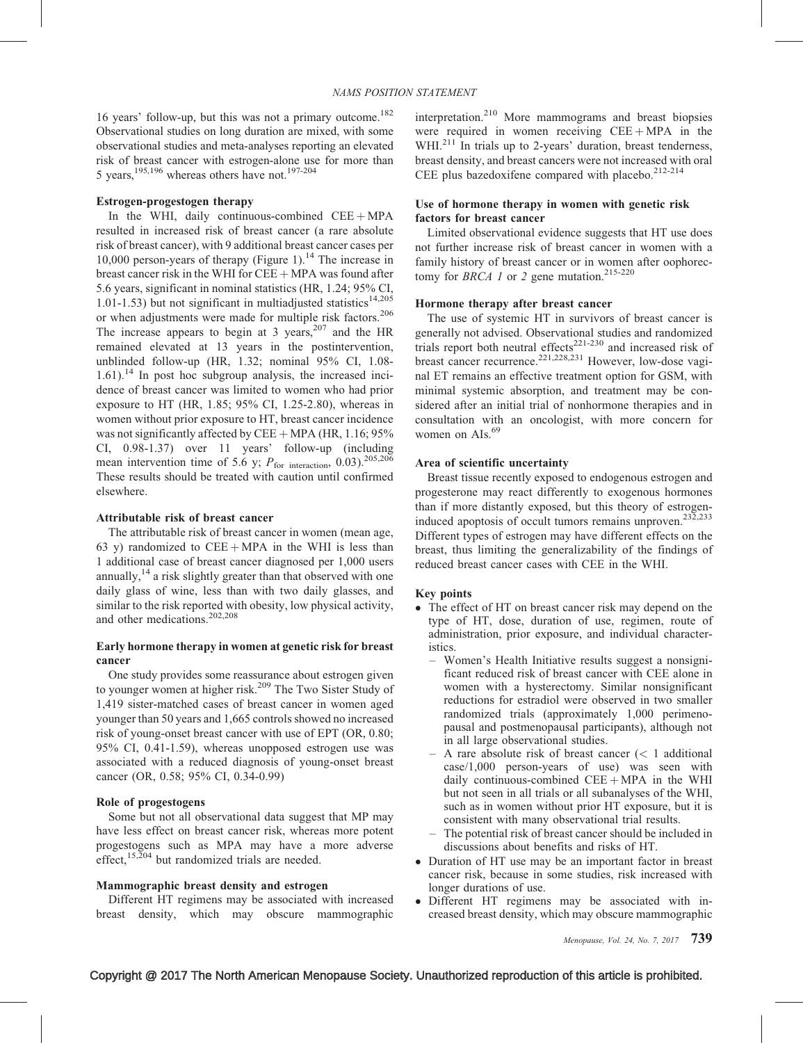16 years' follow-up, but this was not a primary outcome.[182] Observational studies on long duration are mixed, with some observational studies and meta-analyses reporting an elevated risk of breast cancer with estrogen-alone use for more than 5 years,[195,196] whereas others have not.[197-204]

### Estrogen-progestogen therapy

In the WHI, daily continuous-combined CEE + MPA resulted in increased risk of breast cancer (a rare absolute risk of breast cancer), with 9 additional breast cancer cases per 10,000 person-years of therapy (Figure 1).[14] The increase in breast cancer risk in the WHI for CEE + MPA was found after 5.6 years, significant in nominal statistics (HR, 1.24; 95% CI, 1.01-1.53) but not significant in multiadjusted statistics[14,205] or when adjustments were made for multiple risk factors.[206] The increase appears to begin at 3 years,[207] and the HR remained elevated at 13 years in the postintervention, unblinded follow-up (HR, 1.32; nominal 95% CI, 1.08-1.61).[14] In post hoc subgroup analysis, the increased incidence of breast cancer was limited to women who had prior exposure to HT (HR, 1.85; 95% CI, 1.25-2.80), whereas in women without prior exposure to HT, breast cancer incidence was not significantly affected by CEE + MPA (HR, 1.16; 95% CI, 0.98-1.37) over 11 years' follow-up (including mean intervention time of 5.6 y; $P_{\text{for interaction}}$, 0.03).[205,206] These results should be treated with caution until confirmed elsewhere.

### Attributable risk of breast cancer

The attributable risk of breast cancer in women (mean age, 63 y) randomized to CEE + MPA in the WHI is less than 1 additional case of breast cancer diagnosed per 1,000 users annually,[14] a risk slightly greater than that observed with one daily glass of wine, less than with two daily glasses, and similar to the risk reported with obesity, low physical activity, and other medications.[202,208]

### Early hormone therapy in women at genetic risk for breast cancer

One study provides some reassurance about estrogen given to younger women at higher risk.[209] The Two Sister Study of 1,419 sister-matched cases of breast cancer in women aged younger than 50 years and 1,665 controls showed no increased risk of young-onset breast cancer with use of EPT (OR, 0.80; 95% CI, 0.41-1.59), whereas unopposed estrogen use was associated with a reduced diagnosis of young-onset breast cancer (OR, 0.58; 95% CI, 0.34-0.99)

### Role of progestogens

Some but not all observational data suggest that MP may have less effect on breast cancer risk, whereas more potent progestogens such as MPA may have a more adverse effect,[15,204] but randomized trials are needed.

### Mammographic breast density and estrogen

Different HT regimens may be associated with increased breast density, which may obscure mammographic interpretation.[210] More mammograms and breast biopsies were required in women receiving CEE + MPA in the WHI.[211] In trials up to 2-years' duration, breast tenderness, breast density, and breast cancers were not increased with oral CEE plus bazedoxifene compared with placebo.[212-214]

### Use of hormone therapy in women with genetic risk factors for breast cancer

Limited observational evidence suggests that HT use does not further increase risk of breast cancer in women with a family history of breast cancer or in women after oophorectomy for *BRCA 1* or *2* gene mutation.[215-220]

### Hormone therapy after breast cancer

The use of systemic HT in survivors of breast cancer is generally not advised. Observational studies and randomized trials report both neutral effects[221-230] and increased risk of breast cancer recurrence.[221,228,231] However, low-dose vaginal ET remains an effective treatment option for GSM, with minimal systemic absorption, and treatment may be considered after an initial trial of nonhormone therapies and in consultation with an oncologist, with more concern for women on AIs.[69]

### Area of scientific uncertainty

Breast tissue recently exposed to endogenous estrogen and progesterone may react differently to exogenous hormones than if more distantly exposed, but this theory of estrogen-induced apoptosis of occult tumors remains unproven.[232,233] Different types of estrogen may have different effects on the breast, thus limiting the generalizability of the findings of reduced breast cancer cases with CEE in the WHI.

### Key points

- The effect of HT on breast cancer risk may depend on the type of HT, dose, duration of use, regimen, route of administration, prior exposure, and individual characteristics.
  - Women's Health Initiative results suggest a nonsignificant reduced risk of breast cancer with CEE alone in women with a hysterectomy. Similar nonsignificant reductions for estradiol were observed in two smaller randomized trials (approximately 1,000 perimenopausal and postmenopausal participants), although not in all large observational studies.
  - A rare absolute risk of breast cancer (< 1 additional case/1,000 person-years of use) was seen with daily continuous-combined CEE + MPA in the WHI but not seen in all trials or all subanalyses of the WHI, such as in women without prior HT exposure, but it is consistent with many observational trial results.
  - The potential risk of breast cancer should be included in discussions about benefits and risks of HT.
- Duration of HT use may be an important factor in breast cancer risk, because in some studies, risk increased with longer durations of use.
- Different HT regimens may be associated with increased breast density, which may obscure mammographic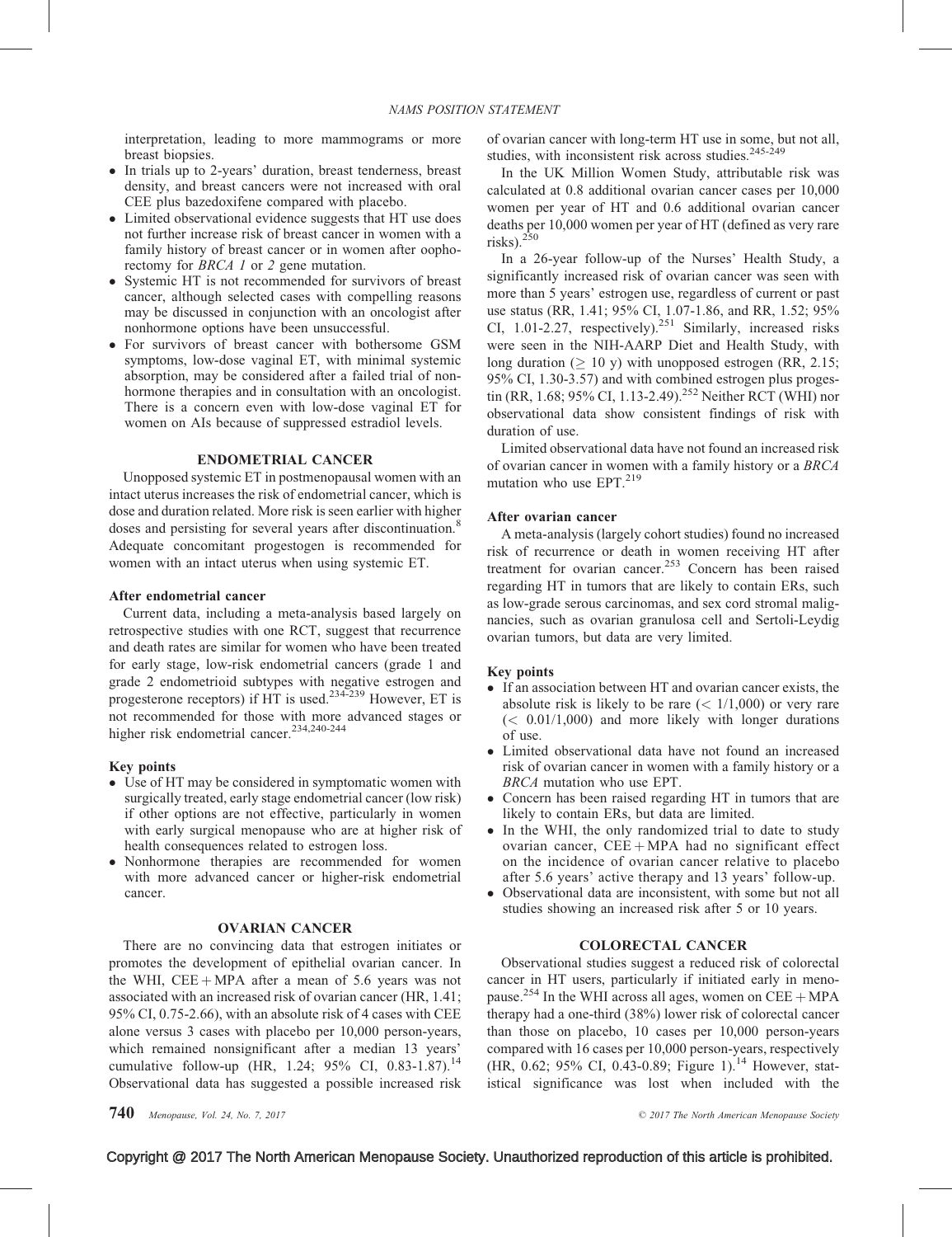interpretation, leading to more mammograms or more breast biopsies.

- In trials up to 2-years' duration, breast tenderness, breast density, and breast cancers were not increased with oral CEE plus bazedoxifene compared with placebo.
- Limited observational evidence suggests that HT use does not further increase risk of breast cancer in women with a family history of breast cancer or in women after oophorectomy for *BRCA 1* or *2* gene mutation.
- Systemic HT is not recommended for survivors of breast cancer, although selected cases with compelling reasons may be discussed in conjunction with an oncologist after nonhormone options have been unsuccessful.
- For survivors of breast cancer with bothersome GSM symptoms, low-dose vaginal ET, with minimal systemic absorption, may be considered after a failed trial of nonhormone therapies and in consultation with an oncologist. There is a concern even with low-dose vaginal ET for women on AIs because of suppressed estradiol levels.

## ENDOMETRIAL CANCER

Unopposed systemic ET in postmenopausal women with an intact uterus increases the risk of endometrial cancer, which is dose and duration related. More risk is seen earlier with higher doses and persisting for several years after discontinuation.[8] Adequate concomitant progestogen is recommended for women with an intact uterus when using systemic ET.

### After endometrial cancer

Current data, including a meta-analysis based largely on retrospective studies with one RCT, suggest that recurrence and death rates are similar for women who have been treated for early stage, low-risk endometrial cancers (grade 1 and grade 2 endometrioid subtypes with negative estrogen and progesterone receptors) if HT is used.[234-239] However, ET is not recommended for those with more advanced stages or higher risk endometrial cancer.[234,240-244]

### Key points

- Use of HT may be considered in symptomatic women with surgically treated, early stage endometrial cancer (low risk) if other options are not effective, particularly in women with early surgical menopause who are at higher risk of health consequences related to estrogen loss.
- Nonhormone therapies are recommended for women with more advanced cancer or higher-risk endometrial cancer.

## OVARIAN CANCER

There are no convincing data that estrogen initiates or promotes the development of epithelial ovarian cancer. In the WHI, CEE + MPA after a mean of 5.6 years was not associated with an increased risk of ovarian cancer (HR, 1.41; 95% CI, 0.75-2.66), with an absolute risk of 4 cases with CEE alone versus 3 cases with placebo per 10,000 person-years, which remained nonsignificant after a median 13 years' cumulative follow-up (HR, 1.24; 95% CI, 0.83-1.87).[14] Observational data has suggested a possible increased risk of ovarian cancer with long-term HT use in some, but not all, studies, with inconsistent risk across studies.[245-249]

In the UK Million Women Study, attributable risk was calculated at 0.8 additional ovarian cancer cases per 10,000 women per year of HT and 0.6 additional ovarian cancer deaths per 10,000 women per year of HT (defined as very rare risks).[250]

In a 26-year follow-up of the Nurses' Health Study, a significantly increased risk of ovarian cancer was seen with more than 5 years' estrogen use, regardless of current or past use status (RR, 1.41; 95% CI, 1.07-1.86, and RR, 1.52; 95% CI, 1.01-2.27, respectively).[251] Similarly, increased risks were seen in the NIH-AARP Diet and Health Study, with long duration ($\geq$ 10 y) with unopposed estrogen (RR, 2.15; 95% CI, 1.30-3.57) and with combined estrogen plus progestin (RR, 1.68; 95% CI, 1.13-2.49).[252] Neither RCT (WHI) nor observational data show consistent findings of risk with duration of use.

Limited observational data have not found an increased risk of ovarian cancer in women with a family history or a *BRCA* mutation who use EPT.[219]

### After ovarian cancer

A meta-analysis (largely cohort studies) found no increased risk of recurrence or death in women receiving HT after treatment for ovarian cancer.[253] Concern has been raised regarding HT in tumors that are likely to contain ERs, such as low-grade serous carcinomas, and sex cord stromal malignancies, such as ovarian granulosa cell and Sertoli-Leydig ovarian tumors, but data are very limited.

### Key points

- If an association between HT and ovarian cancer exists, the absolute risk is likely to be rare ($<$ 1/1,000) or very rare ($<$ 0.01/1,000) and more likely with longer durations of use.
- Limited observational data have not found an increased risk of ovarian cancer in women with a family history or a *BRCA* mutation who use EPT.
- Concern has been raised regarding HT in tumors that are likely to contain ERs, but data are limited.
- In the WHI, the only randomized trial to date to study ovarian cancer, CEE + MPA had no significant effect on the incidence of ovarian cancer relative to placebo after 5.6 years' active therapy and 13 years' follow-up.
- Observational data are inconsistent, with some but not all studies showing an increased risk after 5 or 10 years.

## COLORECTAL CANCER

Observational studies suggest a reduced risk of colorectal cancer in HT users, particularly if initiated early in menopause.[254] In the WHI across all ages, women on CEE + MPA therapy had a one-third (38%) lower risk of colorectal cancer than those on placebo, 10 cases per 10,000 person-years compared with 16 cases per 10,000 person-years, respectively (HR, 0.62; 95% CI, 0.43-0.89; Figure 1).[14] However, statistical significance was lost when included with the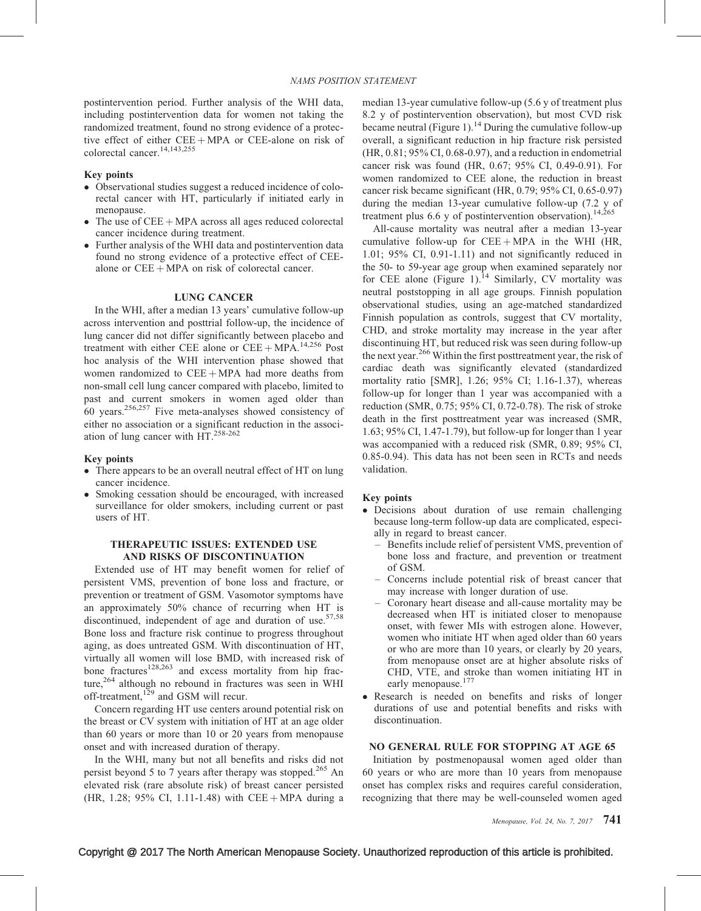postintervention period. Further analysis of the WHI data, including postintervention data for women not taking the randomized treatment, found no strong evidence of a protective effect of either CEE + MPA or CEE-alone on risk of colorectal cancer.[14,143,255]

**Key points**

- Observational studies suggest a reduced incidence of colorectal cancer with HT, particularly if initiated early in menopause.
- The use of CEE + MPA across all ages reduced colorectal cancer incidence during treatment.
- Further analysis of the WHI data and postintervention data found no strong evidence of a protective effect of CEE-alone or CEE + MPA on risk of colorectal cancer.

## LUNG CANCER

In the WHI, after a median 13 years' cumulative follow-up across intervention and posttrial follow-up, the incidence of lung cancer did not differ significantly between placebo and treatment with either CEE alone or CEE + MPA.[14,256] Post hoc analysis of the WHI intervention phase showed that women randomized to CEE + MPA had more deaths from non-small cell lung cancer compared with placebo, limited to past and current smokers in women aged older than 60 years.[256,257] Five meta-analyses showed consistency of either no association or a significant reduction in the association of lung cancer with HT.[258-262]

**Key points**

- There appears to be an overall neutral effect of HT on lung cancer incidence.
- Smoking cessation should be encouraged, with increased surveillance for older smokers, including current or past users of HT.

## THERAPEUTIC ISSUES: EXTENDED USE AND RISKS OF DISCONTINUATION

Extended use of HT may benefit women for relief of persistent VMS, prevention of bone loss and fracture, or prevention or treatment of GSM. Vasomotor symptoms have an approximately 50% chance of recurring when HT is discontinued, independent of age and duration of use.[57,58] Bone loss and fracture risk continue to progress throughout aging, as does untreated GSM. With discontinuation of HT, virtually all women will lose BMD, with increased risk of bone fractures[128,263] and excess mortality from hip fracture,[264] although no rebound in fractures was seen in WHI off-treatment,[129] and GSM will recur.

Concern regarding HT use centers around potential risk on the breast or CV system with initiation of HT at an age older than 60 years or more than 10 or 20 years from menopause onset and with increased duration of therapy.

In the WHI, many but not all benefits and risks did not persist beyond 5 to 7 years after therapy was stopped.[265] An elevated risk (rare absolute risk) of breast cancer persisted (HR, 1.28; 95% CI, 1.11-1.48) with CEE + MPA during a median 13-year cumulative follow-up (5.6 y of treatment plus 8.2 y of postintervention observation), but most CVD risk became neutral (Figure 1).[14] During the cumulative follow-up overall, a significant reduction in hip fracture risk persisted (HR, 0.81; 95% CI, 0.68-0.97), and a reduction in endometrial cancer risk was found (HR, 0.67; 95% CI, 0.49-0.91). For women randomized to CEE alone, the reduction in breast cancer risk became significant (HR, 0.79; 95% CI, 0.65-0.97) during the median 13-year cumulative follow-up (7.2 y of treatment plus 6.6 y of postintervention observation).[14,265]

All-cause mortality was neutral after a median 13-year cumulative follow-up for CEE + MPA in the WHI (HR, 1.01; 95% CI, 0.91-1.11) and not significantly reduced in the 50- to 59-year age group when examined separately nor for CEE alone (Figure 1).[14] Similarly, CV mortality was neutral poststopping in all age groups. Finnish population observational studies, using an age-matched standardized Finnish population as controls, suggest that CV mortality, CHD, and stroke mortality may increase in the year after discontinuing HT, but reduced risk was seen during follow-up the next year.[266] Within the first posttreatment year, the risk of cardiac death was significantly elevated (standardized mortality ratio [SMR], 1.26; 95% CI; 1.16-1.37), whereas follow-up for longer than 1 year was accompanied with a reduction (SMR, 0.75; 95% CI, 0.72-0.78). The risk of stroke death in the first posttreatment year was increased (SMR, 1.63; 95% CI, 1.47-1.79), but follow-up for longer than 1 year was accompanied with a reduced risk (SMR, 0.89; 95% CI, 0.85-0.94). This data has not been seen in RCTs and needs validation.

**Key points**

- Decisions about duration of use remain challenging because long-term follow-up data are complicated, especially in regard to breast cancer.
  - Benefits include relief of persistent VMS, prevention of bone loss and fracture, and prevention or treatment of GSM.
  - Concerns include potential risk of breast cancer that may increase with longer duration of use.
  - Coronary heart disease and all-cause mortality may be decreased when HT is initiated closer to menopause onset, with fewer MIs with estrogen alone. However, women who initiate HT when aged older than 60 years or who are more than 10 years, or clearly by 20 years, from menopause onset are at higher absolute risks of CHD, VTE, and stroke than women initiating HT in early menopause.[177]
- Research is needed on benefits and risks of longer durations of use and potential benefits and risks with discontinuation.

## NO GENERAL RULE FOR STOPPING AT AGE 65

Initiation by postmenopausal women aged older than 60 years or who are more than 10 years from menopause onset has complex risks and requires careful consideration, recognizing that there may be well-counseled women aged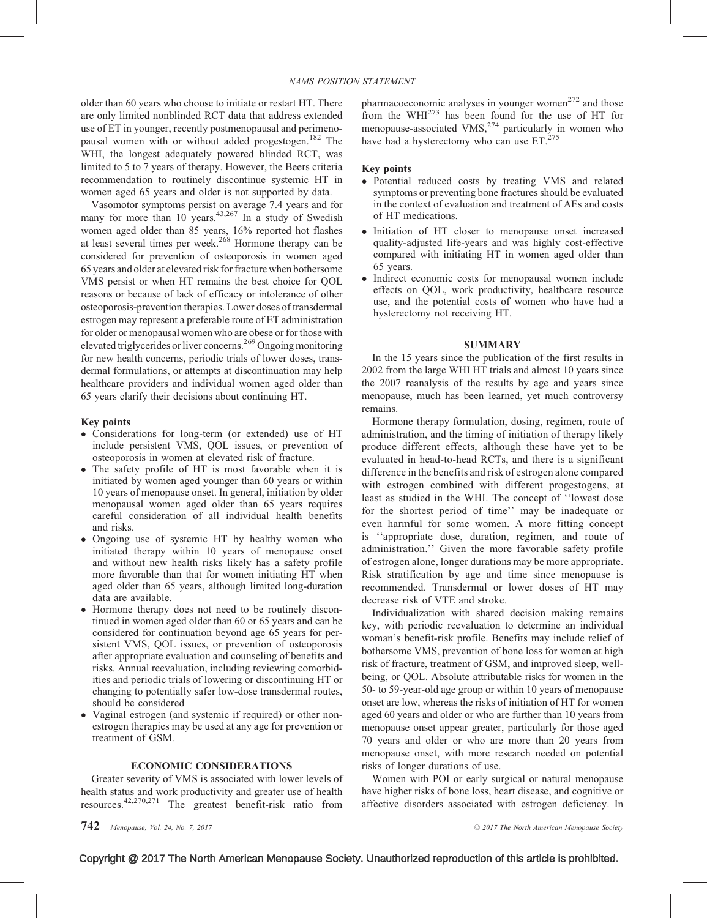older than 60 years who choose to initiate or restart HT. There are only limited nonblinded RCT data that address extended use of ET in younger, recently postmenopausal and perimenopausal women with or without added progestogen.[182] The WHI, the longest adequately powered blinded RCT, was limited to 5 to 7 years of therapy. However, the Beers criteria recommendation to routinely discontinue systemic HT in women aged 65 years and older is not supported by data.

Vasomotor symptoms persist on average 7.4 years and for many for more than 10 years.[43,267] In a study of Swedish women aged older than 85 years, 16% reported hot flashes at least several times per week.[268] Hormone therapy can be considered for prevention of osteoporosis in women aged 65 years and older at elevated risk for fracture when bothersome VMS persist or when HT remains the best choice for QOL reasons or because of lack of efficacy or intolerance of other osteoporosis-prevention therapies. Lower doses of transdermal estrogen may represent a preferable route of ET administration for older or menopausal women who are obese or for those with elevated triglycerides or liver concerns.[269] Ongoing monitoring for new health concerns, periodic trials of lower doses, transdermal formulations, or attempts at discontinuation may help healthcare providers and individual women aged older than 65 years clarify their decisions about continuing HT.

**Key points**

- Considerations for long-term (or extended) use of HT include persistent VMS, QOL issues, or prevention of osteoporosis in women at elevated risk of fracture.
- The safety profile of HT is most favorable when it is initiated by women aged younger than 60 years or within 10 years of menopause onset. In general, initiation by older menopausal women aged older than 65 years requires careful consideration of all individual health benefits and risks.
- Ongoing use of systemic HT by healthy women who initiated therapy within 10 years of menopause onset and without new health risks likely has a safety profile more favorable than that for women initiating HT when aged older than 65 years, although limited long-duration data are available.
- Hormone therapy does not need to be routinely discontinued in women aged older than 60 or 65 years and can be considered for continuation beyond age 65 years for persistent VMS, QOL issues, or prevention of osteoporosis after appropriate evaluation and counseling of benefits and risks. Annual reevaluation, including reviewing comorbidities and periodic trials of lowering or discontinuing HT or changing to potentially safer low-dose transdermal routes, should be considered
- Vaginal estrogen (and systemic if required) or other nonestrogen therapies may be used at any age for prevention or treatment of GSM.

## ECONOMIC CONSIDERATIONS

Greater severity of VMS is associated with lower levels of health status and work productivity and greater use of health resources.[42,270,271] The greatest benefit-risk ratio from pharmacoeconomic analyses in younger women[272] and those from the WHI[273] has been found for the use of HT for menopause-associated VMS,[274] particularly in women who have had a hysterectomy who can use ET.[275]

**Key points**

- Potential reduced costs by treating VMS and related symptoms or preventing bone fractures should be evaluated in the context of evaluation and treatment of AEs and costs of HT medications.
- Initiation of HT closer to menopause onset increased quality-adjusted life-years and was highly cost-effective compared with initiating HT in women aged older than 65 years.
- Indirect economic costs for menopausal women include effects on QOL, work productivity, healthcare resource use, and the potential costs of women who have had a hysterectomy not receiving HT.

## SUMMARY

In the 15 years since the publication of the first results in 2002 from the large WHI HT trials and almost 10 years since the 2007 reanalysis of the results by age and years since menopause, much has been learned, yet much controversy remains.

Hormone therapy formulation, dosing, regimen, route of administration, and the timing of initiation of therapy likely produce different effects, although these have yet to be evaluated in head-to-head RCTs, and there is a significant difference in the benefits and risk of estrogen alone compared with estrogen combined with different progestogens, at least as studied in the WHI. The concept of ''lowest dose for the shortest period of time'' may be inadequate or even harmful for some women. A more fitting concept is ''appropriate dose, duration, regimen, and route of administration.'' Given the more favorable safety profile of estrogen alone, longer durations may be more appropriate. Risk stratification by age and time since menopause is recommended. Transdermal or lower doses of HT may decrease risk of VTE and stroke.

Individualization with shared decision making remains key, with periodic reevaluation to determine an individual woman's benefit-risk profile. Benefits may include relief of bothersome VMS, prevention of bone loss for women at high risk of fracture, treatment of GSM, and improved sleep, well-being, or QOL. Absolute attributable risks for women in the 50- to 59-year-old age group or within 10 years of menopause onset are low, whereas the risks of initiation of HT for women aged 60 years and older or who are further than 10 years from menopause onset appear greater, particularly for those aged 70 years and older or who are more than 20 years from menopause onset, with more research needed on potential risks of longer durations of use.

Women with POI or early surgical or natural menopause have higher risks of bone loss, heart disease, and cognitive or affective disorders associated with estrogen deficiency. In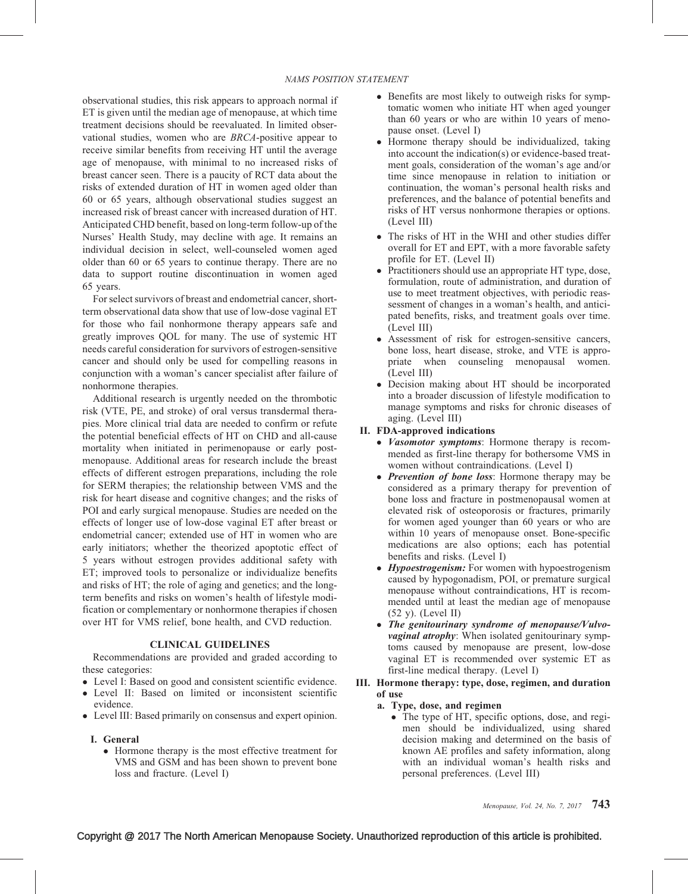observational studies, this risk appears to approach normal if ET is given until the median age of menopause, at which time treatment decisions should be reevaluated. In limited observational studies, women who are *BRCA*-positive appear to receive similar benefits from receiving HT until the average age of menopause, with minimal to no increased risks of breast cancer seen. There is a paucity of RCT data about the risks of extended duration of HT in women aged older than 60 or 65 years, although observational studies suggest an increased risk of breast cancer with increased duration of HT. Anticipated CHD benefit, based on long-term follow-up of the Nurses' Health Study, may decline with age. It remains an individual decision in select, well-counseled women aged older than 60 or 65 years to continue therapy. There are no data to support routine discontinuation in women aged 65 years.

For select survivors of breast and endometrial cancer, short-term observational data show that use of low-dose vaginal ET for those who fail nonhormone therapy appears safe and greatly improves QOL for many. The use of systemic HT needs careful consideration for survivors of estrogen-sensitive cancer and should only be used for compelling reasons in conjunction with a woman's cancer specialist after failure of nonhormone therapies.

Additional research is urgently needed on the thrombotic risk (VTE, PE, and stroke) of oral versus transdermal therapies. More clinical trial data are needed to confirm or refute the potential beneficial effects of HT on CHD and all-cause mortality when initiated in perimenopause or early postmenopause. Additional areas for research include the breast effects of different estrogen preparations, including the role for SERM therapies; the relationship between VMS and the risk for heart disease and cognitive changes; and the risks of POI and early surgical menopause. Studies are needed on the effects of longer use of low-dose vaginal ET after breast or endometrial cancer; extended use of HT in women who are early initiators; whether the theorized apoptotic effect of 5 years without estrogen provides additional safety with ET; improved tools to personalize or individualize benefits and risks of HT; the role of aging and genetics; and the long-term benefits and risks on women's health of lifestyle modification or complementary or nonhormone therapies if chosen over HT for VMS relief, bone health, and CVD reduction.

## CLINICAL GUIDELINES

Recommendations are provided and graded according to these categories:

- Level I: Based on good and consistent scientific evidence.
- Level II: Based on limited or inconsistent scientific evidence.
- Level III: Based primarily on consensus and expert opinion.

### I. General

- Hormone therapy is the most effective treatment for VMS and GSM and has been shown to prevent bone loss and fracture. (Level I)
- Benefits are most likely to outweigh risks for symptomatic women who initiate HT when aged younger than 60 years or who are within 10 years of menopause onset. (Level I)
- Hormone therapy should be individualized, taking into account the indication(s) or evidence-based treatment goals, consideration of the woman's age and/or time since menopause in relation to initiation or continuation, the woman's personal health risks and preferences, and the balance of potential benefits and risks of HT versus nonhormone therapies or options. (Level III)
- The risks of HT in the WHI and other studies differ overall for ET and EPT, with a more favorable safety profile for ET. (Level II)
- Practitioners should use an appropriate HT type, dose, formulation, route of administration, and duration of use to meet treatment objectives, with periodic reassessment of changes in a woman's health, and anticipated benefits, risks, and treatment goals over time. (Level III)
- Assessment of risk for estrogen-sensitive cancers, bone loss, heart disease, stroke, and VTE is appropriate when counseling menopausal women. (Level III)
- Decision making about HT should be incorporated into a broader discussion of lifestyle modification to manage symptoms and risks for chronic diseases of aging. (Level III)

### II. FDA-approved indications

- ***Vasomotor symptoms***: Hormone therapy is recommended as first-line therapy for bothersome VMS in women without contraindications. (Level I)
- ***Prevention of bone loss***: Hormone therapy may be considered as a primary therapy for prevention of bone loss and fracture in postmenopausal women at elevated risk of osteoporosis or fractures, primarily for women aged younger than 60 years or who are within 10 years of menopause onset. Bone-specific medications are also options; each has potential benefits and risks. (Level I)
- ***Hypoestrogenism:*** For women with hypoestrogenism caused by hypogonadism, POI, or premature surgical menopause without contraindications, HT is recommended until at least the median age of menopause (52 y). (Level II)
- ***The genitourinary syndrome of menopause/Vulvovaginal atrophy***: When isolated genitourinary symptoms caused by menopause are present, low-dose vaginal ET is recommended over systemic ET as first-line medical therapy. (Level I)

### III. Hormone therapy: type, dose, regimen, and duration of use

#### a. Type, dose, and regimen

- The type of HT, specific options, dose, and regimen should be individualized, using shared decision making and determined on the basis of known AE profiles and safety information, along with an individual woman's health risks and personal preferences. (Level III)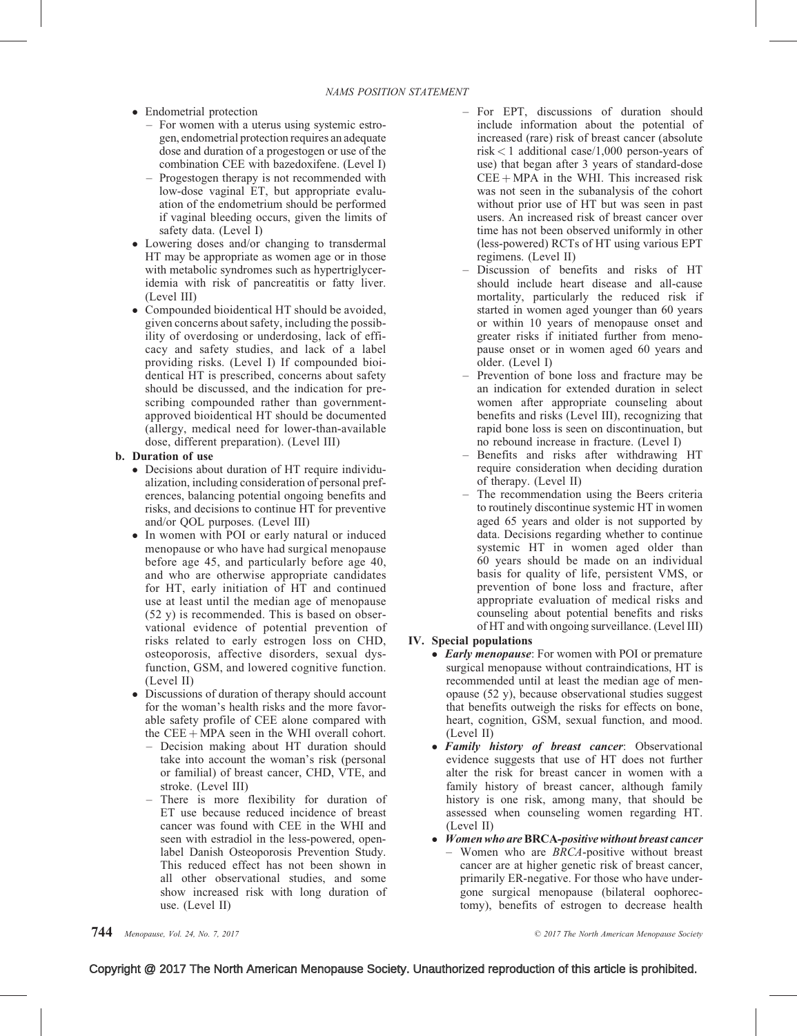- Endometrial protection
  - For women with a uterus using systemic estrogen, endometrial protection requires an adequate dose and duration of a progestogen or use of the combination CEE with bazedoxifene. (Level I)
  - Progestogen therapy is not recommended with low-dose vaginal ET, but appropriate evaluation of the endometrium should be performed if vaginal bleeding occurs, given the limits of safety data. (Level I)
- Lowering doses and/or changing to transdermal HT may be appropriate as women age or in those with metabolic syndromes such as hypertriglyceridemia with risk of pancreatitis or fatty liver. (Level III)
- Compounded bioidentical HT should be avoided, given concerns about safety, including the possibility of overdosing or underdosing, lack of efficacy and safety studies, and lack of a label providing risks. (Level I) If compounded bioidentical HT is prescribed, concerns about safety should be discussed, and the indication for prescribing compounded rather than government-approved bioidentical HT should be documented (allergy, medical need for lower-than-available dose, different preparation). (Level III)

**b. Duration of use**

- Decisions about duration of HT require individualization, including consideration of personal preferences, balancing potential ongoing benefits and risks, and decisions to continue HT for preventive and/or QOL purposes. (Level III)
- In women with POI or early natural or induced menopause or who have had surgical menopause before age 45, and particularly before age 40, and who are otherwise appropriate candidates for HT, early initiation of HT and continued use at least until the median age of menopause (52 y) is recommended. This is based on observational evidence of potential prevention of risks related to early estrogen loss on CHD, osteoporosis, affective disorders, sexual dysfunction, GSM, and lowered cognitive function. (Level II)
- Discussions of duration of therapy should account for the woman's health risks and the more favorable safety profile of CEE alone compared with the CEE + MPA seen in the WHI overall cohort.
  - Decision making about HT duration should take into account the woman's risk (personal or familial) of breast cancer, CHD, VTE, and stroke. (Level III)
  - There is more flexibility for duration of ET use because reduced incidence of breast cancer was found with CEE in the WHI and seen with estradiol in the less-powered, open-label Danish Osteoporosis Prevention Study. This reduced effect has not been shown in all other observational studies, and some show increased risk with long duration of use. (Level II)
  - For EPT, discussions of duration should include information about the potential of increased (rare) risk of breast cancer (absolute risk < 1 additional case/1,000 person-years of use) that began after 3 years of standard-dose CEE + MPA in the WHI. This increased risk was not seen in the subanalysis of the cohort without prior use of HT but was seen in past users. An increased risk of breast cancer over time has not been observed uniformly in other (less-powered) RCTs of HT using various EPT regimens. (Level II)
  - Discussion of benefits and risks of HT should include heart disease and all-cause mortality, particularly the reduced risk if started in women aged younger than 60 years or within 10 years of menopause onset and greater risks if initiated further from menopause onset or in women aged 60 years and older. (Level I)
  - Prevention of bone loss and fracture may be an indication for extended duration in select women after appropriate counseling about benefits and risks (Level III), recognizing that rapid bone loss is seen on discontinuation, but no rebound increase in fracture. (Level I)
  - Benefits and risks after withdrawing HT require consideration when deciding duration of therapy. (Level II)
  - The recommendation using the Beers criteria to routinely discontinue systemic HT in women aged 65 years and older is not supported by data. Decisions regarding whether to continue systemic HT in women aged older than 60 years should be made on an individual basis for quality of life, persistent VMS, or prevention of bone loss and fracture, after appropriate evaluation of medical risks and counseling about potential benefits and risks of HT and with ongoing surveillance. (Level III)

**IV. Special populations**

- ***Early menopause***: For women with POI or premature surgical menopause without contraindications, HT is recommended until at least the median age of menopause (52 y), because observational studies suggest that benefits outweigh the risks for effects on bone, heart, cognition, GSM, sexual function, and mood. (Level II)
- ***Family history of breast cancer***: Observational evidence suggests that use of HT does not further alter the risk for breast cancer in women with a family history of breast cancer, although family history is one risk, among many, that should be assessed when counseling women regarding HT. (Level II)
- ***Women who are* BRCA*-positive without breast cancer***
  - Women who are *BRCA*-positive without breast cancer are at higher genetic risk of breast cancer, primarily ER-negative. For those who have undergone surgical menopause (bilateral oophorectomy), benefits of estrogen to decrease health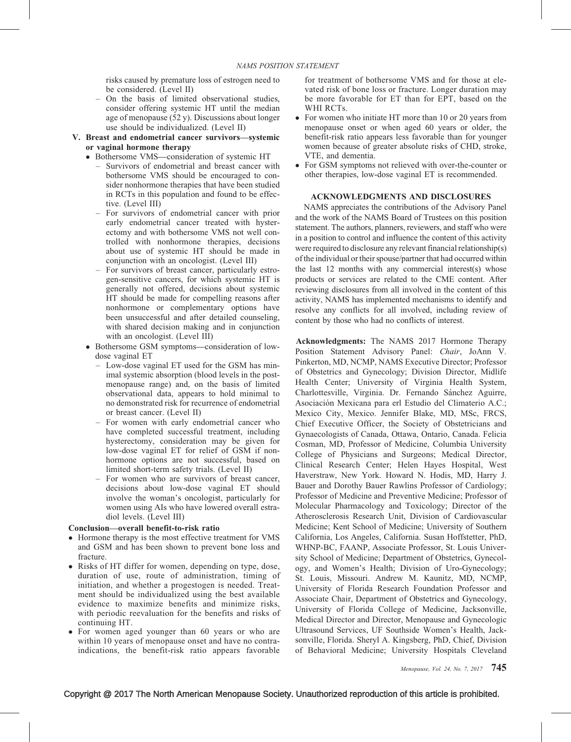risks caused by premature loss of estrogen need to be considered. (Level II)

  - On the basis of limited observational studies, consider offering systemic HT until the median age of menopause (52 y). Discussions about longer use should be individualized. (Level II)

**V. Breast and endometrial cancer survivors—systemic or vaginal hormone therapy**

- Bothersome VMS—consideration of systemic HT
  - Survivors of endometrial and breast cancer with bothersome VMS should be encouraged to consider nonhormone therapies that have been studied in RCTs in this population and found to be effective. (Level III)
  - For survivors of endometrial cancer with prior early endometrial cancer treated with hysterectomy and with bothersome VMS not well controlled with nonhormone therapies, decisions about use of systemic HT should be made in conjunction with an oncologist. (Level III)
  - For survivors of breast cancer, particularly estrogen-sensitive cancers, for which systemic HT is generally not offered, decisions about systemic HT should be made for compelling reasons after nonhormone or complementary options have been unsuccessful and after detailed counseling, with shared decision making and in conjunction with an oncologist. (Level III)
- Bothersome GSM symptoms—consideration of low-dose vaginal ET
  - Low-dose vaginal ET used for the GSM has minimal systemic absorption (blood levels in the postmenopause range) and, on the basis of limited observational data, appears to hold minimal to no demonstrated risk for recurrence of endometrial or breast cancer. (Level II)
  - For women with early endometrial cancer who have completed successful treatment, including hysterectomy, consideration may be given for low-dose vaginal ET for relief of GSM if nonhormone options are not successful, based on limited short-term safety trials. (Level II)
  - For women who are survivors of breast cancer, decisions about low-dose vaginal ET should involve the woman's oncologist, particularly for women using AIs who have lowered overall estradiol levels. (Level III)

**Conclusion—overall benefit-to-risk ratio**

- Hormone therapy is the most effective treatment for VMS and GSM and has been shown to prevent bone loss and fracture.
- Risks of HT differ for women, depending on type, dose, duration of use, route of administration, timing of initiation, and whether a progestogen is needed. Treatment should be individualized using the best available evidence to maximize benefits and minimize risks, with periodic reevaluation for the benefits and risks of continuing HT.
- For women aged younger than 60 years or who are within 10 years of menopause onset and have no contraindications, the benefit-risk ratio appears favorable for treatment of bothersome VMS and for those at elevated risk of bone loss or fracture. Longer duration may be more favorable for ET than for EPT, based on the WHI RCTs.
- For women who initiate HT more than 10 or 20 years from menopause onset or when aged 60 years or older, the benefit-risk ratio appears less favorable than for younger women because of greater absolute risks of CHD, stroke, VTE, and dementia.
- For GSM symptoms not relieved with over-the-counter or other therapies, low-dose vaginal ET is recommended.

## ACKNOWLEDGMENTS AND DISCLOSURES

NAMS appreciates the contributions of the Advisory Panel and the work of the NAMS Board of Trustees on this position statement. The authors, planners, reviewers, and staff who were in a position to control and influence the content of this activity were required to disclosure any relevant financial relationship(s) of the individual or their spouse/partner that had occurred within the last 12 months with any commercial interest(s) whose products or services are related to the CME content. After reviewing disclosures from all involved in the content of this activity, NAMS has implemented mechanisms to identify and resolve any conflicts for all involved, including review of content by those who had no conflicts of interest.

**Acknowledgments:** The NAMS 2017 Hormone Therapy Position Statement Advisory Panel: *Chair*, JoAnn V. Pinkerton, MD, NCMP, NAMS Executive Director; Professor of Obstetrics and Gynecology; Division Director, Midlife Health Center; University of Virginia Health System, Charlottesville, Virginia. Dr. Fernando Sánchez Aguirre, Asociación Mexicana para erl Estudio del Climaterio A.C.; Mexico City, Mexico. Jennifer Blake, MD, MSc, FRCS, Chief Executive Officer, the Society of Obstetricians and Gynaecologists of Canada, Ottawa, Ontario, Canada. Felicia Cosman, MD, Professor of Medicine, Columbia University College of Physicians and Surgeons; Medical Director, Clinical Research Center; Helen Hayes Hospital, West Haverstraw, New York. Howard N. Hodis, MD, Harry J. Bauer and Dorothy Bauer Rawlins Professor of Cardiology; Professor of Medicine and Preventive Medicine; Professor of Molecular Pharmacology and Toxicology; Director of the Atherosclerosis Research Unit, Division of Cardiovascular Medicine; Kent School of Medicine; University of Southern California, Los Angeles, California. Susan Hoffstetter, PhD, WHNP-BC, FAANP, Associate Professor, St. Louis University School of Medicine; Department of Obstetrics, Gynecology, and Women's Health; Division of Uro-Gynecology; St. Louis, Missouri. Andrew M. Kaunitz, MD, NCMP, University of Florida Research Foundation Professor and Associate Chair, Department of Obstetrics and Gynecology, University of Florida College of Medicine, Jacksonville, Medical Director and Director, Menopause and Gynecologic Ultrasound Services, UF Southside Women's Health, Jacksonville, Florida. Sheryl A. Kingsberg, PhD, Chief, Division of Behavioral Medicine; University Hospitals Cleveland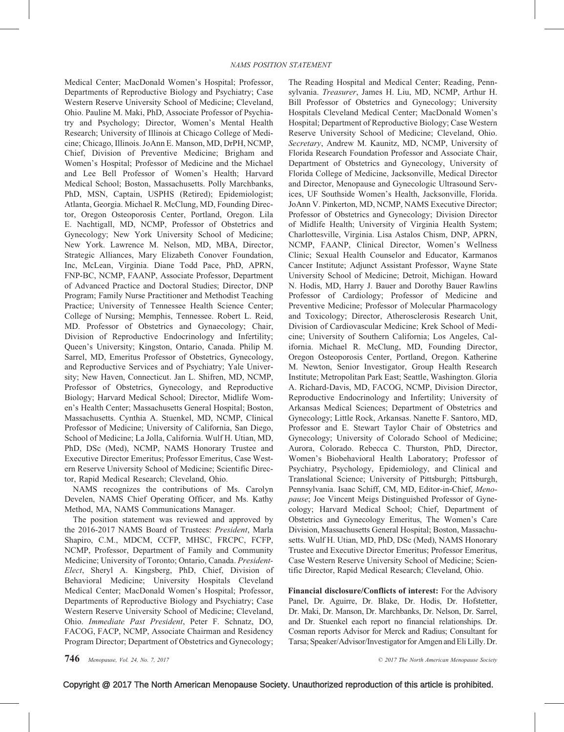Medical Center; MacDonald Women's Hospital; Professor, Departments of Reproductive Biology and Psychiatry; Case Western Reserve University School of Medicine; Cleveland, Ohio. Pauline M. Maki, PhD, Associate Professor of Psychiatry and Psychology; Director, Women's Mental Health Research; University of Illinois at Chicago College of Medicine; Chicago, Illinois. JoAnn E. Manson, MD, DrPH, NCMP, Chief, Division of Preventive Medicine; Brigham and Women's Hospital; Professor of Medicine and the Michael and Lee Bell Professor of Women's Health; Harvard Medical School; Boston, Massachusetts. Polly Marchbanks, PhD, MSN, Captain, USPHS (Retired); Epidemiologist; Atlanta, Georgia. Michael R. McClung, MD, Founding Director, Oregon Osteoporosis Center, Portland, Oregon. Lila E. Nachtigall, MD, NCMP, Professor of Obstetrics and Gynecology; New York University School of Medicine; New York. Lawrence M. Nelson, MD, MBA, Director, Strategic Alliances, Mary Elizabeth Conover Foundation, Inc, McLean, Virginia. Diane Todd Pace, PhD, APRN, FNP-BC, NCMP, FAANP, Associate Professor, Department of Advanced Practice and Doctoral Studies; Director, DNP Program; Family Nurse Practitioner and Methodist Teaching Practice; University of Tennessee Health Science Center; College of Nursing; Memphis, Tennessee. Robert L. Reid, MD. Professor of Obstetrics and Gynaecology; Chair, Division of Reproductive Endocrinology and Infertility; Queen's University; Kingston, Ontario, Canada. Philip M. Sarrel, MD, Emeritus Professor of Obstetrics, Gynecology, and Reproductive Services and of Psychiatry; Yale University; New Haven, Connecticut. Jan L. Shifren, MD, NCMP, Professor of Obstetrics, Gynecology, and Reproductive Biology; Harvard Medical School; Director, Midlife Women's Health Center; Massachusetts General Hospital; Boston, Massachusetts. Cynthia A. Stuenkel, MD, NCMP, Clinical Professor of Medicine; University of California, San Diego, School of Medicine; La Jolla, California. Wulf H. Utian, MD, PhD, DSc (Med), NCMP, NAMS Honorary Trustee and Executive Director Emeritus; Professor Emeritus, Case Western Reserve University School of Medicine; Scientific Director, Rapid Medical Research; Cleveland, Ohio.

NAMS recognizes the contributions of Ms. Carolyn Develen, NAMS Chief Operating Officer, and Ms. Kathy Method, MA, NAMS Communications Manager.

The position statement was reviewed and approved by the 2016-2017 NAMS Board of Trustees: *President*, Marla Shapiro, C.M., MDCM, CCFP, MHSC, FRCPC, FCFP, NCMP, Professor, Department of Family and Community Medicine; University of Toronto; Ontario, Canada. *President-Elect*, Sheryl A. Kingsberg, PhD, Chief, Division of Behavioral Medicine; University Hospitals Cleveland Medical Center; MacDonald Women's Hospital; Professor, Departments of Reproductive Biology and Psychiatry; Case Western Reserve University School of Medicine; Cleveland, Ohio. *Immediate Past President*, Peter F. Schnatz, DO, FACOG, FACP, NCMP, Associate Chairman and Residency Program Director; Department of Obstetrics and Gynecology; The Reading Hospital and Medical Center; Reading, Pennsylvania. *Treasurer*, James H. Liu, MD, NCMP, Arthur H. Bill Professor of Obstetrics and Gynecology; University Hospitals Cleveland Medical Center; MacDonald Women's Hospital; Department of Reproductive Biology; Case Western Reserve University School of Medicine; Cleveland, Ohio. *Secretary*, Andrew M. Kaunitz, MD, NCMP, University of Florida Research Foundation Professor and Associate Chair, Department of Obstetrics and Gynecology, University of Florida College of Medicine, Jacksonville, Medical Director and Director, Menopause and Gynecologic Ultrasound Services, UF Southside Women's Health, Jacksonville, Florida. JoAnn V. Pinkerton, MD, NCMP, NAMS Executive Director; Professor of Obstetrics and Gynecology; Division Director of Midlife Health; University of Virginia Health System; Charlottesville, Virginia. Lisa Astalos Chism, DNP, APRN, NCMP, FAANP, Clinical Director, Women's Wellness Clinic; Sexual Health Counselor and Educator, Karmanos Cancer Institute; Adjunct Assistant Professor, Wayne State University School of Medicine; Detroit, Michigan. Howard N. Hodis, MD, Harry J. Bauer and Dorothy Bauer Rawlins Professor of Cardiology; Professor of Medicine and Preventive Medicine; Professor of Molecular Pharmacology and Toxicology; Director, Atherosclerosis Research Unit, Division of Cardiovascular Medicine; Krek School of Medicine; University of Southern California; Los Angeles, California. Michael R. McClung, MD, Founding Director, Oregon Osteoporosis Center, Portland, Oregon. Katherine M. Newton, Senior Investigator, Group Health Research Institute; Metropolitan Park East; Seattle, Washington. Gloria A. Richard-Davis, MD, FACOG, NCMP, Division Director, Reproductive Endocrinology and Infertility; University of Arkansas Medical Sciences; Department of Obstetrics and Gynecology; Little Rock, Arkansas. Nanette F. Santoro, MD, Professor and E. Stewart Taylor Chair of Obstetrics and Gynecology; University of Colorado School of Medicine; Aurora, Colorado. Rebecca C. Thurston, PhD, Director, Women's Biobehavioral Health Laboratory; Professor of Psychiatry, Psychology, Epidemiology, and Clinical and Translational Science; University of Pittsburgh; Pittsburgh, Pennsylvania. Isaac Schiff, CM, MD, Editor-in-Chief, *Menopause*; Joe Vincent Meigs Distinguished Professor of Gynecology; Harvard Medical School; Chief, Department of Obstetrics and Gynecology Emeritus, The Women's Care Division, Massachusetts General Hospital; Boston, Massachusetts. Wulf H. Utian, MD, PhD, DSc (Med), NAMS Honorary Trustee and Executive Director Emeritus; Professor Emeritus, Case Western Reserve University School of Medicine; Scientific Director, Rapid Medical Research; Cleveland, Ohio.

**Financial disclosure/Conflicts of interest:** For the Advisory Panel, Dr. Aguirre, Dr. Blake, Dr. Hodis, Dr. Hofstetter, Dr. Maki, Dr. Manson, Dr. Marchbanks, Dr. Nelson, Dr. Sarrel, and Dr. Stuenkel each report no financial relationships. Dr. Cosman reports Advisor for Merck and Radius; Consultant for Tarsa; Speaker/Advisor/Investigator for Amgen and Eli Lilly. Dr.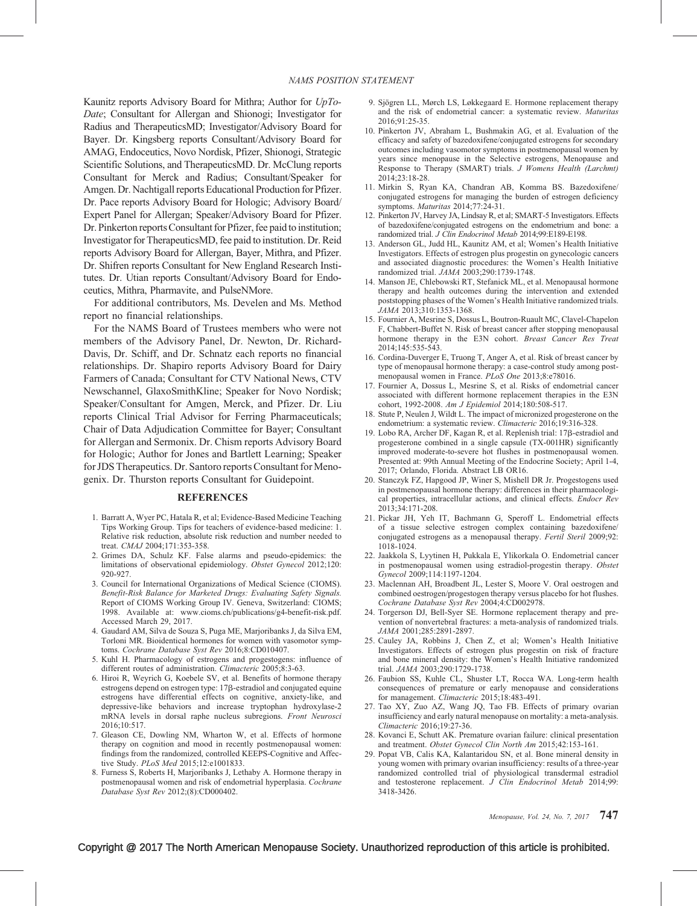Kaunitz reports Advisory Board for Mithra; Author for *UpToDate*; Consultant for Allergan and Shionogi; Investigator for Radius and TherapeuticsMD; Investigator/Advisory Board for Bayer. Dr. Kingsberg reports Consultant/Advisory Board for AMAG, Endoceutics, Novo Nordisk, Pfizer, Shionogi, Strategic Scientific Solutions, and TherapeuticsMD. Dr. McClung reports Consultant for Merck and Radius; Consultant/Speaker for Amgen. Dr. Nachtigall reports Educational Production for Pfizer. Dr. Pace reports Advisory Board for Hologic; Advisory Board/Expert Panel for Allergan; Speaker/Advisory Board for Pfizer. Dr. Pinkerton reports Consultant for Pfizer, fee paid to institution; Investigator for TherapeuticsMD, fee paid to institution. Dr. Reid reports Advisory Board for Allergan, Bayer, Mithra, and Pfizer. Dr. Shifren reports Consultant for New England Research Institutes. Dr. Utian reports Consultant/Advisory Board for Endoceutics, Mithra, Pharmavite, and PulseNMore.

For additional contributors, Ms. Develen and Ms. Method report no financial relationships.

For the NAMS Board of Trustees members who were not members of the Advisory Panel, Dr. Newton, Dr. Richard-Davis, Dr. Schiff, and Dr. Schnatz each reports no financial relationships. Dr. Shapiro reports Advisory Board for Dairy Farmers of Canada; Consultant for CTV National News, CTV Newschannel, GlaxoSmithKline; Speaker for Novo Nordisk; Speaker/Consultant for Amgen, Merck, and Pfizer. Dr. Liu reports Clinical Trial Advisor for Ferring Pharmaceuticals; Chair of Data Adjudication Committee for Bayer; Consultant for Allergan and Sermonix. Dr. Chism reports Advisory Board for Hologic; Author for Jones and Bartlett Learning; Speaker for JDS Therapeutics. Dr. Santoro reports Consultant for Menogenix. Dr. Thurston reports Consultant for Guidepoint.

## REFERENCES

1. Barratt A, Wyer PC, Hatala R, et al; Evidence-Based Medicine Teaching Tips Working Group. Tips for teachers of evidence-based medicine: 1. Relative risk reduction, absolute risk reduction and number needed to treat. *CMAJ* 2004;171:353-358.
2. Grimes DA, Schulz KF. False alarms and pseudo-epidemics: the limitations of observational epidemiology. *Obstet Gynecol* 2012;120: 920-927.
3. Council for International Organizations of Medical Science (CIOMS). *Benefit-Risk Balance for Marketed Drugs: Evaluating Safety Signals.* Report of CIOMS Working Group IV. Geneva, Switzerland: CIOMS; 1998. Available at: www.cioms.ch/publications/g4-benefit-risk.pdf. Accessed March 29, 2017.
4. Gaudard AM, Silva de Souza S, Puga ME, Marjoribanks J, da Silva EM, Torloni MR. Bioidentical hormones for women with vasomotor symptoms. *Cochrane Database Syst Rev* 2016;8:CD010407.
5. Kuhl H. Pharmacology of estrogens and progestogens: influence of different routes of administration. *Climacteric* 2005;8:3-63.
6. Hiroi R, Weyrich G, Koebele SV, et al. Benefits of hormone therapy estrogens depend on estrogen type: 17β-estradiol and conjugated equine estrogens have differential effects on cognitive, anxiety-like, and depressive-like behaviors and increase tryptophan hydroxylase-2 mRNA levels in dorsal raphe nucleus subregions. *Front Neurosci* 2016;10:517.
7. Gleason CE, Dowling NM, Wharton W, et al. Effects of hormone therapy on cognition and mood in recently postmenopausal women: findings from the randomized, controlled KEEPS-Cognitive and Affective Study. *PLoS Med* 2015;12:e1001833.
8. Furness S, Roberts H, Marjoribanks J, Lethaby A. Hormone therapy in postmenopausal women and risk of endometrial hyperplasia. *Cochrane Database Syst Rev* 2012;(8):CD000402.
9. Sjögren LL, Mørch LS, Løkkegaard E. Hormone replacement therapy and the risk of endometrial cancer: a systematic review. *Maturitas* 2016;91:25-35.
10. Pinkerton JV, Abraham L, Bushmakin AG, et al. Evaluation of the efficacy and safety of bazedoxifene/conjugated estrogens for secondary outcomes including vasomotor symptoms in postmenopausal women by years since menopause in the Selective estrogens, Menopause and Response to Therapy (SMART) trials. *J Womens Health (Larchmt)* 2014;23:18-28.
11. Mirkin S, Ryan KA, Chandran AB, Komma BS. Bazedoxifene/conjugated estrogens for managing the burden of estrogen deficiency symptoms. *Maturitas* 2014;77:24-31.
12. Pinkerton JV, Harvey JA, Lindsay R, et al; SMART-5 Investigators. Effects of bazedoxifene/conjugated estrogens on the endometrium and bone: a randomized trial. *J Clin Endocrinol Metab* 2014;99:E189-E198.
13. Anderson GL, Judd HL, Kaunitz AM, et al; Women's Health Initiative Investigators. Effects of estrogen plus progestin on gynecologic cancers and associated diagnostic procedures: the Women's Health Initiative randomized trial. *JAMA* 2003;290:1739-1748.
14. Manson JE, Chlebowski RT, Stefanick ML, et al. Menopausal hormone therapy and health outcomes during the intervention and extended poststopping phases of the Women's Health Initiative randomized trials. *JAMA* 2013;310:1353-1368.
15. Fournier A, Mesrine S, Dossus L, Boutron-Ruault MC, Clavel-Chapelon F, Chabbert-Buffet N. Risk of breast cancer after stopping menopausal hormone therapy in the E3N cohort. *Breast Cancer Res Treat* 2014;145:535-543.
16. Cordina-Duverger E, Truong T, Anger A, et al. Risk of breast cancer by type of menopausal hormone therapy: a case-control study among postmenopausal women in France. *PLoS One* 2013;8:e78016.
17. Fournier A, Dossus L, Mesrine S, et al. Risks of endometrial cancer associated with different hormone replacement therapies in the E3N cohort, 1992-2008. *Am J Epidemiol* 2014;180:508-517.
18. Stute P, Neulen J, Wildt L. The impact of micronized progesterone on the endometrium: a systematic review. *Climacteric* 2016;19:316-328.
19. Lobo RA, Archer DF, Kagan R, et al. Replenish trial: 17β-estradiol and progesterone combined in a single capsule (TX-001HR) significantly improved moderate-to-severe hot flushes in postmenopausal women. Presented at: 99th Annual Meeting of the Endocrine Society; April 1-4, 2017; Orlando, Florida. Abstract LB OR16.
20. Stanczyk FZ, Hapgood JP, Winer S, Mishell DR Jr. Progestogens used in postmenopausal hormone therapy: differences in their pharmacological properties, intracellular actions, and clinical effects. *Endocr Rev* 2013;34:171-208.
21. Pickar JH, Yeh IT, Bachmann G, Speroff L. Endometrial effects of a tissue selective estrogen complex containing bazedoxifene/conjugated estrogens as a menopausal therapy. *Fertil Steril* 2009;92: 1018-1024.
22. Jaakkola S, Lyytinen H, Pukkala E, Ylikorkala O. Endometrial cancer in postmenopausal women using estradiol-progestin therapy. *Obstet Gynecol* 2009;114:1197-1204.
23. Maclennan AH, Broadbent JL, Lester S, Moore V. Oral oestrogen and combined oestrogen/progestogen therapy versus placebo for hot flushes. *Cochrane Database Syst Rev* 2004;4:CD002978.
24. Torgerson DJ, Bell-Syer SE. Hormone replacement therapy and prevention of nonvertebral fractures: a meta-analysis of randomized trials. *JAMA* 2001;285:2891-2897.
25. Cauley JA, Robbins J, Chen Z, et al; Women's Health Initiative Investigators. Effects of estrogen plus progestin on risk of fracture and bone mineral density: the Women's Health Initiative randomized trial. *JAMA* 2003;290:1729-1738.
26. Faubion SS, Kuhle CL, Shuster LT, Rocca WA. Long-term health consequences of premature or early menopause and considerations for management. *Climacteric* 2015;18:483-491.
27. Tao XY, Zuo AZ, Wang JQ, Tao FB. Effects of primary ovarian insufficiency and early natural menopause on mortality: a meta-analysis. *Climacteric* 2016;19:27-36.
28. Kovanci E, Schutt AK. Premature ovarian failure: clinical presentation and treatment. *Obstet Gynecol Clin North Am* 2015;42:153-161.
29. Popat VB, Calis KA, Kalantaridou SN, et al. Bone mineral density in young women with primary ovarian insufficiency: results of a three-year randomized controlled trial of physiological transdermal estradiol and testosterone replacement. *J Clin Endocrinol Metab* 2014;99: 3418-3426.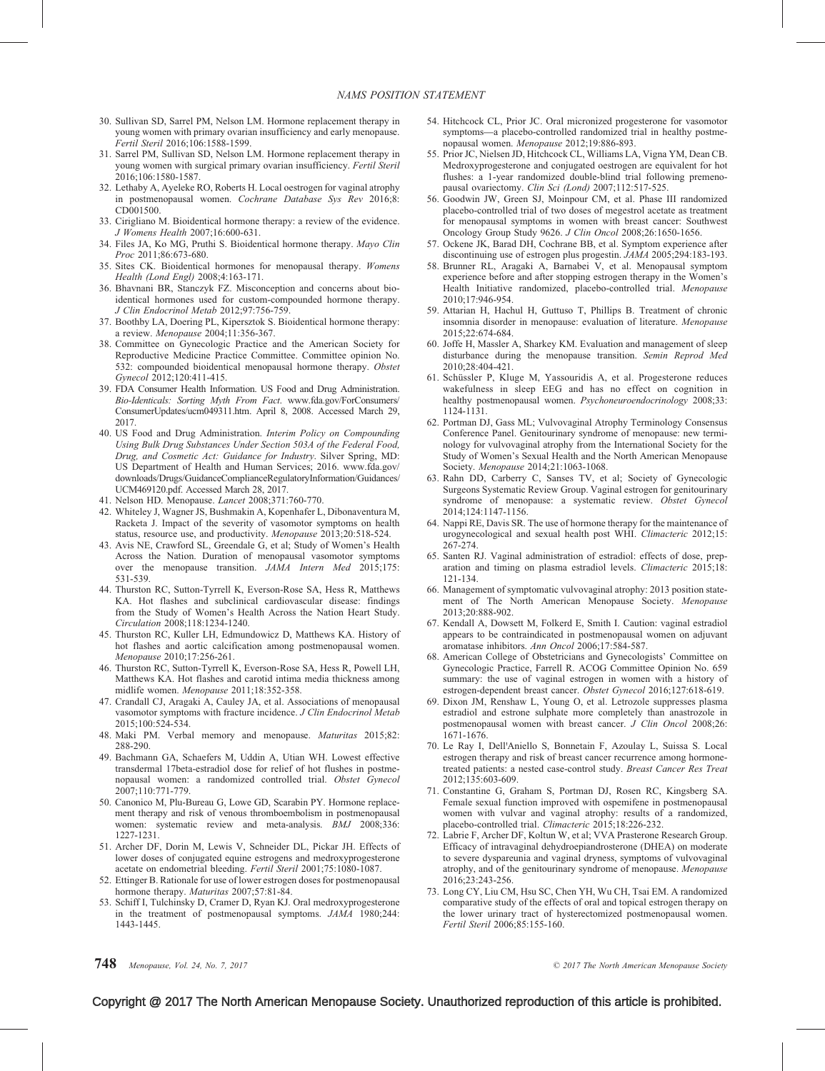30. Sullivan SD, Sarrel PM, Nelson LM. Hormone replacement therapy in young women with primary ovarian insufficiency and early menopause. *Fertil Steril* 2016;106:1588-1599.
31. Sarrel PM, Sullivan SD, Nelson LM. Hormone replacement therapy in young women with surgical primary ovarian insufficiency. *Fertil Steril* 2016;106:1580-1587.
32. Lethaby A, Ayeleke RO, Roberts H. Local oestrogen for vaginal atrophy in postmenopausal women. *Cochrane Database Sys Rev* 2016;8: CD001500.
33. Cirigliano M. Bioidentical hormone therapy: a review of the evidence. *J Womens Health* 2007;16:600-631.
34. Files JA, Ko MG, Pruthi S. Bioidentical hormone therapy. *Mayo Clin Proc* 2011;86:673-680.
35. Sites CK. Bioidentical hormones for menopausal therapy. *Womens Health (Lond Engl)* 2008;4:163-171.
36. Bhavnani BR, Stanczyk FZ. Misconception and concerns about bioidentical hormones used for custom-compounded hormone therapy. *J Clin Endocrinol Metab* 2012;97:756-759.
37. Boothby LA, Doering PL, Kipersztok S. Bioidentical hormone therapy: a review. *Menopause* 2004;11:356-367.
38. Committee on Gynecologic Practice and the American Society for Reproductive Medicine Practice Committee. Committee opinion No. 532: compounded bioidentical menopausal hormone therapy. *Obstet Gynecol* 2012;120:411-415.
39. FDA Consumer Health Information. US Food and Drug Administration. *Bio-Identicals: Sorting Myth From Fact.* www.fda.gov/ForConsumers/ConsumerUpdates/ucm049311.htm. April 8, 2008. Accessed March 29, 2017.
40. US Food and Drug Administration. *Interim Policy on Compounding Using Bulk Drug Substances Under Section 503A of the Federal Food, Drug, and Cosmetic Act: Guidance for Industry*. Silver Spring, MD: US Department of Health and Human Services; 2016. www.fda.gov/downloads/Drugs/GuidanceComplianceRegulatoryInformation/Guidances/UCM469120.pdf. Accessed March 28, 2017.
41. Nelson HD. Menopause. *Lancet* 2008;371:760-770.
42. Whiteley J, Wagner JS, Bushmakin A, Kopenhafer L, Dibonaventura M, Racketa J. Impact of the severity of vasomotor symptoms on health status, resource use, and productivity. *Menopause* 2013;20:518-524.
43. Avis NE, Crawford SL, Greendale G, et al; Study of Women's Health Across the Nation. Duration of menopausal vasomotor symptoms over the menopause transition. *JAMA Intern Med* 2015;175: 531-539.
44. Thurston RC, Sutton-Tyrrell K, Everson-Rose SA, Hess R, Matthews KA. Hot flashes and subclinical cardiovascular disease: findings from the Study of Women's Health Across the Nation Heart Study. *Circulation* 2008;118:1234-1240.
45. Thurston RC, Kuller LH, Edmundowicz D, Matthews KA. History of hot flashes and aortic calcification among postmenopausal women. *Menopause* 2010;17:256-261.
46. Thurston RC, Sutton-Tyrrell K, Everson-Rose SA, Hess R, Powell LH, Matthews KA. Hot flashes and carotid intima media thickness among midlife women. *Menopause* 2011;18:352-358.
47. Crandall CJ, Aragaki A, Cauley JA, et al. Associations of menopausal vasomotor symptoms with fracture incidence. *J Clin Endocrinol Metab* 2015;100:524-534.
48. Maki PM. Verbal memory and menopause. *Maturitas* 2015;82: 288-290.
49. Bachmann GA, Schaefers M, Uddin A, Utian WH. Lowest effective transdermal 17beta-estradiol dose for relief of hot flushes in postmenopausal women: a randomized controlled trial. *Obstet Gynecol* 2007;110:771-779.
50. Canonico M, Plu-Bureau G, Lowe GD, Scarabin PY. Hormone replacement therapy and risk of venous thromboembolism in postmenopausal women: systematic review and meta-analysis. *BMJ* 2008;336: 1227-1231.
51. Archer DF, Dorin M, Lewis V, Schneider DL, Pickar JH. Effects of lower doses of conjugated equine estrogens and medroxyprogesterone acetate on endometrial bleeding. *Fertil Steril* 2001;75:1080-1087.
52. Ettinger B. Rationale for use of lower estrogen doses for postmenopausal hormone therapy. *Maturitas* 2007;57:81-84.
53. Schiff I, Tulchinsky D, Cramer D, Ryan KJ. Oral medroxyprogesterone in the treatment of postmenopausal symptoms. *JAMA* 1980;244: 1443-1445.
54. Hitchcock CL, Prior JC. Oral micronized progesterone for vasomotor symptoms—a placebo-controlled randomized trial in healthy postmenopausal women. *Menopause* 2012;19:886-893.
55. Prior JC, Nielsen JD, Hitchcock CL, Williams LA, Vigna YM, Dean CB. Medroxyprogesterone and conjugated oestrogen are equivalent for hot flushes: a 1-year randomized double-blind trial following premenopausal ovariectomy. *Clin Sci (Lond)* 2007;112:517-525.
56. Goodwin JW, Green SJ, Moinpour CM, et al. Phase III randomized placebo-controlled trial of two doses of megestrol acetate as treatment for menopausal symptoms in women with breast cancer: Southwest Oncology Group Study 9626. *J Clin Oncol* 2008;26:1650-1656.
57. Ockene JK, Barad DH, Cochrane BB, et al. Symptom experience after discontinuing use of estrogen plus progestin. *JAMA* 2005;294:183-193.
58. Brunner RL, Aragaki A, Barnabei V, et al. Menopausal symptom experience before and after stopping estrogen therapy in the Women's Health Initiative randomized, placebo-controlled trial. *Menopause* 2010;17:946-954.
59. Attarian H, Hachul H, Guttuso T, Phillips B. Treatment of chronic insomnia disorder in menopause: evaluation of literature. *Menopause* 2015;22:674-684.
60. Joffe H, Massler A, Sharkey KM. Evaluation and management of sleep disturbance during the menopause transition. *Semin Reprod Med* 2010;28:404-421.
61. Schüssler P, Kluge M, Yassouridis A, et al. Progesterone reduces wakefulness in sleep EEG and has no effect on cognition in healthy postmenopausal women. *Psychoneuroendocrinology* 2008;33: 1124-1131.
62. Portman DJ, Gass ML; Vulvovaginal Atrophy Terminology Consensus Conference Panel. Genitourinary syndrome of menopause: new terminology for vulvovaginal atrophy from the International Society for the Study of Women's Sexual Health and the North American Menopause Society. *Menopause* 2014;21:1063-1068.
63. Rahn DD, Carberry C, Sanses TV, et al; Society of Gynecologic Surgeons Systematic Review Group. Vaginal estrogen for genitourinary syndrome of menopause: a systematic review. *Obstet Gynecol* 2014;124:1147-1156.
64. Nappi RE, Davis SR. The use of hormone therapy for the maintenance of urogynecological and sexual health post WHI. *Climacteric* 2012;15: 267-274.
65. Santen RJ. Vaginal administration of estradiol: effects of dose, preparation and timing on plasma estradiol levels. *Climacteric* 2015;18: 121-134.
66. Management of symptomatic vulvovaginal atrophy: 2013 position statement of The North American Menopause Society. *Menopause* 2013;20:888-902.
67. Kendall A, Dowsett M, Folkerd E, Smith I. Caution: vaginal estradiol appears to be contraindicated in postmenopausal women on adjuvant aromatase inhibitors. *Ann Oncol* 2006;17:584-587.
68. American College of Obstetricians and Gynecologists' Committee on Gynecologic Practice, Farrell R. ACOG Committee Opinion No. 659 summary: the use of vaginal estrogen in women with a history of estrogen-dependent breast cancer. *Obstet Gynecol* 2016;127:618-619.
69. Dixon JM, Renshaw L, Young O, et al. Letrozole suppresses plasma estradiol and estrone sulphate more completely than anastrozole in postmenopausal women with breast cancer. *J Clin Oncol* 2008;26: 1671-1676.
70. Le Ray I, Dell'Aniello S, Bonnetain F, Azoulay L, Suissa S. Local estrogen therapy and risk of breast cancer recurrence among hormone-treated patients: a nested case-control study. *Breast Cancer Res Treat* 2012;135:603-609.
71. Constantine G, Graham S, Portman DJ, Rosen RC, Kingsberg SA. Female sexual function improved with ospemifene in postmenopausal women with vulvar and vaginal atrophy: results of a randomized, placebo-controlled trial. *Climacteric* 2015;18:226-232.
72. Labrie F, Archer DF, Koltun W, et al; VVA Prasterone Research Group. Efficacy of intravaginal dehydroepiandrosterone (DHEA) on moderate to severe dyspareunia and vaginal dryness, symptoms of vulvovaginal atrophy, and of the genitourinary syndrome of menopause. *Menopause* 2016;23:243-256.
73. Long CY, Liu CM, Hsu SC, Chen YH, Wu CH, Tsai EM. A randomized comparative study of the effects of oral and topical estrogen therapy on the lower urinary tract of hysterectomized postmenopausal women. *Fertil Steril* 2006;85:155-160.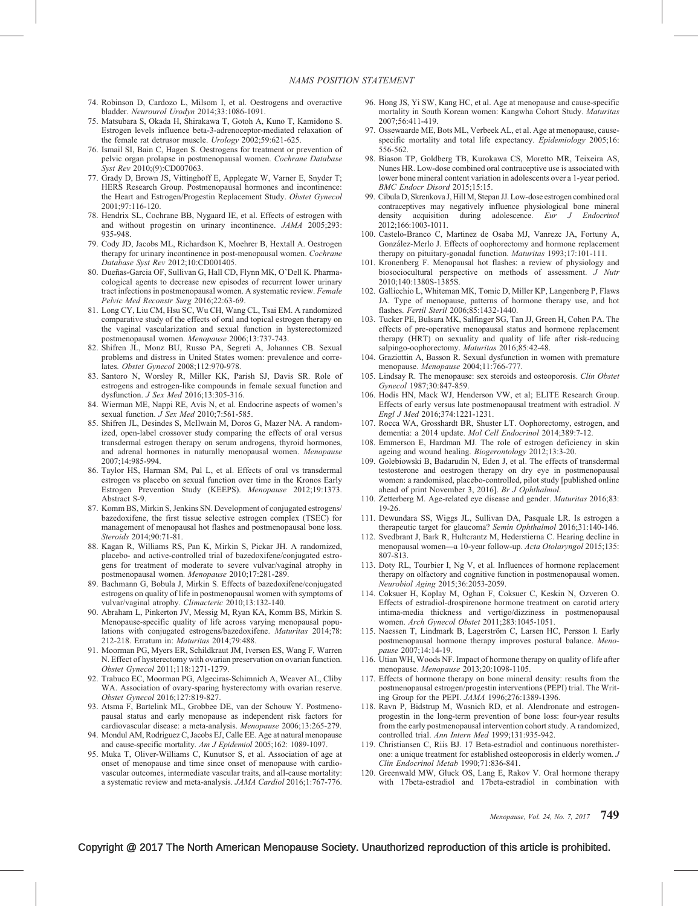74. Robinson D, Cardozo L, Milsom I, et al. Oestrogens and overactive bladder. *Neurourol Urodyn* 2014;33:1086-1091.
75. Matsubara S, Okada H, Shirakawa T, Gotoh A, Kuno T, Kamidono S. Estrogen levels influence beta-3-adrenoceptor-mediated relaxation of the female rat detrusor muscle. *Urology* 2002;59:621-625.
76. Ismail SI, Bain C, Hagen S. Oestrogens for treatment or prevention of pelvic organ prolapse in postmenopausal women. *Cochrane Database Syst Rev* 2010;(9):CD007063.
77. Grady D, Brown JS, Vittinghoff E, Applegate W, Varner E, Snyder T; HERS Research Group. Postmenopausal hormones and incontinence: the Heart and Estrogen/Progestin Replacement Study. *Obstet Gynecol* 2001;97:116-120.
78. Hendrix SL, Cochrane BB, Nygaard IE, et al. Effects of estrogen with and without progestin on urinary incontinence. *JAMA* 2005;293: 935-948.
79. Cody JD, Jacobs ML, Richardson K, Moehrer B, Hextall A. Oestrogen therapy for urinary incontinence in post-menopausal women. *Cochrane Database Syst Rev* 2012;10:CD001405.
80. Dueñas-Garcia OF, Sullivan G, Hall CD, Flynn MK, O'Dell K. Pharmacological agents to decrease new episodes of recurrent lower urinary tract infections in postmenopausal women. A systematic review. *Female Pelvic Med Reconstr Surg* 2016;22:63-69.
81. Long CY, Liu CM, Hsu SC, Wu CH, Wang CL, Tsai EM. A randomized comparative study of the effects of oral and topical estrogen therapy on the vaginal vascularization and sexual function in hysterectomized postmenopausal women. *Menopause* 2006;13:737-743.
82. Shifren JL, Monz BU, Russo PA, Segreti A, Johannes CB. Sexual problems and distress in United States women: prevalence and correlates. *Obstet Gynecol* 2008;112:970-978.
83. Santoro N, Worsley R, Miller KK, Parish SJ, Davis SR. Role of estrogens and estrogen-like compounds in female sexual function and dysfunction. *J Sex Med* 2016;13:305-316.
84. Wierman ME, Nappi RE, Avis N, et al. Endocrine aspects of women's sexual function. *J Sex Med* 2010;7:561-585.
85. Shifren JL, Desindes S, McIlwain M, Doros G, Mazer NA. A randomized, open-label crossover study comparing the effects of oral versus transdermal estrogen therapy on serum androgens, thyroid hormones, and adrenal hormones in naturally menopausal women. *Menopause* 2007;14:985-994.
86. Taylor HS, Harman SM, Pal L, et al. Effects of oral vs transdermal estrogen vs placebo on sexual function over time in the Kronos Early Estrogen Prevention Study (KEEPS). *Menopause* 2012;19:1373. Abstract S-9.
87. Komm BS, Mirkin S, Jenkins SN. Development of conjugated estrogens/bazedoxifene, the first tissue selective estrogen complex (TSEC) for management of menopausal hot flashes and postmenopausal bone loss. *Steroids* 2014;90:71-81.
88. Kagan R, Williams RS, Pan K, Mirkin S, Pickar JH. A randomized, placebo- and active-controlled trial of bazedoxifene/conjugated estrogens for treatment of moderate to severe vulvar/vaginal atrophy in postmenopausal women. *Menopause* 2010;17:281-289.
89. Bachmann G, Bobula J, Mirkin S. Effects of bazedoxifene/conjugated estrogens on quality of life in postmenopausal women with symptoms of vulvar/vaginal atrophy. *Climacteric* 2010;13:132-140.
90. Abraham L, Pinkerton JV, Messig M, Ryan KA, Komm BS, Mirkin S. Menopause-specific quality of life across varying menopausal populations with conjugated estrogens/bazedoxifene. *Maturitas* 2014;78: 212-218. Erratum in: *Maturitas* 2014;79:488.
91. Moorman PG, Myers ER, Schildkraut JM, Iversen ES, Wang F, Warren N. Effect of hysterectomy with ovarian preservation on ovarian function. *Obstet Gynecol* 2011;118:1271-1279.
92. Trabuco EC, Moorman PG, Algeciras-Schimnich A, Weaver AL, Cliby WA. Association of ovary-sparing hysterectomy with ovarian reserve. *Obstet Gynecol* 2016;127:819-827.
93. Atsma F, Bartelink ML, Grobbee DE, van der Schouw Y. Postmenopausal status and early menopause as independent risk factors for cardiovascular disease: a meta-analysis. *Menopause* 2006;13:265-279.
94. Mondul AM, Rodriguez C, Jacobs EJ, Calle EE. Age at natural menopause and cause-specific mortality. *Am J Epidemiol* 2005;162: 1089-1097.
95. Muka T, Oliver-Williams C, Kunutsor S, et al. Association of age at onset of menopause and time since onset of menopause with cardiovascular outcomes, intermediate vascular traits, and all-cause mortality: a systematic review and meta-analysis. *JAMA Cardiol* 2016;1:767-776.
96. Hong JS, Yi SW, Kang HC, et al. Age at menopause and cause-specific mortality in South Korean women: Kangwha Cohort Study. *Maturitas* 2007;56:411-419.
97. Ossewaarde ME, Bots ML, Verbeek AL, et al. Age at menopause, cause-specific mortality and total life expectancy. *Epidemiology* 2005;16: 556-562.
98. Biason TP, Goldberg TB, Kurokawa CS, Moretto MR, Teixeira AS, Nunes HR. Low-dose combined oral contraceptive use is associated with lower bone mineral content variation in adolescents over a 1-year period. *BMC Endocr Disord* 2015;15:15.
99. Cibula D, Skrenkova J, Hill M, Stepan JJ. Low-dose estrogen combined oral contraceptives may negatively influence physiological bone mineral density acquisition during adolescence. *Eur J Endocrinol* 2012;166:1003-1011.
100. Castelo-Branco C, Martinez de Osaba MJ, Vanrezc JA, Fortuny A, González-Merlo J. Effects of oophorectomy and hormone replacement therapy on pituitary-gonadal function. *Maturitas* 1993;17:101-111.
101. Kronenberg F. Menopausal hot flashes: a review of physiology and biosociocultural perspective on methods of assessment. *J Nutr* 2010;140:1380S-1385S.
102. Gallicchio L, Whiteman MK, Tomic D, Miller KP, Langenberg P, Flaws JA. Type of menopause, patterns of hormone therapy use, and hot flashes. *Fertil Steril* 2006;85:1432-1440.
103. Tucker PE, Bulsara MK, Salfinger SG, Tan JJ, Green H, Cohen PA. The effects of pre-operative menopausal status and hormone replacement therapy (HRT) on sexuality and quality of life after risk-reducing salpingo-oophorectomy. *Maturitas* 2016;85:42-48.
104. Graziottin A, Basson R. Sexual dysfunction in women with premature menopause. *Menopause* 2004;11:766-777.
105. Lindsay R. The menopause: sex steroids and osteoporosis. *Clin Obstet Gynecol* 1987;30:847-859.
106. Hodis HN, Mack WJ, Henderson VW, et al; ELITE Research Group. Effects of early versus late postmenopausal treatment with estradiol. *N Engl J Med* 2016;374:1221-1231.
107. Rocca WA, Grosshardt BR, Shuster LT. Oophorectomy, estrogen, and dementia: a 2014 update. *Mol Cell Endocrinol* 2014;389:7-12.
108. Emmerson E, Hardman MJ. The role of estrogen deficiency in skin ageing and wound healing. *Biogerontology* 2012;13:3-20.
109. Golebiowski B, Badarudin N, Eden J, et al. The effects of transdermal testosterone and oestrogen therapy on dry eye in postmenopausal women: a randomised, placebo-controlled, pilot study [published online ahead of print November 3, 2016]. *Br J Ophthalmol*.
110. Zetterberg M. Age-related eye disease and gender. *Maturitas* 2016;83: 19-26.
111. Dewundara SS, Wiggs JL, Sullivan DA, Pasquale LR. Is estrogen a therapeutic target for glaucoma? *Semin Ophthalmol* 2016;31:140-146.
112. Svedbrant J, Bark R, Hultcrantz M, Hederstierna C. Hearing decline in menopausal women—a 10-year follow-up. *Acta Otolaryngol* 2015;135: 807-813.
113. Doty RL, Tourbier I, Ng V, et al. Influences of hormone replacement therapy on olfactory and cognitive function in postmenopausal women. *Neurobiol Aging* 2015;36:2053-2059.
114. Coksuer H, Koplay M, Oghan F, Coksuer C, Keskin N, Ozveren O. Effects of estradiol-drospirenone hormone treatment on carotid artery intima-media thickness and vertigo/dizziness in postmenopausal women. *Arch Gynecol Obstet* 2011;283:1045-1051.
115. Naessen T, Lindmark B, Lagerström C, Larsen HC, Persson I. Early postmenopausal hormone therapy improves postural balance. *Menopause* 2007;14:14-19.
116. Utian WH, Woods NF. Impact of hormone therapy on quality of life after menopause. *Menopause* 2013;20:1098-1105.
117. Effects of hormone therapy on bone mineral density: results from the postmenopausal estrogen/progestin interventions (PEPI) trial. The Writing Group for the PEPI. *JAMA* 1996;276:1389-1396.
118. Ravn P, Bidstrup M, Wasnich RD, et al. Alendronate and estrogen-progestin in the long-term prevention of bone loss: four-year results from the early postmenopausal intervention cohort study. A randomized, controlled trial. *Ann Intern Med* 1999;131:935-942.
119. Christiansen C, Riis BJ. 17 Beta-estradiol and continuous norethisterone: a unique treatment for established osteoporosis in elderly women. *J Clin Endocrinol Metab* 1990;71:836-841.
120. Greenwald MW, Gluck OS, Lang E, Rakov V. Oral hormone therapy with 17beta-estradiol and 17beta-estradiol in combination with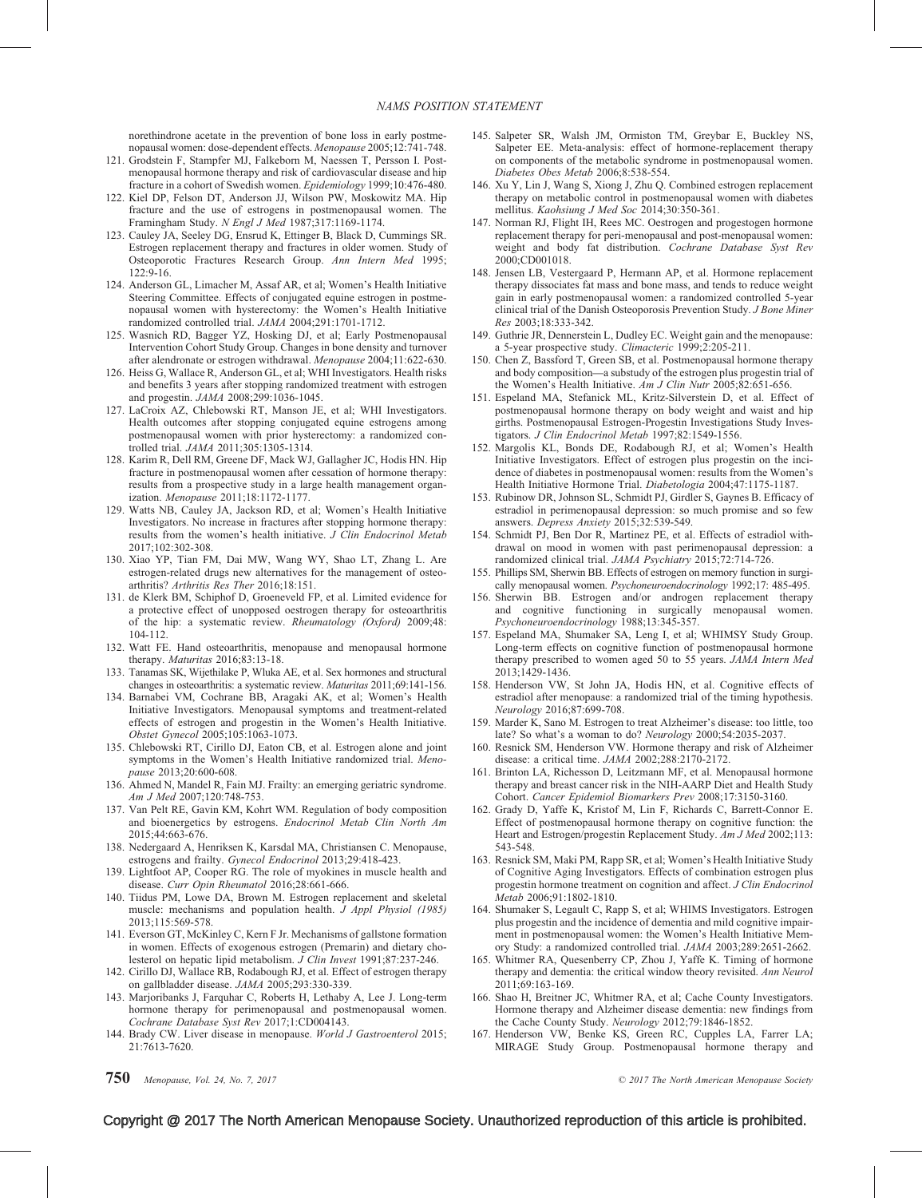norethindrone acetate in the prevention of bone loss in early postmenopausal women: dose-dependent effects. *Menopause* 2005;12:741-748.

121. Grodstein F, Stampfer MJ, Falkeborn M, Naessen T, Persson I. Postmenopausal hormone therapy and risk of cardiovascular disease and hip fracture in a cohort of Swedish women. *Epidemiology* 1999;10:476-480.
122. Kiel DP, Felson DT, Anderson JJ, Wilson PW, Moskowitz MA. Hip fracture and the use of estrogens in postmenopausal women. The Framingham Study. *N Engl J Med* 1987;317:1169-1174.
123. Cauley JA, Seeley DG, Ensrud K, Ettinger B, Black D, Cummings SR. Estrogen replacement therapy and fractures in older women. Study of Osteoporotic Fractures Research Group. *Ann Intern Med* 1995;122:9-16.
124. Anderson GL, Limacher M, Assaf AR, et al; Women's Health Initiative Steering Committee. Effects of conjugated equine estrogen in postmenopausal women with hysterectomy: the Women's Health Initiative randomized controlled trial. *JAMA* 2004;291:1701-1712.
125. Wasnich RD, Bagger YZ, Hosking DJ, et al; Early Postmenopausal Intervention Cohort Study Group. Changes in bone density and turnover after alendronate or estrogen withdrawal. *Menopause* 2004;11:622-630.
126. Heiss G, Wallace R, Anderson GL, et al; WHI Investigators. Health risks and benefits 3 years after stopping randomized treatment with estrogen and progestin. *JAMA* 2008;299:1036-1045.
127. LaCroix AZ, Chlebowski RT, Manson JE, et al; WHI Investigators. Health outcomes after stopping conjugated equine estrogens among postmenopausal women with prior hysterectomy: a randomized controlled trial. *JAMA* 2011;305:1305-1314.
128. Karim R, Dell RM, Greene DF, Mack WJ, Gallagher JC, Hodis HN. Hip fracture in postmenopausal women after cessation of hormone therapy: results from a prospective study in a large health management organization. *Menopause* 2011;18:1172-1177.
129. Watts NB, Cauley JA, Jackson RD, et al; Women's Health Initiative Investigators. No increase in fractures after stopping hormone therapy: results from the women's health initiative. *J Clin Endocrinol Metab* 2017;102:302-308.
130. Xiao YP, Tian FM, Dai MW, Wang WY, Shao LT, Zhang L. Are estrogen-related drugs new alternatives for the management of osteoarthritis? *Arthritis Res Ther* 2016;18:151.
131. de Klerk BM, Schiphof D, Groeneveld FP, et al. Limited evidence for a protective effect of unopposed oestrogen therapy for osteoarthritis of the hip: a systematic review. *Rheumatology (Oxford)* 2009;48:104-112.
132. Watt FE. Hand osteoarthritis, menopause and menopausal hormone therapy. *Maturitas* 2016;83:13-18.
133. Tanamas SK, Wijethilake P, Wluka AE, et al. Sex hormones and structural changes in osteoarthritis: a systematic review. *Maturitas* 2011;69:141-156.
134. Barnabei VM, Cochrane BB, Aragaki AK, et al; Women's Health Initiative Investigators. Menopausal symptoms and treatment-related effects of estrogen and progestin in the Women's Health Initiative. *Obstet Gynecol* 2005;105:1063-1073.
135. Chlebowski RT, Cirillo DJ, Eaton CB, et al. Estrogen alone and joint symptoms in the Women's Health Initiative randomized trial. *Menopause* 2013;20:600-608.
136. Ahmed N, Mandel R, Fain MJ. Frailty: an emerging geriatric syndrome. *Am J Med* 2007;120:748-753.
137. Van Pelt RE, Gavin KM, Kohrt WM. Regulation of body composition and bioenergetics by estrogens. *Endocrinol Metab Clin North Am* 2015;44:663-676.
138. Nedergaard A, Henriksen K, Karsdal MA, Christiansen C. Menopause, estrogens and frailty. *Gynecol Endocrinol* 2013;29:418-423.
139. Lightfoot AP, Cooper RG. The role of myokines in muscle health and disease. *Curr Opin Rheumatol* 2016;28:661-666.
140. Tiidus PM, Lowe DA, Brown M. Estrogen replacement and skeletal muscle: mechanisms and population health. *J Appl Physiol (1985)* 2013;115:569-578.
141. Everson GT, McKinley C, Kern F Jr. Mechanisms of gallstone formation in women. Effects of exogenous estrogen (Premarin) and dietary cholesterol on hepatic lipid metabolism. *J Clin Invest* 1991;87:237-246.
142. Cirillo DJ, Wallace RB, Rodabough RJ, et al. Effect of estrogen therapy on gallbladder disease. *JAMA* 2005;293:330-339.
143. Marjoribanks J, Farquhar C, Roberts H, Lethaby A, Lee J. Long-term hormone therapy for perimenopausal and postmenopausal women. *Cochrane Database Syst Rev* 2017;1:CD004143.
144. Brady CW. Liver disease in menopause. *World J Gastroenterol* 2015;21:7613-7620.
145. Salpeter SR, Walsh JM, Ormiston TM, Greybar E, Buckley NS, Salpeter EE. Meta-analysis: effect of hormone-replacement therapy on components of the metabolic syndrome in postmenopausal women. *Diabetes Obes Metab* 2006;8:538-554.
146. Xu Y, Lin J, Wang S, Xiong J, Zhu Q. Combined estrogen replacement therapy on metabolic control in postmenopausal women with diabetes mellitus. *Kaohsiung J Med Soc* 2014;30:350-361.
147. Norman RJ, Flight IH, Rees MC. Oestrogen and progestogen hormone replacement therapy for peri-menopausal and post-menopausal women: weight and body fat distribution. *Cochrane Database Syst Rev* 2000;CD001018.
148. Jensen LB, Vestergaard P, Hermann AP, et al. Hormone replacement therapy dissociates fat mass and bone mass, and tends to reduce weight gain in early postmenopausal women: a randomized controlled 5-year clinical trial of the Danish Osteoporosis Prevention Study. *J Bone Miner Res* 2003;18:333-342.
149. Guthrie JR, Dennerstein L, Dudley EC. Weight gain and the menopause: a 5-year prospective study. *Climacteric* 1999;2:205-211.
150. Chen Z, Bassford T, Green SB, et al. Postmenopausal hormone therapy and body composition—a substudy of the estrogen plus progestin trial of the Women's Health Initiative. *Am J Clin Nutr* 2005;82:651-656.
151. Espeland MA, Stefanick ML, Kritz-Silverstein D, et al. Effect of postmenopausal hormone therapy on body weight and waist and hip girths. Postmenopausal Estrogen-Progestin Investigations Study Investigators. *J Clin Endocrinol Metab* 1997;82:1549-1556.
152. Margolis KL, Bonds DE, Rodabough RJ, et al; Women's Health Initiative Investigators. Effect of estrogen plus progestin on the incidence of diabetes in postmenopausal women: results from the Women's Health Initiative Hormone Trial. *Diabetologia* 2004;47:1175-1187.
153. Rubinow DR, Johnson SL, Schmidt PJ, Girdler S, Gaynes B. Efficacy of estradiol in perimenopausal depression: so much promise and so few answers. *Depress Anxiety* 2015;32:539-549.
154. Schmidt PJ, Ben Dor R, Martinez PE, et al. Effects of estradiol withdrawal on mood in women with past perimenopausal depression: a randomized clinical trial. *JAMA Psychiatry* 2015;72:714-726.
155. Phillips SM, Sherwin BB. Effects of estrogen on memory function in surgically menopausal women. *Psychoneuroendocrinology* 1992;17: 485-495.
156. Sherwin BB. Estrogen and/or androgen replacement therapy and cognitive functioning in surgically menopausal women. *Psychoneuroendocrinology* 1988;13:345-357.
157. Espeland MA, Shumaker SA, Leng I, et al; WHIMSY Study Group. Long-term effects on cognitive function of postmenopausal hormone therapy prescribed to women aged 50 to 55 years. *JAMA Intern Med* 2013;1429-1436.
158. Henderson VW, St John JA, Hodis HN, et al. Cognitive effects of estradiol after menopause: a randomized trial of the timing hypothesis. *Neurology* 2016;87:699-708.
159. Marder K, Sano M. Estrogen to treat Alzheimer's disease: too little, too late? So what's a woman to do? *Neurology* 2000;54:2035-2037.
160. Resnick SM, Henderson VW. Hormone therapy and risk of Alzheimer disease: a critical time. *JAMA* 2002;288:2170-2172.
161. Brinton LA, Richesson D, Leitzmann MF, et al. Menopausal hormone therapy and breast cancer risk in the NIH-AARP Diet and Health Study Cohort. *Cancer Epidemiol Biomarkers Prev* 2008;17:3150-3160.
162. Grady D, Yaffe K, Kristof M, Lin F, Richards C, Barrett-Connor E. Effect of postmenopausal hormone therapy on cognitive function: the Heart and Estrogen/progestin Replacement Study. *Am J Med* 2002;113: 543-548.
163. Resnick SM, Maki PM, Rapp SR, et al; Women's Health Initiative Study of Cognitive Aging Investigators. Effects of combination estrogen plus progestin hormone treatment on cognition and affect. *J Clin Endocrinol Metab* 2006;91:1802-1810.
164. Shumaker S, Legault C, Rapp S, et al; WHIMS Investigators. Estrogen plus progestin and the incidence of dementia and mild cognitive impairment in postmenopausal women: the Women's Health Initiative Memory Study: a randomized controlled trial. *JAMA* 2003;289:2651-2662.
165. Whitmer RA, Quesenberry CP, Zhou J, Yaffe K. Timing of hormone therapy and dementia: the critical window theory revisited. *Ann Neurol* 2011;69:163-169.
166. Shao H, Breitner JC, Whitmer RA, et al; Cache County Investigators. Hormone therapy and Alzheimer disease dementia: new findings from the Cache County Study. *Neurology* 2012;79:1846-1852.
167. Henderson VW, Benke KS, Green RC, Cupples LA, Farrer LA; MIRAGE Study Group. Postmenopausal hormone therapy and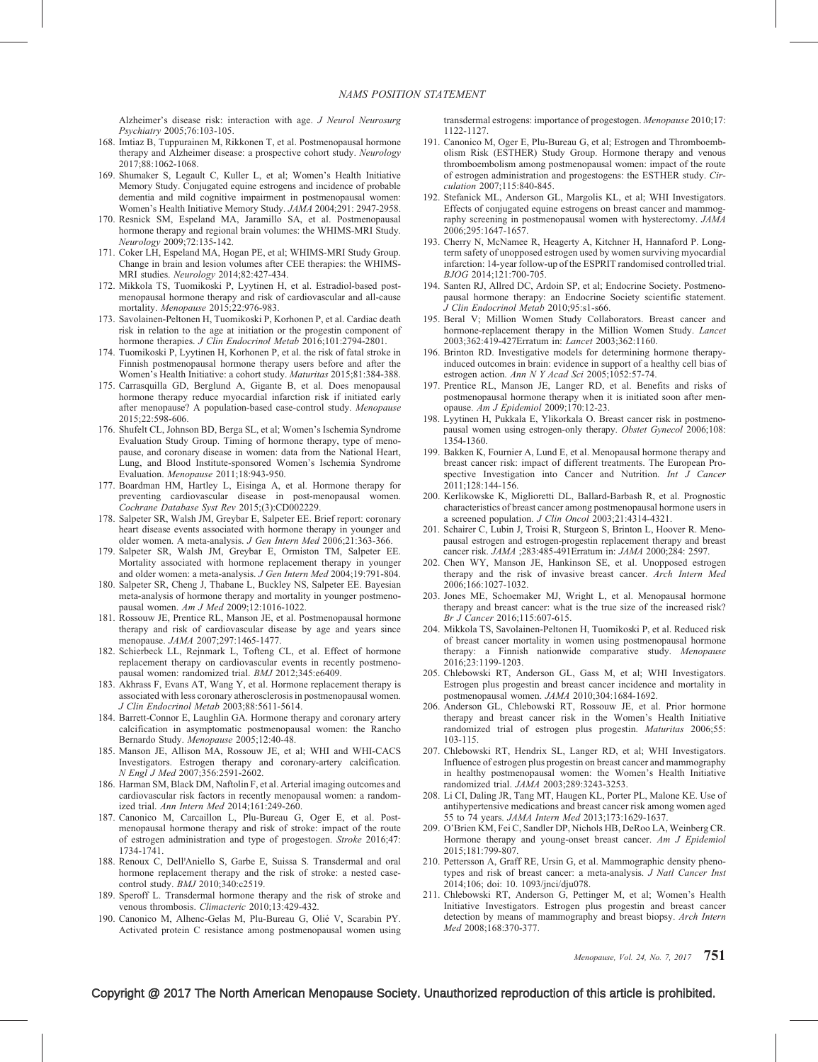Alzheimer's disease risk: interaction with age. *J Neurol Neurosurg Psychiatry* 2005;76:103-105.

168. Imtiaz B, Tuppurainen M, Rikkonen T, et al. Postmenopausal hormone therapy and Alzheimer disease: a prospective cohort study. *Neurology* 2017;88:1062-1068.
169. Shumaker S, Legault C, Kuller L, et al; Women's Health Initiative Memory Study. Conjugated equine estrogens and incidence of probable dementia and mild cognitive impairment in postmenopausal women: Women's Health Initiative Memory Study. *JAMA* 2004;291: 2947-2958.
170. Resnick SM, Espeland MA, Jaramillo SA, et al. Postmenopausal hormone therapy and regional brain volumes: the WHIMS-MRI Study. *Neurology* 2009;72:135-142.
171. Coker LH, Espeland MA, Hogan PE, et al; WHIMS-MRI Study Group. Change in brain and lesion volumes after CEE therapies: the WHIMS-MRI studies. *Neurology* 2014;82:427-434.
172. Mikkola TS, Tuomikoski P, Lyytinen H, et al. Estradiol-based postmenopausal hormone therapy and risk of cardiovascular and all-cause mortality. *Menopause* 2015;22:976-983.
173. Savolainen-Peltonen H, Tuomikoski P, Korhonen P, et al. Cardiac death risk in relation to the age at initiation or the progestin component of hormone therapies. *J Clin Endocrinol Metab* 2016;101:2794-2801.
174. Tuomikoski P, Lyytinen H, Korhonen P, et al. the risk of fatal stroke in Finnish postmenopausal hormone therapy users before and after the Women's Health Initiative: a cohort study. *Maturitas* 2015;81:384-388.
175. Carrasquilla GD, Berglund A, Gigante B, et al. Does menopausal hormone therapy reduce myocardial infarction risk if initiated early after menopause? A population-based case-control study. *Menopause* 2015;22:598-606.
176. Shufelt CL, Johnson BD, Berga SL, et al; Women's Ischemia Syndrome Evaluation Study Group. Timing of hormone therapy, type of menopause, and coronary disease in women: data from the National Heart, Lung, and Blood Institute-sponsored Women's Ischemia Syndrome Evaluation. *Menopause* 2011;18:943-950.
177. Boardman HM, Hartley L, Eisinga A, et al. Hormone therapy for preventing cardiovascular disease in post-menopausal women. *Cochrane Database Syst Rev* 2015;(3):CD002229.
178. Salpeter SR, Walsh JM, Greybar E, Salpeter EE. Brief report: coronary heart disease events associated with hormone therapy in younger and older women. A meta-analysis. *J Gen Intern Med* 2006;21:363-366.
179. Salpeter SR, Walsh JM, Greybar E, Ormiston TM, Salpeter EE. Mortality associated with hormone replacement therapy in younger and older women: a meta-analysis. *J Gen Intern Med* 2004;19:791-804.
180. Salpeter SR, Cheng J, Thabane L, Buckley NS, Salpeter EE. Bayesian meta-analysis of hormone therapy and mortality in younger postmenopausal women. *Am J Med* 2009;12:1016-1022.
181. Rossouw JE, Prentice RL, Manson JE, et al. Postmenopausal hormone therapy and risk of cardiovascular disease by age and years since menopause. *JAMA* 2007;297:1465-1477.
182. Schierbeck LL, Rejnmark L, Tofteng CL, et al. Effect of hormone replacement therapy on cardiovascular events in recently postmenopausal women: randomized trial. *BMJ* 2012;345:e6409.
183. Akhrass F, Evans AT, Wang Y, et al. Hormone replacement therapy is associated with less coronary atherosclerosis in postmenopausal women. *J Clin Endocrinol Metab* 2003;88:5611-5614.
184. Barrett-Connor E, Laughlin GA. Hormone therapy and coronary artery calcification in asymptomatic postmenopausal women: the Rancho Bernardo Study. *Menopause* 2005;12:40-48.
185. Manson JE, Allison MA, Rossouw JE, et al; WHI and WHI-CACS Investigators. Estrogen therapy and coronary-artery calcification. *N Engl J Med* 2007;356:2591-2602.
186. Harman SM, Black DM, Naftolin F, et al. Arterial imaging outcomes and cardiovascular risk factors in recently menopausal women: a randomized trial. *Ann Intern Med* 2014;161:249-260.
187. Canonico M, Carcaillon L, Plu-Bureau G, Oger E, et al. Postmenopausal hormone therapy and risk of stroke: impact of the route of estrogen administration and type of progestogen. *Stroke* 2016;47: 1734-1741.
188. Renoux C, Dell'Aniello S, Garbe E, Suissa S. Transdermal and oral hormone replacement therapy and the risk of stroke: a nested case-control study. *BMJ* 2010;340:c2519.
189. Speroff L. Transdermal hormone therapy and the risk of stroke and venous thrombosis. *Climacteric* 2010;13:429-432.
190. Canonico M, Alhenc-Gelas M, Plu-Bureau G, Olié V, Scarabin PY. Activated protein C resistance among postmenopausal women using transdermal estrogens: importance of progestogen. *Menopause* 2010;17: 1122-1127.
191. Canonico M, Oger E, Plu-Bureau G, et al; Estrogen and Thromboembolism Risk (ESTHER) Study Group. Hormone therapy and venous thromboembolism among postmenopausal women: impact of the route of estrogen administration and progestogens: the ESTHER study. *Circulation* 2007;115:840-845.
192. Stefanick ML, Anderson GL, Margolis KL, et al; WHI Investigators. Effects of conjugated equine estrogens on breast cancer and mammography screening in postmenopausal women with hysterectomy. *JAMA* 2006;295:1647-1657.
193. Cherry N, McNamee R, Heagerty A, Kitchner H, Hannaford P. Long-term safety of unopposed estrogen used by women surviving myocardial infarction: 14-year follow-up of the ESPRIT randomised controlled trial. *BJOG* 2014;121:700-705.
194. Santen RJ, Allred DC, Ardoin SP, et al; Endocrine Society. Postmenopausal hormone therapy: an Endocrine Society scientific statement. *J Clin Endocrinol Metab* 2010;95:s1-s66.
195. Beral V; Million Women Study Collaborators. Breast cancer and hormone-replacement therapy in the Million Women Study. *Lancet* 2003;362:419-427Erratum in: *Lancet* 2003;362:1160.
196. Brinton RD. Investigative models for determining hormone therapy-induced outcomes in brain: evidence in support of a healthy cell bias of estrogen action. *Ann N Y Acad Sci* 2005;1052:57-74.
197. Prentice RL, Manson JE, Langer RD, et al. Benefits and risks of postmenopausal hormone therapy when it is initiated soon after menopause. *Am J Epidemiol* 2009;170:12-23.
198. Lyytinen H, Pukkala E, Ylikorkala O. Breast cancer risk in postmenopausal women using estrogen-only therapy. *Obstet Gynecol* 2006;108: 1354-1360.
199. Bakken K, Fournier A, Lund E, et al. Menopausal hormone therapy and breast cancer risk: impact of different treatments. The European Prospective Investigation into Cancer and Nutrition. *Int J Cancer* 2011;128:144-156.
200. Kerlikowske K, Miglioretti DL, Ballard-Barbash R, et al. Prognostic characteristics of breast cancer among postmenopausal hormone users in a screened population. *J Clin Oncol* 2003;21:4314-4321.
201. Schairer C, Lubin J, Troisi R, Sturgeon S, Brinton L, Hoover R. Menopausal estrogen and estrogen-progestin replacement therapy and breast cancer risk. *JAMA* ;283:485-491Erratum in: *JAMA* 2000;284: 2597.
202. Chen WY, Manson JE, Hankinson SE, et al. Unopposed estrogen therapy and the risk of invasive breast cancer. *Arch Intern Med* 2006;166:1027-1032.
203. Jones ME, Schoemaker MJ, Wright L, et al. Menopausal hormone therapy and breast cancer: what is the true size of the increased risk? *Br J Cancer* 2016;115:607-615.
204. Mikkola TS, Savolainen-Peltonen H, Tuomikoski P, et al. Reduced risk of breast cancer mortality in women using postmenopausal hormone therapy: a Finnish nationwide comparative study. *Menopause* 2016;23:1199-1203.
205. Chlebowski RT, Anderson GL, Gass M, et al; WHI Investigators. Estrogen plus progestin and breast cancer incidence and mortality in postmenopausal women. *JAMA* 2010;304:1684-1692.
206. Anderson GL, Chlebowski RT, Rossouw JE, et al. Prior hormone therapy and breast cancer risk in the Women's Health Initiative randomized trial of estrogen plus progestin. *Maturitas* 2006;55: 103-115.
207. Chlebowski RT, Hendrix SL, Langer RD, et al; WHI Investigators. Influence of estrogen plus progestin on breast cancer and mammography in healthy postmenopausal women: the Women's Health Initiative randomized trial. *JAMA* 2003;289:3243-3253.
208. Li CI, Daling JR, Tang MT, Haugen KL, Porter PL, Malone KE. Use of antihypertensive medications and breast cancer risk among women aged 55 to 74 years. *JAMA Intern Med* 2013;173:1629-1637.
209. O'Brien KM, Fei C, Sandler DP, Nichols HB, DeRoo LA, Weinberg CR. Hormone therapy and young-onset breast cancer. *Am J Epidemiol* 2015;181:799-807.
210. Pettersson A, Graff RE, Ursin G, et al. Mammographic density phenotypes and risk of breast cancer: a meta-analysis. *J Natl Cancer Inst* 2014;106; doi: 10. 1093/jnci/dju078.
211. Chlebowski RT, Anderson G, Pettinger M, et al; Women's Health Initiative Investigators. Estrogen plus progestin and breast cancer detection by means of mammography and breast biopsy. *Arch Intern Med* 2008;168:370-377.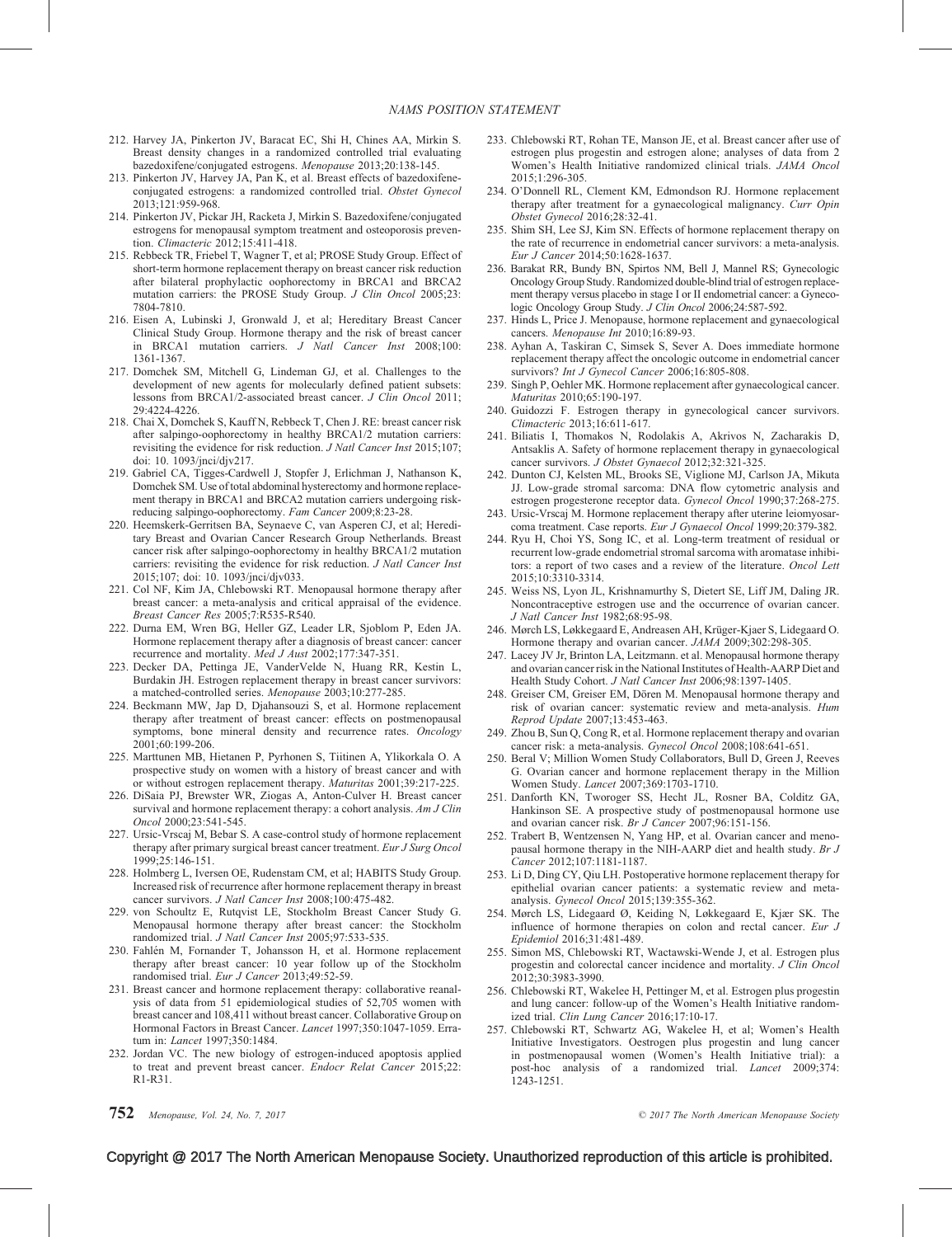212. Harvey JA, Pinkerton JV, Baracat EC, Shi H, Chines AA, Mirkin S. Breast density changes in a randomized controlled trial evaluating bazedoxifene/conjugated estrogens. *Menopause* 2013;20:138-145.
213. Pinkerton JV, Harvey JA, Pan K, et al. Breast effects of bazedoxifene-conjugated estrogens: a randomized controlled trial. *Obstet Gynecol* 2013;121:959-968.
214. Pinkerton JV, Pickar JH, Racketa J, Mirkin S. Bazedoxifene/conjugated estrogens for menopausal symptom treatment and osteoporosis prevention. *Climacteric* 2012;15:411-418.
215. Rebbeck TR, Friebel T, Wagner T, et al; PROSE Study Group. Effect of short-term hormone replacement therapy on breast cancer risk reduction after bilateral prophylactic oophorectomy in BRCA1 and BRCA2 mutation carriers: the PROSE Study Group. *J Clin Oncol* 2005;23: 7804-7810.
216. Eisen A, Lubinski J, Gronwald J, et al; Hereditary Breast Cancer Clinical Study Group. Hormone therapy and the risk of breast cancer in BRCA1 mutation carriers. *J Natl Cancer Inst* 2008;100: 1361-1367.
217. Domchek SM, Mitchell G, Lindeman GJ, et al. Challenges to the development of new agents for molecularly defined patient subsets: lessons from BRCA1/2-associated breast cancer. *J Clin Oncol* 2011; 29:4224-4226.
218. Chai X, Domchek S, Kauff N, Rebbeck T, Chen J. RE: breast cancer risk after salpingo-oophorectomy in healthy BRCA1/2 mutation carriers: revisiting the evidence for risk reduction. *J Natl Cancer Inst* 2015;107; doi: 10. 1093/jnci/djv217.
219. Gabriel CA, Tigges-Cardwell J, Stopfer J, Erlichman J, Nathanson K, Domchek SM. Use of total abdominal hysterectomy and hormone replacement therapy in BRCA1 and BRCA2 mutation carriers undergoing risk-reducing salpingo-oophorectomy. *Fam Cancer* 2009;8:23-28.
220. Heemskerk-Gerritsen BA, Seynaeve C, van Asperen CJ, et al; Hereditary Breast and Ovarian Cancer Research Group Netherlands. Breast cancer risk after salpingo-oophorectomy in healthy BRCA1/2 mutation carriers: revisiting the evidence for risk reduction. *J Natl Cancer Inst* 2015;107; doi: 10. 1093/jnci/djv033.
221. Col NF, Kim JA, Chlebowski RT. Menopausal hormone therapy after breast cancer: a meta-analysis and critical appraisal of the evidence. *Breast Cancer Res* 2005;7:R535-R540.
222. Durna EM, Wren BG, Heller GZ, Leader LR, Sjoblom P, Eden JA. Hormone replacement therapy after a diagnosis of breast cancer: cancer recurrence and mortality. *Med J Aust* 2002;177:347-351.
223. Decker DA, Pettinga JE, VanderVelde N, Huang RR, Kestin L, Burdakin JH. Estrogen replacement therapy in breast cancer survivors: a matched-controlled series. *Menopause* 2003;10:277-285.
224. Beckmann MW, Jap D, Djahansouzi S, et al. Hormone replacement therapy after treatment of breast cancer: effects on postmenopausal symptoms, bone mineral density and recurrence rates. *Oncology* 2001;60:199-206.
225. Marttunen MB, Hietanen P, Pyrhonen S, Tiitinen A, Ylikorkala O. A prospective study on women with a history of breast cancer and with or without estrogen replacement therapy. *Maturitas* 2001;39:217-225.
226. DiSaia PJ, Brewster WR, Ziogas A, Anton-Culver H. Breast cancer survival and hormone replacement therapy: a cohort analysis. *Am J Clin Oncol* 2000;23:541-545.
227. Ursic-Vrscaj M, Bebar S. A case-control study of hormone replacement therapy after primary surgical breast cancer treatment. *Eur J Surg Oncol* 1999;25:146-151.
228. Holmberg L, Iversen OE, Rudenstam CM, et al; HABITS Study Group. Increased risk of recurrence after hormone replacement therapy in breast cancer survivors. *J Natl Cancer Inst* 2008;100:475-482.
229. von Schoultz E, Rutqvist LE, Stockholm Breast Cancer Study G. Menopausal hormone therapy after breast cancer: the Stockholm randomized trial. *J Natl Cancer Inst* 2005;97:533-535.
230. Fahlén M, Fornander T, Johansson H, et al. Hormone replacement therapy after breast cancer: 10 year follow up of the Stockholm randomised trial. *Eur J Cancer* 2013;49:52-59.
231. Breast cancer and hormone replacement therapy: collaborative reanalysis of data from 51 epidemiological studies of 52,705 women with breast cancer and 108,411 without breast cancer. Collaborative Group on Hormonal Factors in Breast Cancer. *Lancet* 1997;350:1047-1059. Erratum in: *Lancet* 1997;350:1484.
232. Jordan VC. The new biology of estrogen-induced apoptosis applied to treat and prevent breast cancer. *Endocr Relat Cancer* 2015;22: R1-R31.
233. Chlebowski RT, Rohan TE, Manson JE, et al. Breast cancer after use of estrogen plus progestin and estrogen alone; analyses of data from 2 Women's Health Initiative randomized clinical trials. *JAMA Oncol* 2015;1:296-305.
234. O'Donnell RL, Clement KM, Edmondson RJ. Hormone replacement therapy after treatment for a gynaecological malignancy. *Curr Opin Obstet Gynecol* 2016;28:32-41.
235. Shim SH, Lee SJ, Kim SN. Effects of hormone replacement therapy on the rate of recurrence in endometrial cancer survivors: a meta-analysis. *Eur J Cancer* 2014;50:1628-1637.
236. Barakat RR, Bundy BN, Spirtos NM, Bell J, Mannel RS; Gynecologic Oncology Group Study. Randomized double-blind trial of estrogen replacement therapy versus placebo in stage I or II endometrial cancer: a Gynecologic Oncology Group Study. *J Clin Oncol* 2006;24:587-592.
237. Hinds L, Price J. Menopause, hormone replacement and gynaecological cancers. *Menopause Int* 2010;16:89-93.
238. Ayhan A, Taskiran C, Simsek S, Sever A. Does immediate hormone replacement therapy affect the oncologic outcome in endometrial cancer survivors? *Int J Gynecol Cancer* 2006;16:805-808.
239. Singh P, Oehler MK. Hormone replacement after gynaecological cancer. *Maturitas* 2010;65:190-197.
240. Guidozzi F. Estrogen therapy in gynecological cancer survivors. *Climacteric* 2013;16:611-617.
241. Biliatis I, Thomakos N, Rodolakis A, Akrivos N, Zacharakis D, Antsaklis A. Safety of hormone replacement therapy in gynaecological cancer survivors. *J Obstet Gynaecol* 2012;32:321-325.
242. Dunton CJ, Kelsten ML, Brooks SE, Viglione MJ, Carlson JA, Mikuta JJ. Low-grade stromal sarcoma: DNA flow cytometric analysis and estrogen progesterone receptor data. *Gynecol Oncol* 1990;37:268-275.
243. Ursic-Vrscaj M. Hormone replacement therapy after uterine leiomyosarcoma treatment. Case reports. *Eur J Gynaecol Oncol* 1999;20:379-382.
244. Ryu H, Choi YS, Song IC, et al. Long-term treatment of residual or recurrent low-grade endometrial stromal sarcoma with aromatase inhibitors: a report of two cases and a review of the literature. *Oncol Lett* 2015;10:3310-3314.
245. Weiss NS, Lyon JL, Krishnamurthy S, Dietert SE, Liff JM, Daling JR. Noncontraceptive estrogen use and the occurrence of ovarian cancer. *J Natl Cancer Inst* 1982;68:95-98.
246. Mørch LS, Løkkegaard E, Andreasen AH, Krüger-Kjaer S, Lidegaard O. Hormone therapy and ovarian cancer. *JAMA* 2009;302:298-305.
247. Lacey JV Jr, Brinton LA, Leitzmann. et al. Menopausal hormone therapy and ovarian cancer risk in the National Institutes of Health-AARP Diet and Health Study Cohort. *J Natl Cancer Inst* 2006;98:1397-1405.
248. Greiser CM, Greiser EM, Dören M. Menopausal hormone therapy and risk of ovarian cancer: systematic review and meta-analysis. *Hum Reprod Update* 2007;13:453-463.
249. Zhou B, Sun Q, Cong R, et al. Hormone replacement therapy and ovarian cancer risk: a meta-analysis. *Gynecol Oncol* 2008;108:641-651.
250. Beral V; Million Women Study Collaborators, Bull D, Green J, Reeves G. Ovarian cancer and hormone replacement therapy in the Million Women Study. *Lancet* 2007;369:1703-1710.
251. Danforth KN, Tworoger SS, Hecht JL, Rosner BA, Colditz GA, Hankinson SE. A prospective study of postmenopausal hormone use and ovarian cancer risk. *Br J Cancer* 2007;96:151-156.
252. Trabert B, Wentzensen N, Yang HP, et al. Ovarian cancer and menopausal hormone therapy in the NIH-AARP diet and health study. *Br J Cancer* 2012;107:1181-1187.
253. Li D, Ding CY, Qiu LH. Postoperative hormone replacement therapy for epithelial ovarian cancer patients: a systematic review and meta-analysis. *Gynecol Oncol* 2015;139:355-362.
254. Mørch LS, Lidegaard Ø, Keiding N, Løkkegaard E, Kjær SK. The influence of hormone therapies on colon and rectal cancer. *Eur J Epidemiol* 2016;31:481-489.
255. Simon MS, Chlebowski RT, Wactawski-Wende J, et al. Estrogen plus progestin and colorectal cancer incidence and mortality. *J Clin Oncol* 2012;30:3983-3990.
256. Chlebowski RT, Wakelee H, Pettinger M, et al. Estrogen plus progestin and lung cancer: follow-up of the Women's Health Initiative randomized trial. *Clin Lung Cancer* 2016;17:10-17.
257. Chlebowski RT, Schwartz AG, Wakelee H, et al; Women's Health Initiative Investigators. Oestrogen plus progestin and lung cancer in postmenopausal women (Women's Health Initiative trial): a post-hoc analysis of a randomized trial. *Lancet* 2009;374: 1243-1251.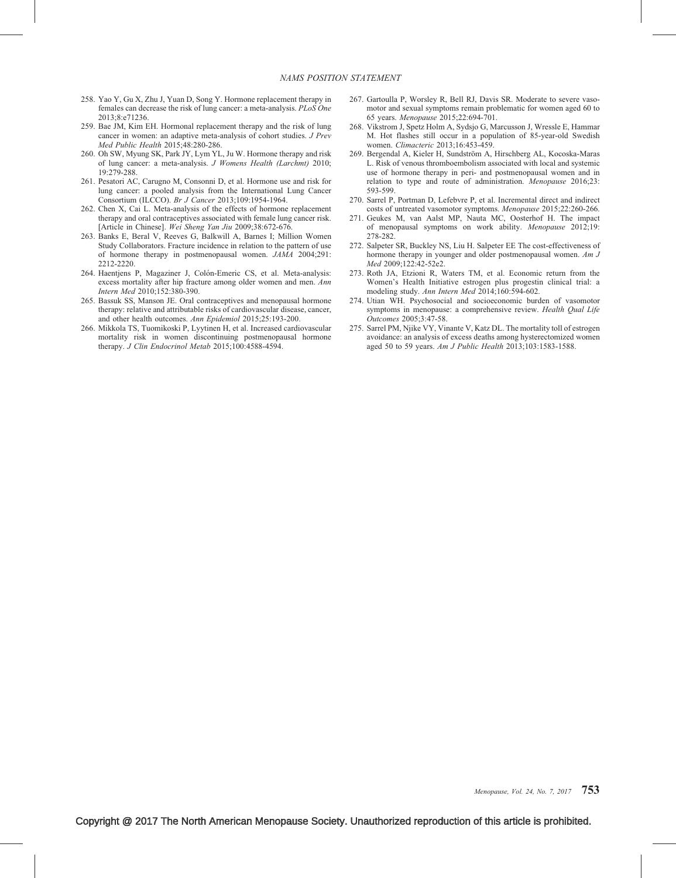258. Yao Y, Gu X, Zhu J, Yuan D, Song Y. Hormone replacement therapy in females can decrease the risk of lung cancer: a meta-analysis. *PLoS One* 2013;8:e71236.
259. Bae JM, Kim EH. Hormonal replacement therapy and the risk of lung cancer in women: an adaptive meta-analysis of cohort studies. *J Prev Med Public Health* 2015;48:280-286.
260. Oh SW, Myung SK, Park JY, Lym YL, Ju W. Hormone therapy and risk of lung cancer: a meta-analysis. *J Womens Health (Larchmt)* 2010; 19:279-288.
261. Pesatori AC, Carugno M, Consonni D, et al. Hormone use and risk for lung cancer: a pooled analysis from the International Lung Cancer Consortium (ILCCO). *Br J Cancer* 2013;109:1954-1964.
262. Chen X, Cai L. Meta-analysis of the effects of hormone replacement therapy and oral contraceptives associated with female lung cancer risk. [Article in Chinese]. *Wei Sheng Yan Jiu* 2009;38:672-676.
263. Banks E, Beral V, Reeves G, Balkwill A, Barnes I; Million Women Study Collaborators. Fracture incidence in relation to the pattern of use of hormone therapy in postmenopausal women. *JAMA* 2004;291: 2212-2220.
264. Haentjens P, Magaziner J, Colón-Emeric CS, et al. Meta-analysis: excess mortality after hip fracture among older women and men. *Ann Intern Med* 2010;152:380-390.
265. Bassuk SS, Manson JE. Oral contraceptives and menopausal hormone therapy: relative and attributable risks of cardiovascular disease, cancer, and other health outcomes. *Ann Epidemiol* 2015;25:193-200.
266. Mikkola TS, Tuomikoski P, Lyytinen H, et al. Increased cardiovascular mortality risk in women discontinuing postmenopausal hormone therapy. *J Clin Endocrinol Metab* 2015;100:4588-4594.
267. Gartoulla P, Worsley R, Bell RJ, Davis SR. Moderate to severe vasomotor and sexual symptoms remain problematic for women aged 60 to 65 years. *Menopause* 2015;22:694-701.
268. Vikstrom J, Spetz Holm A, Sydsjo G, Marcusson J, Wressle E, Hammar M. Hot flashes still occur in a population of 85-year-old Swedish women. *Climacteric* 2013;16:453-459.
269. Bergendal A, Kieler H, Sundström A, Hirschberg AL, Kocoska-Maras L. Risk of venous thromboembolism associated with local and systemic use of hormone therapy in peri- and postmenopausal women and in relation to type and route of administration. *Menopause* 2016;23: 593-599.
270. Sarrel P, Portman D, Lefebvre P, et al. Incremental direct and indirect costs of untreated vasomotor symptoms. *Menopause* 2015;22:260-266.
271. Geukes M, van Aalst MP, Nauta MC, Oosterhof H. The impact of menopausal symptoms on work ability. *Menopause* 2012;19: 278-282.
272. Salpeter SR, Buckley NS, Liu H. Salpeter EE The cost-effectiveness of hormone therapy in younger and older postmenopausal women. *Am J Med* 2009;122:42-52e2.
273. Roth JA, Etzioni R, Waters TM, et al. Economic return from the Women's Health Initiative estrogen plus progestin clinical trial: a modeling study. *Ann Intern Med* 2014;160:594-602.
274. Utian WH. Psychosocial and socioeconomic burden of vasomotor symptoms in menopause: a comprehensive review. *Health Qual Life Outcomes* 2005;3:47-58.
275. Sarrel PM, Njike VY, Vinante V, Katz DL. The mortality toll of estrogen avoidance: an analysis of excess deaths among hysterectomized women aged 50 to 59 years. *Am J Public Health* 2013;103:1583-1588.

Copyright @ 2017 The North American Menopause Society. Unauthorized reproduction of this article is prohibited.